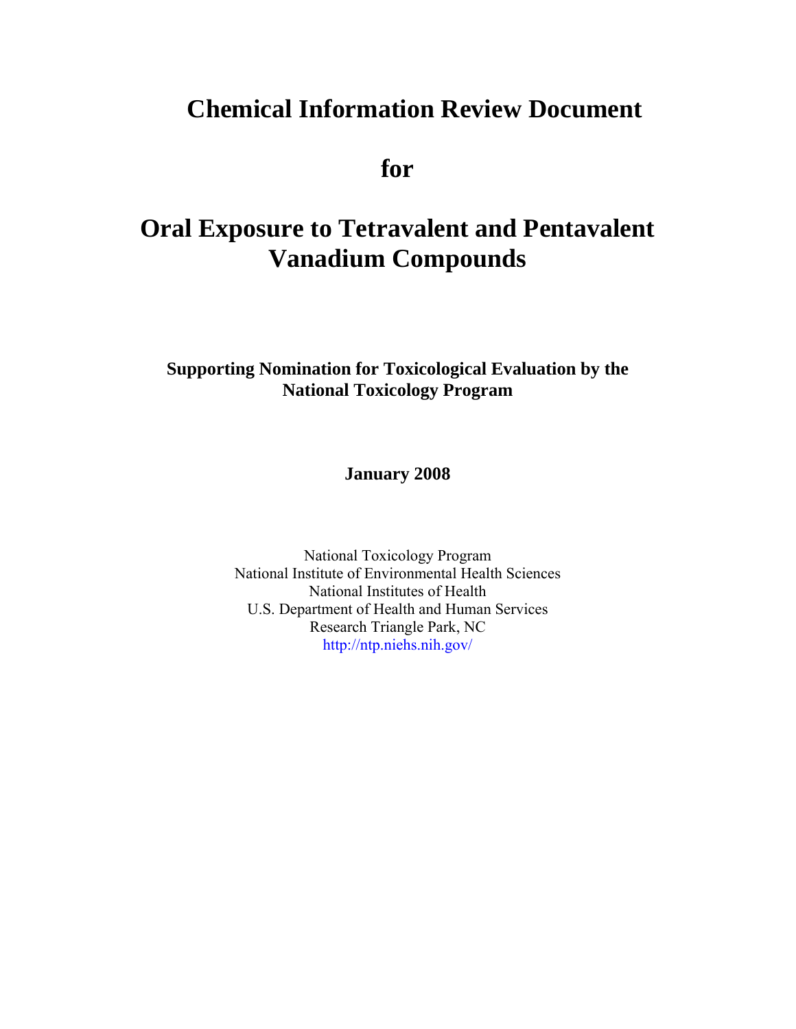# Chemical Information Review Document

# for

# Oral Exposure to Tetravalent and Pentavalent Vanadium Compounds

**Supporting Nomination for Toxicological Evaluation by the National Toxicology Program**

**January 2008**

National Toxicology Program
National Institute of Environmental Health Sciences
National Institutes of Health
U.S. Department of Health and Human Services
Research Triangle Park, NC
http://ntp.niehs.nih.gov/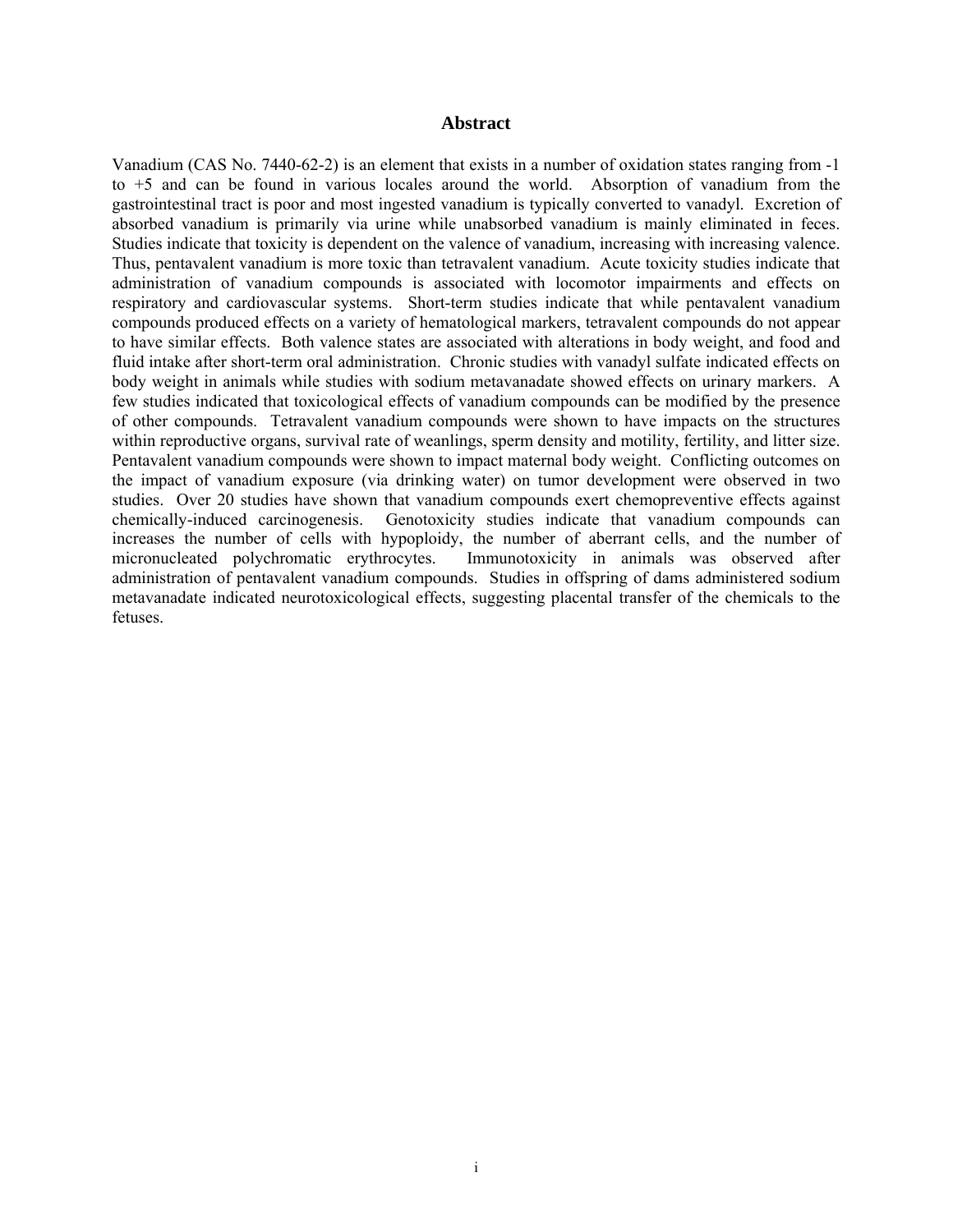# Abstract

Vanadium (CAS No. 7440-62-2) is an element that exists in a number of oxidation states ranging from -1 to +5 and can be found in various locales around the world. Absorption of vanadium from the gastrointestinal tract is poor and most ingested vanadium is typically converted to vanadyl. Excretion of absorbed vanadium is primarily via urine while unabsorbed vanadium is mainly eliminated in feces. Studies indicate that toxicity is dependent on the valence of vanadium, increasing with increasing valence. Thus, pentavalent vanadium is more toxic than tetravalent vanadium. Acute toxicity studies indicate that administration of vanadium compounds is associated with locomotor impairments and effects on respiratory and cardiovascular systems. Short-term studies indicate that while pentavalent vanadium compounds produced effects on a variety of hematological markers, tetravalent compounds do not appear to have similar effects. Both valence states are associated with alterations in body weight, and food and fluid intake after short-term oral administration. Chronic studies with vanadyl sulfate indicated effects on body weight in animals while studies with sodium metavanadate showed effects on urinary markers. A few studies indicated that toxicological effects of vanadium compounds can be modified by the presence of other compounds. Tetravalent vanadium compounds were shown to have impacts on the structures within reproductive organs, survival rate of weanlings, sperm density and motility, fertility, and litter size. Pentavalent vanadium compounds were shown to impact maternal body weight. Conflicting outcomes on the impact of vanadium exposure (via drinking water) on tumor development were observed in two studies. Over 20 studies have shown that vanadium compounds exert chemopreventive effects against chemically-induced carcinogenesis. Genotoxicity studies indicate that vanadium compounds can increases the number of cells with hypoploidy, the number of aberrant cells, and the number of micronucleated polychromatic erythrocytes. Immunotoxicity in animals was observed after administration of pentavalent vanadium compounds. Studies in offspring of dams administered sodium metavanadate indicated neurotoxicological effects, suggesting placental transfer of the chemicals to the fetuses.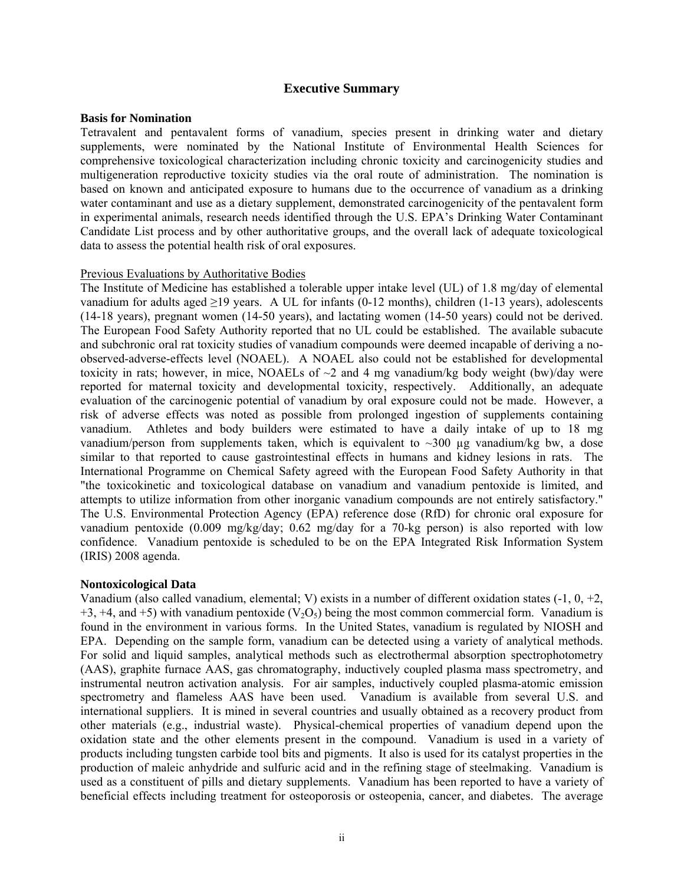## Executive Summary

### Basis for Nomination

Tetravalent and pentavalent forms of vanadium, species present in drinking water and dietary supplements, were nominated by the National Institute of Environmental Health Sciences for comprehensive toxicological characterization including chronic toxicity and carcinogenicity studies and multigeneration reproductive toxicity studies via the oral route of administration. The nomination is based on known and anticipated exposure to humans due to the occurrence of vanadium as a drinking water contaminant and use as a dietary supplement, demonstrated carcinogenicity of the pentavalent form in experimental animals, research needs identified through the U.S. EPA's Drinking Water Contaminant Candidate List process and by other authoritative groups, and the overall lack of adequate toxicological data to assess the potential health risk of oral exposures.

Previous Evaluations by Authoritative Bodies

The Institute of Medicine has established a tolerable upper intake level (UL) of 1.8 mg/day of elemental vanadium for adults aged ≥19 years. A UL for infants (0-12 months), children (1-13 years), adolescents (14-18 years), pregnant women (14-50 years), and lactating women (14-50 years) could not be derived. The European Food Safety Authority reported that no UL could be established. The available subacute and subchronic oral rat toxicity studies of vanadium compounds were deemed incapable of deriving a no-observed-adverse-effects level (NOAEL). A NOAEL also could not be established for developmental toxicity in rats; however, in mice, NOAELs of ~2 and 4 mg vanadium/kg body weight (bw)/day were reported for maternal toxicity and developmental toxicity, respectively. Additionally, an adequate evaluation of the carcinogenic potential of vanadium by oral exposure could not be made. However, a risk of adverse effects was noted as possible from prolonged ingestion of supplements containing vanadium. Athletes and body builders were estimated to have a daily intake of up to 18 mg vanadium/person from supplements taken, which is equivalent to ~300 µg vanadium/kg bw, a dose similar to that reported to cause gastrointestinal effects in humans and kidney lesions in rats. The International Programme on Chemical Safety agreed with the European Food Safety Authority in that "the toxicokinetic and toxicological database on vanadium and vanadium pentoxide is limited, and attempts to utilize information from other inorganic vanadium compounds are not entirely satisfactory." The U.S. Environmental Protection Agency (EPA) reference dose (RfD) for chronic oral exposure for vanadium pentoxide (0.009 mg/kg/day; 0.62 mg/day for a 70-kg person) is also reported with low confidence. Vanadium pentoxide is scheduled to be on the EPA Integrated Risk Information System (IRIS) 2008 agenda.

### Nontoxicological Data

Vanadium (also called vanadium, elemental; V) exists in a number of different oxidation states (-1, 0, +2, +3, +4, and +5) with vanadium pentoxide ($V_2O_5$) being the most common commercial form. Vanadium is found in the environment in various forms. In the United States, vanadium is regulated by NIOSH and EPA. Depending on the sample form, vanadium can be detected using a variety of analytical methods. For solid and liquid samples, analytical methods such as electrothermal absorption spectrophotometry (AAS), graphite furnace AAS, gas chromatography, inductively coupled plasma mass spectrometry, and instrumental neutron activation analysis. For air samples, inductively coupled plasma-atomic emission spectrometry and flameless AAS have been used. Vanadium is available from several U.S. and international suppliers. It is mined in several countries and usually obtained as a recovery product from other materials (e.g., industrial waste). Physical-chemical properties of vanadium depend upon the oxidation state and the other elements present in the compound. Vanadium is used in a variety of products including tungsten carbide tool bits and pigments. It also is used for its catalyst properties in the production of maleic anhydride and sulfuric acid and in the refining stage of steelmaking. Vanadium is used as a constituent of pills and dietary supplements. Vanadium has been reported to have a variety of beneficial effects including treatment for osteoporosis or osteopenia, cancer, and diabetes. The average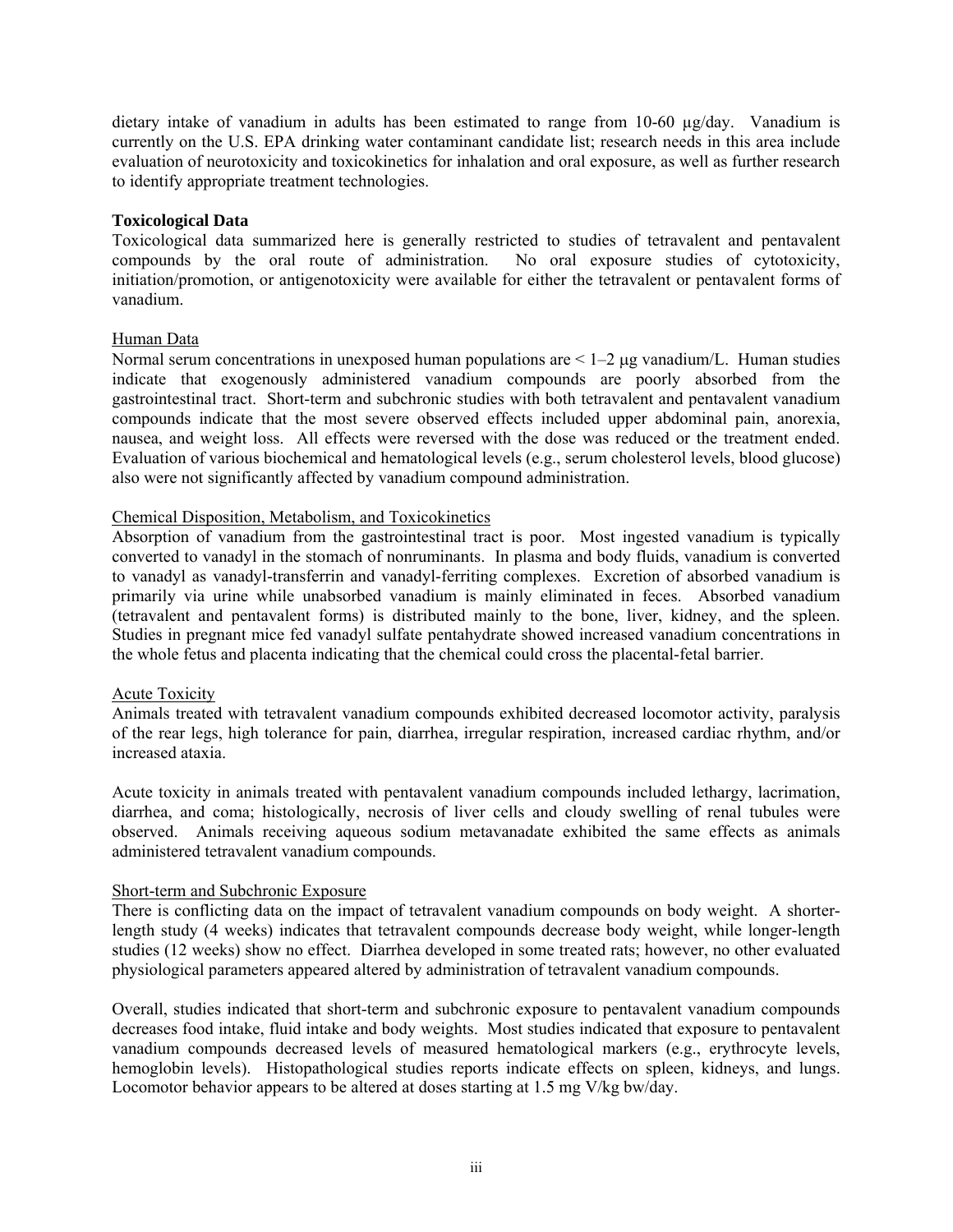dietary intake of vanadium in adults has been estimated to range from 10-60 μg/day. Vanadium is currently on the U.S. EPA drinking water contaminant candidate list; research needs in this area include evaluation of neurotoxicity and toxicokinetics for inhalation and oral exposure, as well as further research to identify appropriate treatment technologies.

**Toxicological Data**

Toxicological data summarized here is generally restricted to studies of tetravalent and pentavalent compounds by the oral route of administration. No oral exposure studies of cytotoxicity, initiation/promotion, or antigenotoxicity were available for either the tetravalent or pentavalent forms of vanadium.

Human Data

Normal serum concentrations in unexposed human populations are < 1–2 μg vanadium/L. Human studies indicate that exogenously administered vanadium compounds are poorly absorbed from the gastrointestinal tract. Short-term and subchronic studies with both tetravalent and pentavalent vanadium compounds indicate that the most severe observed effects included upper abdominal pain, anorexia, nausea, and weight loss. All effects were reversed with the dose was reduced or the treatment ended. Evaluation of various biochemical and hematological levels (e.g., serum cholesterol levels, blood glucose) also were not significantly affected by vanadium compound administration.

Chemical Disposition, Metabolism, and Toxicokinetics

Absorption of vanadium from the gastrointestinal tract is poor. Most ingested vanadium is typically converted to vanadyl in the stomach of nonruminants. In plasma and body fluids, vanadium is converted to vanadyl as vanadyl-transferrin and vanadyl-ferriting complexes. Excretion of absorbed vanadium is primarily via urine while unabsorbed vanadium is mainly eliminated in feces. Absorbed vanadium (tetravalent and pentavalent forms) is distributed mainly to the bone, liver, kidney, and the spleen. Studies in pregnant mice fed vanadyl sulfate pentahydrate showed increased vanadium concentrations in the whole fetus and placenta indicating that the chemical could cross the placental-fetal barrier.

Acute Toxicity

Animals treated with tetravalent vanadium compounds exhibited decreased locomotor activity, paralysis of the rear legs, high tolerance for pain, diarrhea, irregular respiration, increased cardiac rhythm, and/or increased ataxia.

Acute toxicity in animals treated with pentavalent vanadium compounds included lethargy, lacrimation, diarrhea, and coma; histologically, necrosis of liver cells and cloudy swelling of renal tubules were observed. Animals receiving aqueous sodium metavanadate exhibited the same effects as animals administered tetravalent vanadium compounds.

Short-term and Subchronic Exposure

There is conflicting data on the impact of tetravalent vanadium compounds on body weight. A shorter-length study (4 weeks) indicates that tetravalent compounds decrease body weight, while longer-length studies (12 weeks) show no effect. Diarrhea developed in some treated rats; however, no other evaluated physiological parameters appeared altered by administration of tetravalent vanadium compounds.

Overall, studies indicated that short-term and subchronic exposure to pentavalent vanadium compounds decreases food intake, fluid intake and body weights. Most studies indicated that exposure to pentavalent vanadium compounds decreased levels of measured hematological markers (e.g., erythrocyte levels, hemoglobin levels). Histopathological studies reports indicate effects on spleen, kidneys, and lungs. Locomotor behavior appears to be altered at doses starting at 1.5 mg V/kg bw/day.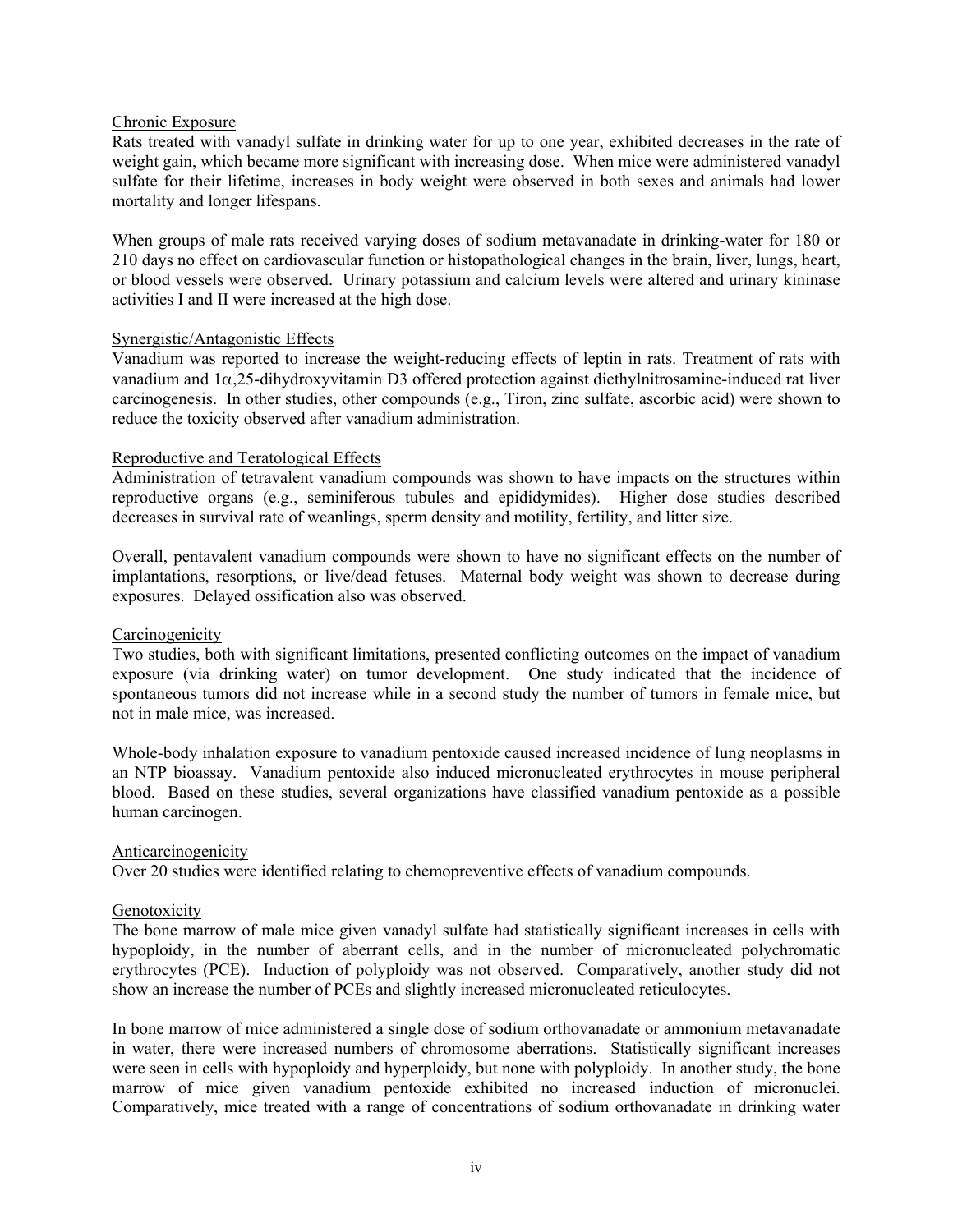Chronic Exposure

Rats treated with vanadyl sulfate in drinking water for up to one year, exhibited decreases in the rate of weight gain, which became more significant with increasing dose. When mice were administered vanadyl sulfate for their lifetime, increases in body weight were observed in both sexes and animals had lower mortality and longer lifespans.

When groups of male rats received varying doses of sodium metavanadate in drinking-water for 180 or 210 days no effect on cardiovascular function or histopathological changes in the brain, liver, lungs, heart, or blood vessels were observed. Urinary potassium and calcium levels were altered and urinary kininase activities I and II were increased at the high dose.

Synergistic/Antagonistic Effects

Vanadium was reported to increase the weight-reducing effects of leptin in rats. Treatment of rats with vanadium and 1α,25-dihydroxyvitamin D3 offered protection against diethylnitrosamine-induced rat liver carcinogenesis. In other studies, other compounds (e.g., Tiron, zinc sulfate, ascorbic acid) were shown to reduce the toxicity observed after vanadium administration.

Reproductive and Teratological Effects

Administration of tetravalent vanadium compounds was shown to have impacts on the structures within reproductive organs (e.g., seminiferous tubules and epididymides). Higher dose studies described decreases in survival rate of weanlings, sperm density and motility, fertility, and litter size.

Overall, pentavalent vanadium compounds were shown to have no significant effects on the number of implantations, resorptions, or live/dead fetuses. Maternal body weight was shown to decrease during exposures. Delayed ossification also was observed.

Carcinogenicity

Two studies, both with significant limitations, presented conflicting outcomes on the impact of vanadium exposure (via drinking water) on tumor development. One study indicated that the incidence of spontaneous tumors did not increase while in a second study the number of tumors in female mice, but not in male mice, was increased.

Whole-body inhalation exposure to vanadium pentoxide caused increased incidence of lung neoplasms in an NTP bioassay. Vanadium pentoxide also induced micronucleated erythrocytes in mouse peripheral blood. Based on these studies, several organizations have classified vanadium pentoxide as a possible human carcinogen.

Anticarcinogenicity

Over 20 studies were identified relating to chemopreventive effects of vanadium compounds.

Genotoxicity

The bone marrow of male mice given vanadyl sulfate had statistically significant increases in cells with hypoploidy, in the number of aberrant cells, and in the number of micronucleated polychromatic erythrocytes (PCE). Induction of polyploidy was not observed. Comparatively, another study did not show an increase the number of PCEs and slightly increased micronucleated reticulocytes.

In bone marrow of mice administered a single dose of sodium orthovanadate or ammonium metavanadate in water, there were increased numbers of chromosome aberrations. Statistically significant increases were seen in cells with hypoploidy and hyperploidy, but none with polyploidy. In another study, the bone marrow of mice given vanadium pentoxide exhibited no increased induction of micronuclei. Comparatively, mice treated with a range of concentrations of sodium orthovanadate in drinking water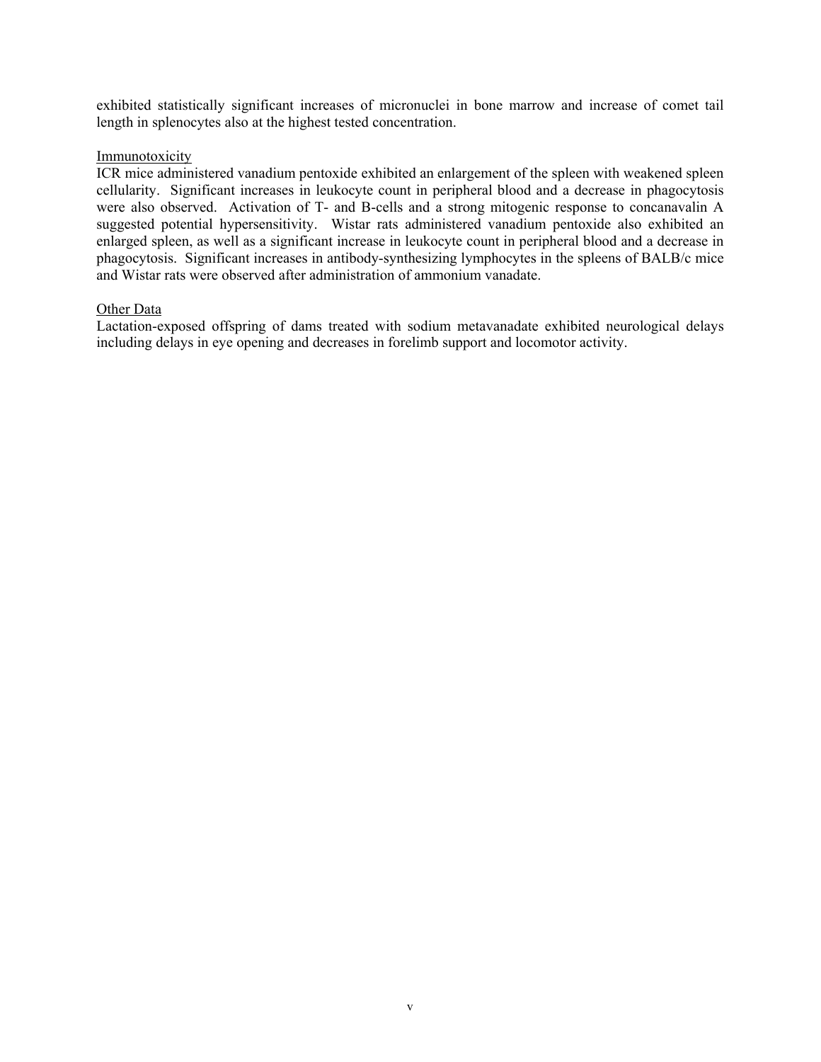exhibited statistically significant increases of micronuclei in bone marrow and increase of comet tail length in splenocytes also at the highest tested concentration.

### Immunotoxicity

ICR mice administered vanadium pentoxide exhibited an enlargement of the spleen with weakened spleen cellularity. Significant increases in leukocyte count in peripheral blood and a decrease in phagocytosis were also observed. Activation of T- and B-cells and a strong mitogenic response to concanavalin A suggested potential hypersensitivity. Wistar rats administered vanadium pentoxide also exhibited an enlarged spleen, as well as a significant increase in leukocyte count in peripheral blood and a decrease in phagocytosis. Significant increases in antibody-synthesizing lymphocytes in the spleens of BALB/c mice and Wistar rats were observed after administration of ammonium vanadate.

### Other Data

Lactation-exposed offspring of dams treated with sodium metavanadate exhibited neurological delays including delays in eye opening and decreases in forelimb support and locomotor activity.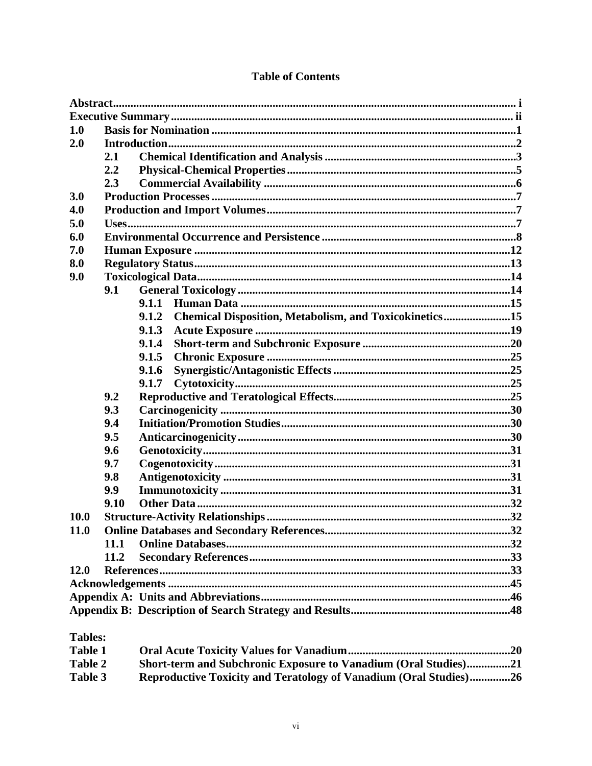# Table of Contents

| | | |
|---|---|---|
| **Abstract** | | **i** |
| **Executive Summary** | | **ii** |
| **1.0** | **Basis for Nomination** | **1** |
| **2.0** | **Introduction** | **2** |
| | **2.1 Chemical Identification and Analysis** | **3** |
| | **2.2 Physical-Chemical Properties** | **5** |
| | **2.3 Commercial Availability** | **6** |
| **3.0** | **Production Processes** | **7** |
| **4.0** | **Production and Import Volumes** | **7** |
| **5.0** | **Uses** | **7** |
| **6.0** | **Environmental Occurrence and Persistence** | **8** |
| **7.0** | **Human Exposure** | **12** |
| **8.0** | **Regulatory Status** | **13** |
| **9.0** | **Toxicological Data** | **14** |
| | **9.1 General Toxicology** | **14** |
| | **9.1.1 Human Data** | **15** |
| | **9.1.2 Chemical Disposition, Metabolism, and Toxicokinetics** | **15** |
| | **9.1.3 Acute Exposure** | **19** |
| | **9.1.4 Short-term and Subchronic Exposure** | **20** |
| | **9.1.5 Chronic Exposure** | **25** |
| | **9.1.6 Synergistic/Antagonistic Effects** | **25** |
| | **9.1.7 Cytotoxicity** | **25** |
| | **9.2 Reproductive and Teratological Effects** | **25** |
| | **9.3 Carcinogenicity** | **30** |
| | **9.4 Initiation/Promotion Studies** | **30** |
| | **9.5 Anticarcinogenicity** | **30** |
| | **9.6 Genotoxicity** | **31** |
| | **9.7 Cogenotoxicity** | **31** |
| | **9.8 Antigenotoxicity** | **31** |
| | **9.9 Immunotoxicity** | **31** |
| | **9.10 Other Data** | **32** |
| **10.0** | **Structure-Activity Relationships** | **32** |
| **11.0** | **Online Databases and Secondary References** | **32** |
| | **11.1 Online Databases** | **32** |
| | **11.2 Secondary References** | **33** |
| **12.0** | **References** | **33** |
| **Acknowledgements** | | **45** |
| **Appendix A: Units and Abbreviations** | | **46** |
| **Appendix B: Description of Search Strategy and Results** | | **48** |

**Tables:**

| | | |
|---|---|---|
| **Table 1** | **Oral Acute Toxicity Values for Vanadium** | **20** |
| **Table 2** | **Short-term and Subchronic Exposure to Vanadium (Oral Studies)** | **21** |
| **Table 3** | **Reproductive Toxicity and Teratology of Vanadium (Oral Studies)** | **26** |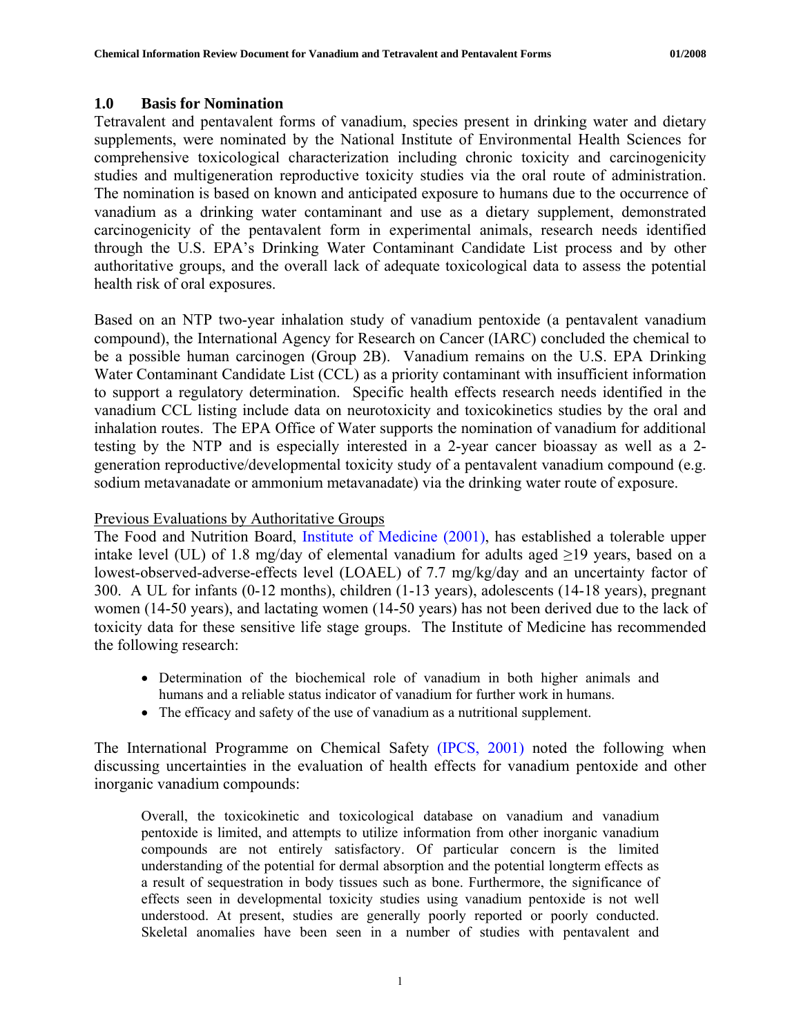## 1.0 Basis for Nomination

Tetravalent and pentavalent forms of vanadium, species present in drinking water and dietary supplements, were nominated by the National Institute of Environmental Health Sciences for comprehensive toxicological characterization including chronic toxicity and carcinogenicity studies and multigeneration reproductive toxicity studies via the oral route of administration. The nomination is based on known and anticipated exposure to humans due to the occurrence of vanadium as a drinking water contaminant and use as a dietary supplement, demonstrated carcinogenicity of the pentavalent form in experimental animals, research needs identified through the U.S. EPA's Drinking Water Contaminant Candidate List process and by other authoritative groups, and the overall lack of adequate toxicological data to assess the potential health risk of oral exposures.

Based on an NTP two-year inhalation study of vanadium pentoxide (a pentavalent vanadium compound), the International Agency for Research on Cancer (IARC) concluded the chemical to be a possible human carcinogen (Group 2B). Vanadium remains on the U.S. EPA Drinking Water Contaminant Candidate List (CCL) as a priority contaminant with insufficient information to support a regulatory determination. Specific health effects research needs identified in the vanadium CCL listing include data on neurotoxicity and toxicokinetics studies by the oral and inhalation routes. The EPA Office of Water supports the nomination of vanadium for additional testing by the NTP and is especially interested in a 2-year cancer bioassay as well as a 2-generation reproductive/developmental toxicity study of a pentavalent vanadium compound (e.g. sodium metavanadate or ammonium metavanadate) via the drinking water route of exposure.

Previous Evaluations by Authoritative Groups

The Food and Nutrition Board, Institute of Medicine (2001), has established a tolerable upper intake level (UL) of 1.8 mg/day of elemental vanadium for adults aged ≥19 years, based on a lowest-observed-adverse-effects level (LOAEL) of 7.7 mg/kg/day and an uncertainty factor of 300. A UL for infants (0-12 months), children (1-13 years), adolescents (14-18 years), pregnant women (14-50 years), and lactating women (14-50 years) has not been derived due to the lack of toxicity data for these sensitive life stage groups. The Institute of Medicine has recommended the following research:

- Determination of the biochemical role of vanadium in both higher animals and humans and a reliable status indicator of vanadium for further work in humans.
- The efficacy and safety of the use of vanadium as a nutritional supplement.

The International Programme on Chemical Safety (IPCS, 2001) noted the following when discussing uncertainties in the evaluation of health effects for vanadium pentoxide and other inorganic vanadium compounds:

> Overall, the toxicokinetic and toxicological database on vanadium and vanadium pentoxide is limited, and attempts to utilize information from other inorganic vanadium compounds are not entirely satisfactory. Of particular concern is the limited understanding of the potential for dermal absorption and the potential longterm effects as a result of sequestration in body tissues such as bone. Furthermore, the significance of effects seen in developmental toxicity studies using vanadium pentoxide is not well understood. At present, studies are generally poorly reported or poorly conducted. Skeletal anomalies have been seen in a number of studies with pentavalent and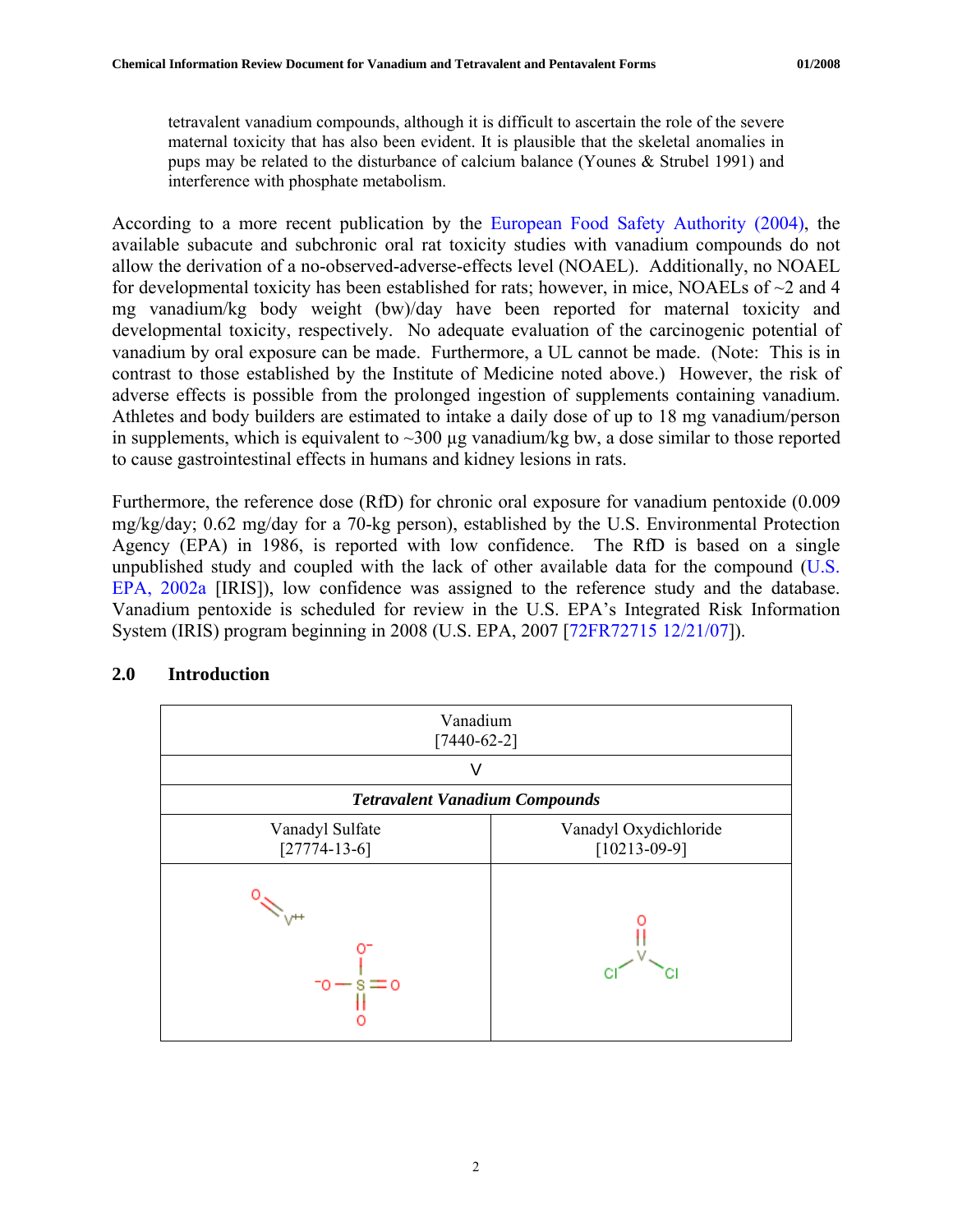tetravalent vanadium compounds, although it is difficult to ascertain the role of the severe maternal toxicity that has also been evident. It is plausible that the skeletal anomalies in pups may be related to the disturbance of calcium balance (Younes & Strubel 1991) and interference with phosphate metabolism.

According to a more recent publication by the European Food Safety Authority (2004), the available subacute and subchronic oral rat toxicity studies with vanadium compounds do not allow the derivation of a no-observed-adverse-effects level (NOAEL). Additionally, no NOAEL for developmental toxicity has been established for rats; however, in mice, NOAELs of ~2 and 4 mg vanadium/kg body weight (bw)/day have been reported for maternal toxicity and developmental toxicity, respectively. No adequate evaluation of the carcinogenic potential of vanadium by oral exposure can be made. Furthermore, a UL cannot be made. (Note: This is in contrast to those established by the Institute of Medicine noted above.) However, the risk of adverse effects is possible from the prolonged ingestion of supplements containing vanadium. Athletes and body builders are estimated to intake a daily dose of up to 18 mg vanadium/person in supplements, which is equivalent to ~300 µg vanadium/kg bw, a dose similar to those reported to cause gastrointestinal effects in humans and kidney lesions in rats.

Furthermore, the reference dose (RfD) for chronic oral exposure for vanadium pentoxide (0.009 mg/kg/day; 0.62 mg/day for a 70-kg person), established by the U.S. Environmental Protection Agency (EPA) in 1986, is reported with low confidence. The RfD is based on a single unpublished study and coupled with the lack of other available data for the compound (U.S. EPA, 2002a [IRIS]), low confidence was assigned to the reference study and the database. Vanadium pentoxide is scheduled for review in the U.S. EPA's Integrated Risk Information System (IRIS) program beginning in 2008 (U.S. EPA, 2007 [72FR72715 12/21/07]).

## 2.0 Introduction

| Vanadium [7440-62-2] | |
|---|---|
| V | |
| ***Tetravalent Vanadium Compounds*** | |
| Vanadyl Sulfate [27774-13-6] | Vanadyl Oxydichloride [10213-09-9] |
| $O=V^{++}$ ; $^{-}O-S(=O)_2-O^{-}$ | $O=VCl_2$ |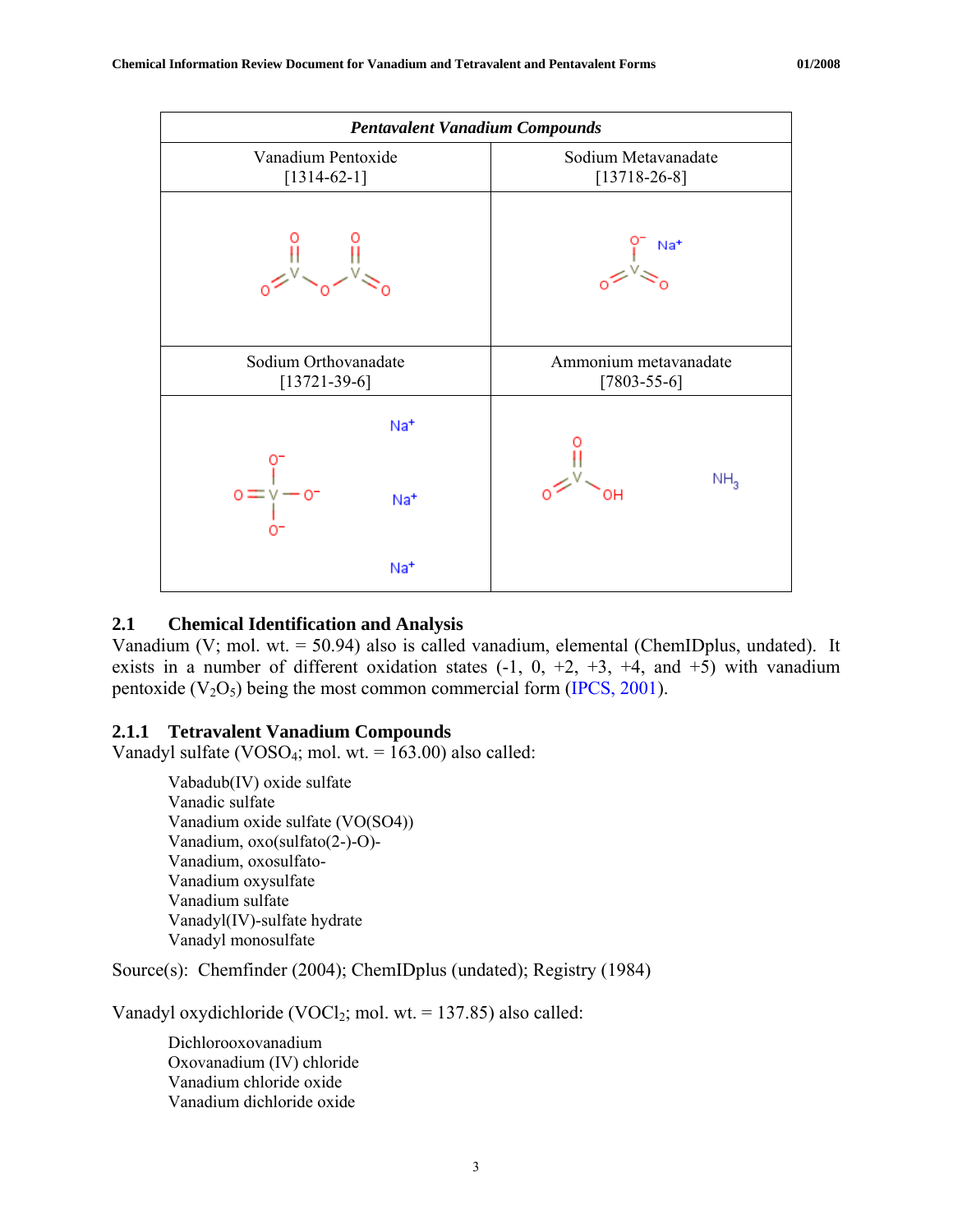| *Pentavalent Vanadium Compounds* | |
|---|---|
| Vanadium Pentoxide [1314-62-1] | Sodium Metavanadate [13718-26-8] |
| | |
| Sodium Orthovanadate [13721-39-6] | Ammonium metavanadate [7803-55-6] |
| | |

## 2.1 Chemical Identification and Analysis

Vanadium (V; mol. wt. = 50.94) also is called vanadium, elemental (ChemIDplus, undated). It exists in a number of different oxidation states (-1, 0, +2, +3, +4, and +5) with vanadium pentoxide ($V_2O_5$) being the most common commercial form (IPCS, 2001).

### 2.1.1 Tetravalent Vanadium Compounds

Vanadyl sulfate ($VOSO_4$; mol. wt. = 163.00) also called:

- Vabadub(IV) oxide sulfate
- Vanadic sulfate
- Vanadium oxide sulfate (VO(SO4))
- Vanadium, oxo(sulfato(2-)-O)-
- Vanadium, oxosulfato-
- Vanadium oxysulfate
- Vanadium sulfate
- Vanadyl(IV)-sulfate hydrate
- Vanadyl monosulfate

Source(s): Chemfinder (2004); ChemIDplus (undated); Registry (1984)

Vanadyl oxydichloride ($VOCl_2$; mol. wt. = 137.85) also called:

- Dichlorooxovanadium
- Oxovanadium (IV) chloride
- Vanadium chloride oxide
- Vanadium dichloride oxide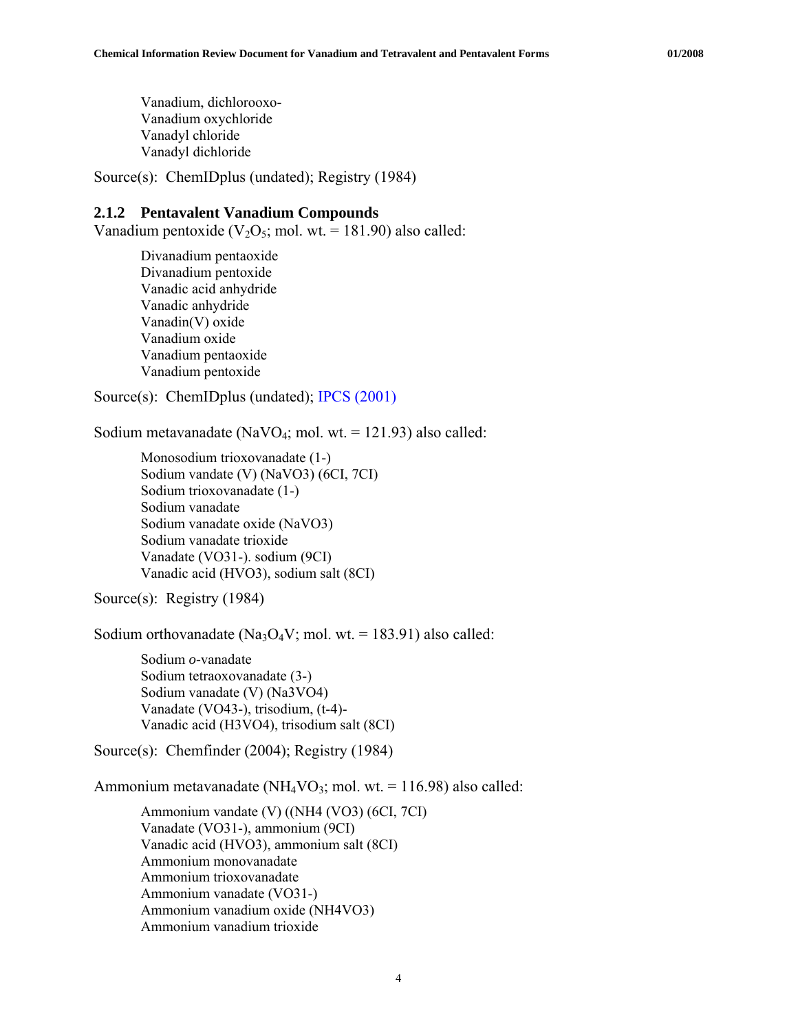Vanadium, dichlorooxo-
Vanadium oxychloride
Vanadyl chloride
Vanadyl dichloride

Source(s): ChemIDplus (undated); Registry (1984)

### 2.1.2 Pentavalent Vanadium Compounds

Vanadium pentoxide ($V_2O_5$; mol. wt. = 181.90) also called:

Divanadium pentaoxide
Divanadium pentoxide
Vanadic acid anhydride
Vanadic anhydride
Vanadin(V) oxide
Vanadium oxide
Vanadium pentaoxide
Vanadium pentoxide

Source(s): ChemIDplus (undated); IPCS (2001)

Sodium metavanadate ($NaVO_4$; mol. wt. = 121.93) also called:

Monosodium trioxovanadate (1-)
Sodium vandate (V) (NaVO3) (6CI, 7CI)
Sodium trioxovanadate (1-)
Sodium vanadate
Sodium vanadate oxide (NaVO3)
Sodium vanadate trioxide
Vanadate (VO31-). sodium (9CI)
Vanadic acid (HVO3), sodium salt (8CI)

Source(s): Registry (1984)

Sodium orthovanadate ($Na_3O_4V$; mol. wt. = 183.91) also called:

Sodium *o*-vanadate
Sodium tetraoxovanadate (3-)
Sodium vanadate (V) (Na3VO4)
Vanadate (VO43-), trisodium, (t-4)-
Vanadic acid (H3VO4), trisodium salt (8CI)

Source(s): Chemfinder (2004); Registry (1984)

Ammonium metavanadate ($NH_4VO_3$; mol. wt. = 116.98) also called:

Ammonium vandate (V) ((NH4 (VO3) (6CI, 7CI)
Vanadate (VO31-), ammonium (9CI)
Vanadic acid (HVO3), ammonium salt (8CI)
Ammonium monovanadate
Ammonium trioxovanadate
Ammonium vanadate (VO31-)
Ammonium vanadium oxide (NH4VO3)
Ammonium vanadium trioxide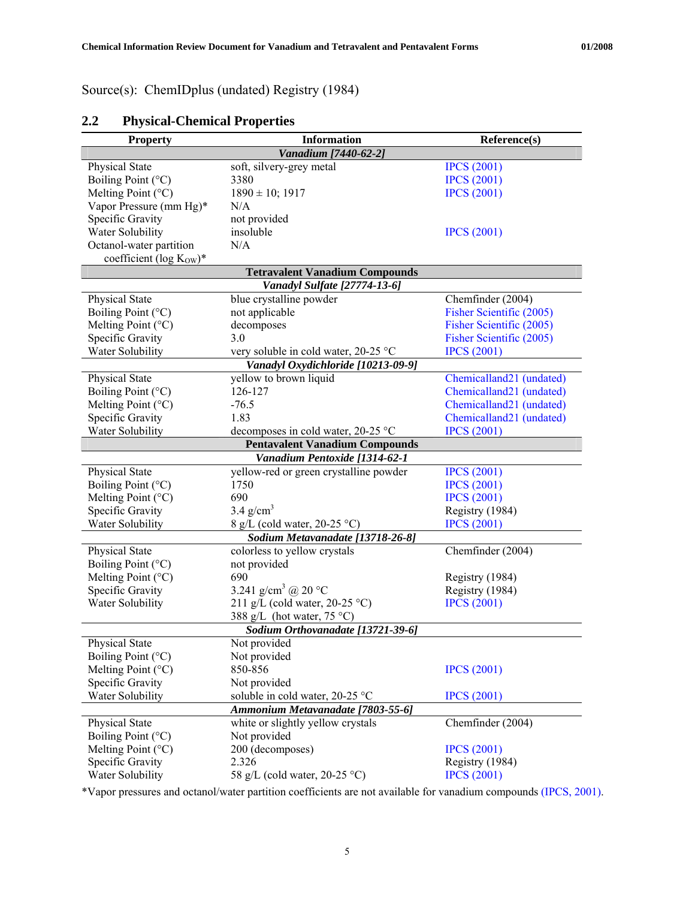Source(s): ChemIDplus (undated) Registry (1984)

## 2.2 Physical-Chemical Properties

| Property | Information | Reference(s) |
|---|---|---|
| ***Vanadium [7440-62-2]*** | | |
| Physical State | soft, silvery-grey metal | IPCS (2001) |
| Boiling Point (°C) | 3380 | IPCS (2001) |
| Melting Point (°C) | 1890 ± 10; 1917 | IPCS (2001) |
| Vapor Pressure (mm Hg)* | N/A | |
| Specific Gravity | not provided | |
| Water Solubility | insoluble | IPCS (2001) |
| Octanol-water partition coefficient (log $K_{OW}$)* | N/A | |
| **Tetravalent Vanadium Compounds** | | |
| ***Vanadyl Sulfate [27774-13-6]*** | | |
| Physical State | blue crystalline powder | Chemfinder (2004) |
| Boiling Point (°C) | not applicable | Fisher Scientific (2005) |
| Melting Point (°C) | decomposes | Fisher Scientific (2005) |
| Specific Gravity | 3.0 | Fisher Scientific (2005) |
| Water Solubility | very soluble in cold water, 20-25 °C | IPCS (2001) |
| ***Vanadyl Oxydichloride [10213-09-9]*** | | |
| Physical State | yellow to brown liquid | Chemicalland21 (undated) |
| Boiling Point (°C) | 126-127 | Chemicalland21 (undated) |
| Melting Point (°C) | -76.5 | Chemicalland21 (undated) |
| Specific Gravity | 1.83 | Chemicalland21 (undated) |
| Water Solubility | decomposes in cold water, 20-25 °C | IPCS (2001) |
| **Pentavalent Vanadium Compounds** | | |
| ***Vanadium Pentoxide [1314-62-1*** | | |
| Physical State | yellow-red or green crystalline powder | IPCS (2001) |
| Boiling Point (°C) | 1750 | IPCS (2001) |
| Melting Point (°C) | 690 | IPCS (2001) |
| Specific Gravity | 3.4 g/cm$^3$ | Registry (1984) |
| Water Solubility | 8 g/L (cold water, 20-25 °C) | IPCS (2001) |
| ***Sodium Metavanadate [13718-26-8]*** | | |
| Physical State | colorless to yellow crystals | Chemfinder (2004) |
| Boiling Point (°C) | not provided | |
| Melting Point (°C) | 690 | Registry (1984) |
| Specific Gravity | 3.241 g/cm$^3$ @ 20 °C | Registry (1984) |
| Water Solubility | 211 g/L (cold water, 20-25 °C)<br>388 g/L (hot water, 75 °C) | IPCS (2001) |
| ***Sodium Orthovanadate [13721-39-6]*** | | |
| Physical State | Not provided | |
| Boiling Point (°C) | Not provided | |
| Melting Point (°C) | 850-856 | IPCS (2001) |
| Specific Gravity | Not provided | |
| Water Solubility | soluble in cold water, 20-25 °C | IPCS (2001) |
| ***Ammonium Metavanadate [7803-55-6]*** | | |
| Physical State | white or slightly yellow crystals | Chemfinder (2004) |
| Boiling Point (°C) | Not provided | |
| Melting Point (°C) | 200 (decomposes) | IPCS (2001) |
| Specific Gravity | 2.326 | Registry (1984) |
| Water Solubility | 58 g/L (cold water, 20-25 °C) | IPCS (2001) |

*Vapor pressures and octanol/water partition coefficients are not available for vanadium compounds (IPCS, 2001).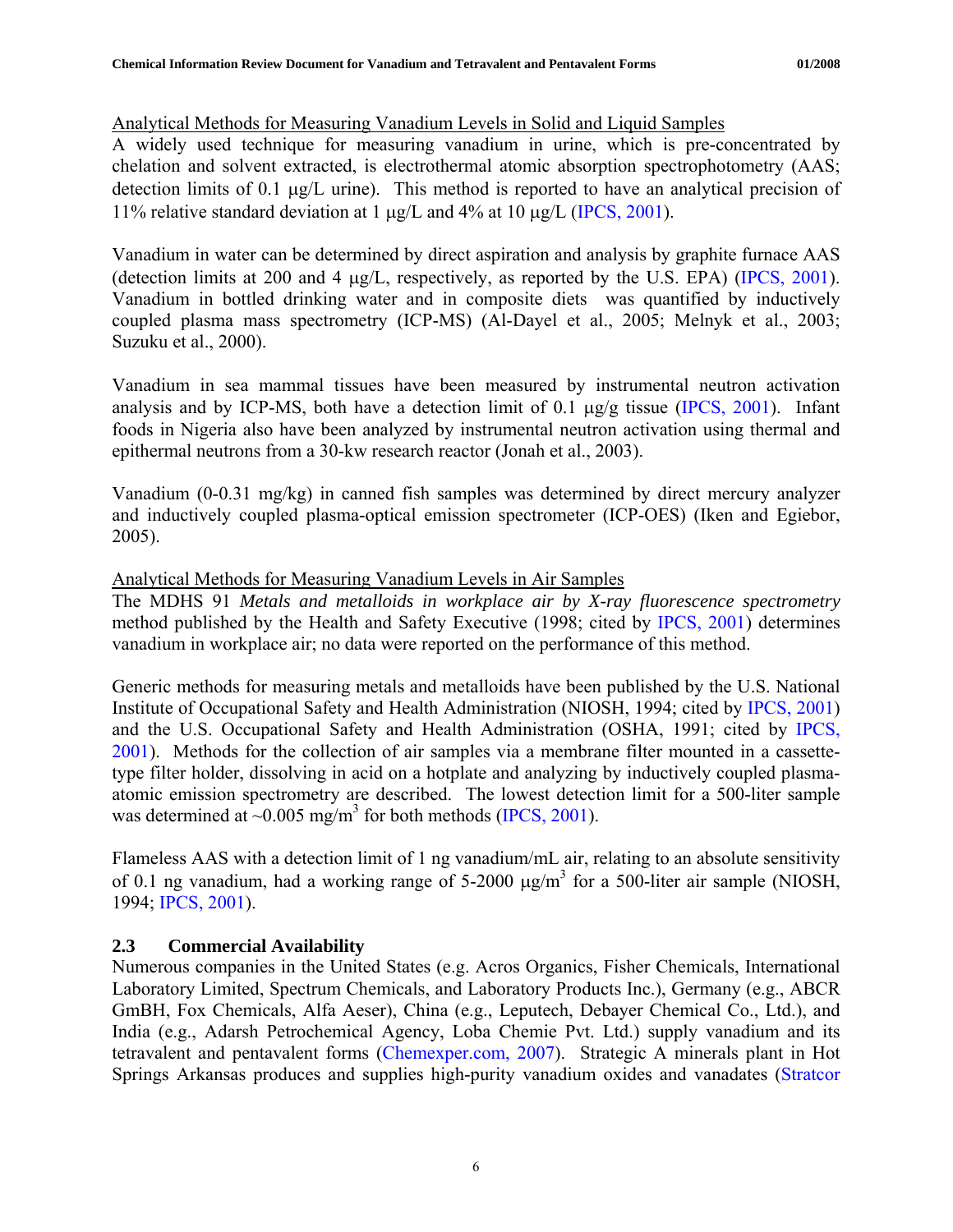Analytical Methods for Measuring Vanadium Levels in Solid and Liquid Samples

A widely used technique for measuring vanadium in urine, which is pre-concentrated by chelation and solvent extracted, is electrothermal atomic absorption spectrophotometry (AAS; detection limits of 0.1 μg/L urine). This method is reported to have an analytical precision of 11% relative standard deviation at 1 μg/L and 4% at 10 μg/L (IPCS, 2001).

Vanadium in water can be determined by direct aspiration and analysis by graphite furnace AAS (detection limits at 200 and 4 μg/L, respectively, as reported by the U.S. EPA) (IPCS, 2001). Vanadium in bottled drinking water and in composite diets was quantified by inductively coupled plasma mass spectrometry (ICP-MS) (Al-Dayel et al., 2005; Melnyk et al., 2003; Suzuku et al., 2000).

Vanadium in sea mammal tissues have been measured by instrumental neutron activation analysis and by ICP-MS, both have a detection limit of 0.1 μg/g tissue (IPCS, 2001). Infant foods in Nigeria also have been analyzed by instrumental neutron activation using thermal and epithermal neutrons from a 30-kw research reactor (Jonah et al., 2003).

Vanadium (0-0.31 mg/kg) in canned fish samples was determined by direct mercury analyzer and inductively coupled plasma-optical emission spectrometer (ICP-OES) (Iken and Egiebor, 2005).

Analytical Methods for Measuring Vanadium Levels in Air Samples

The MDHS 91 *Metals and metalloids in workplace air by X-ray fluorescence spectrometry* method published by the Health and Safety Executive (1998; cited by IPCS, 2001) determines vanadium in workplace air; no data were reported on the performance of this method.

Generic methods for measuring metals and metalloids have been published by the U.S. National Institute of Occupational Safety and Health Administration (NIOSH, 1994; cited by IPCS, 2001) and the U.S. Occupational Safety and Health Administration (OSHA, 1991; cited by IPCS, 2001). Methods for the collection of air samples via a membrane filter mounted in a cassette-type filter holder, dissolving in acid on a hotplate and analyzing by inductively coupled plasma-atomic emission spectrometry are described. The lowest detection limit for a 500-liter sample was determined at ~0.005 mg/m$^3$ for both methods (IPCS, 2001).

Flameless AAS with a detection limit of 1 ng vanadium/mL air, relating to an absolute sensitivity of 0.1 ng vanadium, had a working range of 5-2000 μg/m$^3$ for a 500-liter air sample (NIOSH, 1994; IPCS, 2001).

## 2.3 Commercial Availability

Numerous companies in the United States (e.g. Acros Organics, Fisher Chemicals, International Laboratory Limited, Spectrum Chemicals, and Laboratory Products Inc.), Germany (e.g., ABCR GmBH, Fox Chemicals, Alfa Aeser), China (e.g., Leputech, Debayer Chemical Co., Ltd.), and India (e.g., Adarsh Petrochemical Agency, Loba Chemie Pvt. Ltd.) supply vanadium and its tetravalent and pentavalent forms (Chemexper.com, 2007). Strategic A minerals plant in Hot Springs Arkansas produces and supplies high-purity vanadium oxides and vanadates (Stratcor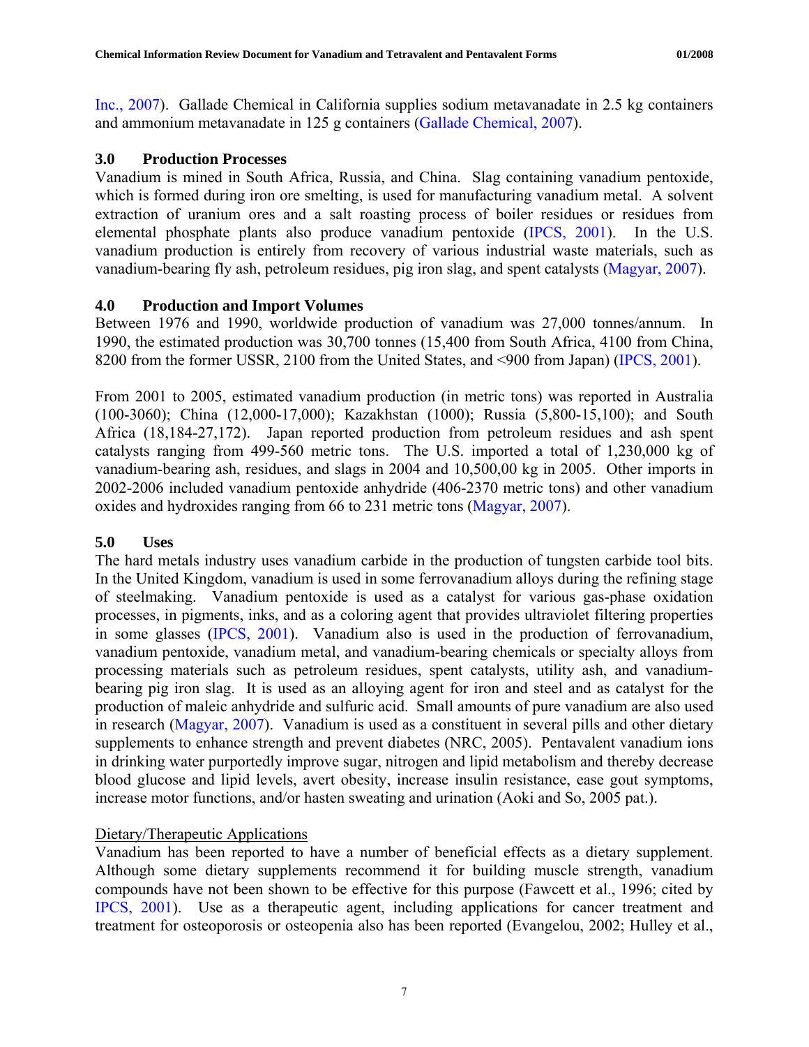Inc., 2007). Gallade Chemical in California supplies sodium metavanadate in 2.5 kg containers and ammonium metavanadate in 125 g containers (Gallade Chemical, 2007).

## 3.0 Production Processes

Vanadium is mined in South Africa, Russia, and China. Slag containing vanadium pentoxide, which is formed during iron ore smelting, is used for manufacturing vanadium metal. A solvent extraction of uranium ores and a salt roasting process of boiler residues or residues from elemental phosphate plants also produce vanadium pentoxide (IPCS, 2001). In the U.S. vanadium production is entirely from recovery of various industrial waste materials, such as vanadium-bearing fly ash, petroleum residues, pig iron slag, and spent catalysts (Magyar, 2007).

## 4.0 Production and Import Volumes

Between 1976 and 1990, worldwide production of vanadium was 27,000 tonnes/annum. In 1990, the estimated production was 30,700 tonnes (15,400 from South Africa, 4100 from China, 8200 from the former USSR, 2100 from the United States, and <900 from Japan) (IPCS, 2001).

From 2001 to 2005, estimated vanadium production (in metric tons) was reported in Australia (100-3060); China (12,000-17,000); Kazakhstan (1000); Russia (5,800-15,100); and South Africa (18,184-27,172). Japan reported production from petroleum residues and ash spent catalysts ranging from 499-560 metric tons. The U.S. imported a total of 1,230,000 kg of vanadium-bearing ash, residues, and slags in 2004 and 10,500,00 kg in 2005. Other imports in 2002-2006 included vanadium pentoxide anhydride (406-2370 metric tons) and other vanadium oxides and hydroxides ranging from 66 to 231 metric tons (Magyar, 2007).

## 5.0 Uses

The hard metals industry uses vanadium carbide in the production of tungsten carbide tool bits. In the United Kingdom, vanadium is used in some ferrovanadium alloys during the refining stage of steelmaking. Vanadium pentoxide is used as a catalyst for various gas-phase oxidation processes, in pigments, inks, and as a coloring agent that provides ultraviolet filtering properties in some glasses (IPCS, 2001). Vanadium also is used in the production of ferrovanadium, vanadium pentoxide, vanadium metal, and vanadium-bearing chemicals or specialty alloys from processing materials such as petroleum residues, spent catalysts, utility ash, and vanadium-bearing pig iron slag. It is used as an alloying agent for iron and steel and as catalyst for the production of maleic anhydride and sulfuric acid. Small amounts of pure vanadium are also used in research (Magyar, 2007). Vanadium is used as a constituent in several pills and other dietary supplements to enhance strength and prevent diabetes (NRC, 2005). Pentavalent vanadium ions in drinking water purportedly improve sugar, nitrogen and lipid metabolism and thereby decrease blood glucose and lipid levels, avert obesity, increase insulin resistance, ease gout symptoms, increase motor functions, and/or hasten sweating and urination (Aoki and So, 2005 pat.).

### Dietary/Therapeutic Applications

Vanadium has been reported to have a number of beneficial effects as a dietary supplement. Although some dietary supplements recommend it for building muscle strength, vanadium compounds have not been shown to be effective for this purpose (Fawcett et al., 1996; cited by IPCS, 2001). Use as a therapeutic agent, including applications for cancer treatment and treatment for osteoporosis or osteopenia also has been reported (Evangelou, 2002; Hulley et al.,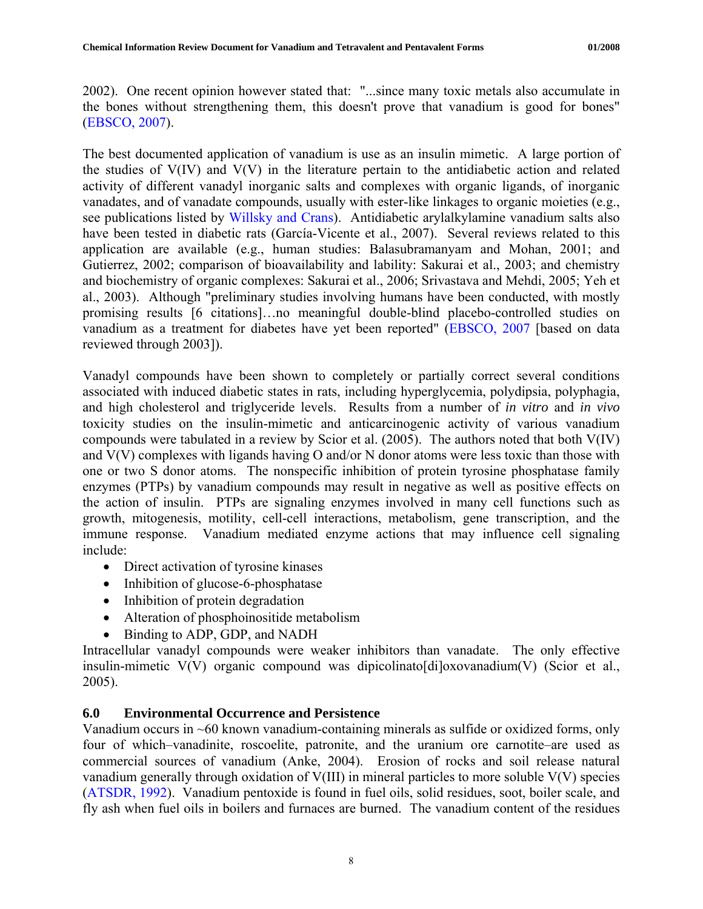2002). One recent opinion however stated that: "...since many toxic metals also accumulate in the bones without strengthening them, this doesn't prove that vanadium is good for bones" (EBSCO, 2007).

The best documented application of vanadium is use as an insulin mimetic. A large portion of the studies of V(IV) and V(V) in the literature pertain to the antidiabetic action and related activity of different vanadyl inorganic salts and complexes with organic ligands, of inorganic vanadates, and of vanadate compounds, usually with ester-like linkages to organic moieties (e.g., see publications listed by Willsky and Crans). Antidiabetic arylalkylamine vanadium salts also have been tested in diabetic rats (García-Vicente et al., 2007). Several reviews related to this application are available (e.g., human studies: Balasubramanyam and Mohan, 2001; and Gutierrez, 2002; comparison of bioavailability and lability: Sakurai et al., 2003; and chemistry and biochemistry of organic complexes: Sakurai et al., 2006; Srivastava and Mehdi, 2005; Yeh et al., 2003). Although "preliminary studies involving humans have been conducted, with mostly promising results [6 citations]…no meaningful double-blind placebo-controlled studies on vanadium as a treatment for diabetes have yet been reported" (EBSCO, 2007 [based on data reviewed through 2003]).

Vanadyl compounds have been shown to completely or partially correct several conditions associated with induced diabetic states in rats, including hyperglycemia, polydipsia, polyphagia, and high cholesterol and triglyceride levels. Results from a number of *in vitro* and *in vivo* toxicity studies on the insulin-mimetic and anticarcinogenic activity of various vanadium compounds were tabulated in a review by Scior et al. (2005). The authors noted that both V(IV) and V(V) complexes with ligands having O and/or N donor atoms were less toxic than those with one or two S donor atoms. The nonspecific inhibition of protein tyrosine phosphatase family enzymes (PTPs) by vanadium compounds may result in negative as well as positive effects on the action of insulin. PTPs are signaling enzymes involved in many cell functions such as growth, mitogenesis, motility, cell-cell interactions, metabolism, gene transcription, and the immune response. Vanadium mediated enzyme actions that may influence cell signaling include:

- Direct activation of tyrosine kinases
- Inhibition of glucose-6-phosphatase
- Inhibition of protein degradation
- Alteration of phosphoinositide metabolism
- Binding to ADP, GDP, and NADH

Intracellular vanadyl compounds were weaker inhibitors than vanadate. The only effective insulin-mimetic V(V) organic compound was dipicolinato[di]oxovanadium(V) (Scior et al., 2005).

## 6.0 Environmental Occurrence and Persistence

Vanadium occurs in ~60 known vanadium-containing minerals as sulfide or oxidized forms, only four of which–vanadinite, roscoelite, patronite, and the uranium ore carnotite–are used as commercial sources of vanadium (Anke, 2004). Erosion of rocks and soil release natural vanadium generally through oxidation of V(III) in mineral particles to more soluble V(V) species (ATSDR, 1992). Vanadium pentoxide is found in fuel oils, solid residues, soot, boiler scale, and fly ash when fuel oils in boilers and furnaces are burned. The vanadium content of the residues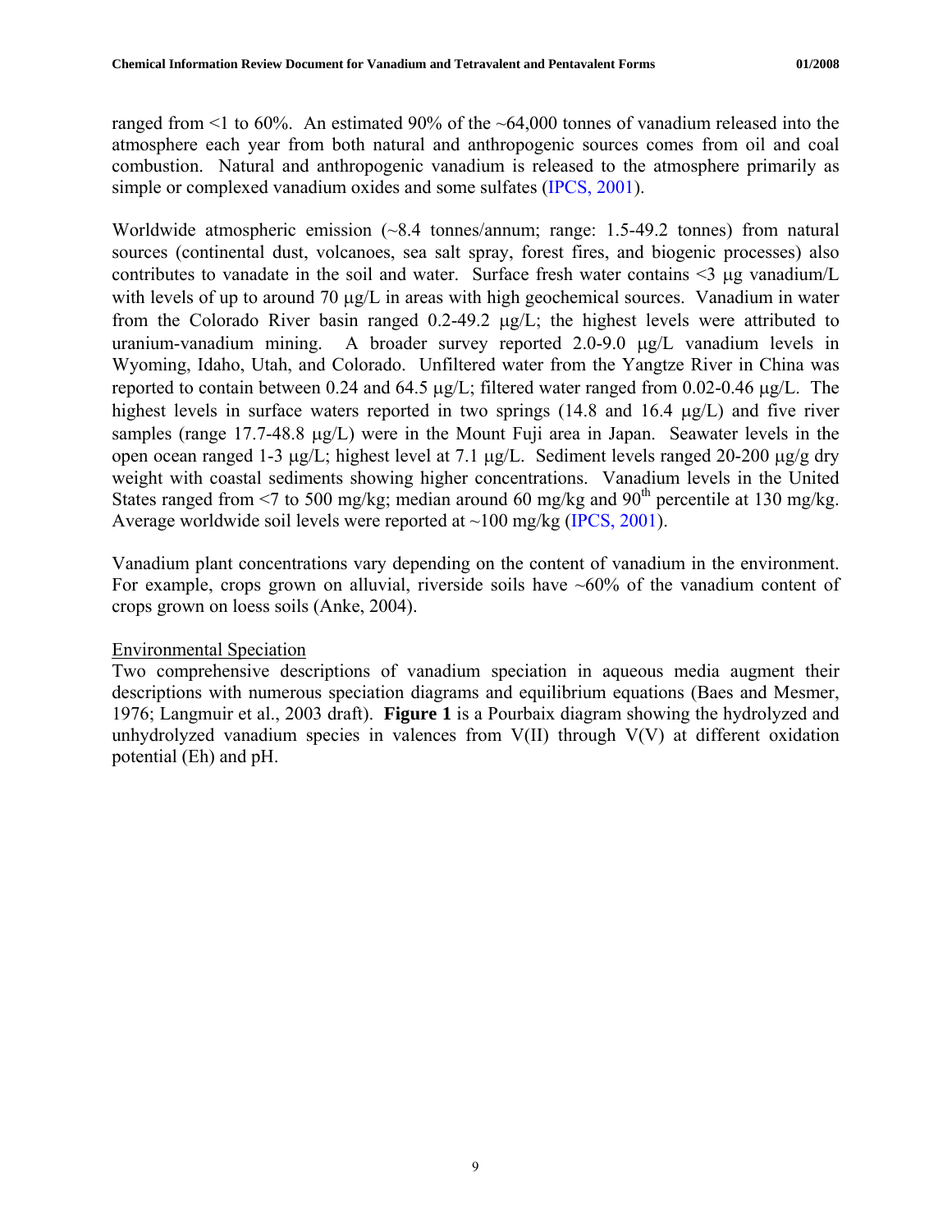ranged from <1 to 60%. An estimated 90% of the ~64,000 tonnes of vanadium released into the atmosphere each year from both natural and anthropogenic sources comes from oil and coal combustion. Natural and anthropogenic vanadium is released to the atmosphere primarily as simple or complexed vanadium oxides and some sulfates (IPCS, 2001).

Worldwide atmospheric emission (~8.4 tonnes/annum; range: 1.5-49.2 tonnes) from natural sources (continental dust, volcanoes, sea salt spray, forest fires, and biogenic processes) also contributes to vanadate in the soil and water. Surface fresh water contains <3 μg vanadium/L with levels of up to around 70 μg/L in areas with high geochemical sources. Vanadium in water from the Colorado River basin ranged 0.2-49.2 μg/L; the highest levels were attributed to uranium-vanadium mining. A broader survey reported 2.0-9.0 μg/L vanadium levels in Wyoming, Idaho, Utah, and Colorado. Unfiltered water from the Yangtze River in China was reported to contain between 0.24 and 64.5 μg/L; filtered water ranged from 0.02-0.46 μg/L. The highest levels in surface waters reported in two springs (14.8 and 16.4 μg/L) and five river samples (range 17.7-48.8 μg/L) were in the Mount Fuji area in Japan. Seawater levels in the open ocean ranged 1-3 μg/L; highest level at 7.1 μg/L. Sediment levels ranged 20-200 μg/g dry weight with coastal sediments showing higher concentrations. Vanadium levels in the United States ranged from <7 to 500 mg/kg; median around 60 mg/kg and 90$^{th}$ percentile at 130 mg/kg. Average worldwide soil levels were reported at ~100 mg/kg (IPCS, 2001).

Vanadium plant concentrations vary depending on the content of vanadium in the environment. For example, crops grown on alluvial, riverside soils have ~60% of the vanadium content of crops grown on loess soils (Anke, 2004).

Environmental Speciation

Two comprehensive descriptions of vanadium speciation in aqueous media augment their descriptions with numerous speciation diagrams and equilibrium equations (Baes and Mesmer, 1976; Langmuir et al., 2003 draft). **Figure 1** is a Pourbaix diagram showing the hydrolyzed and unhydrolyzed vanadium species in valences from V(II) through V(V) at different oxidation potential (Eh) and pH.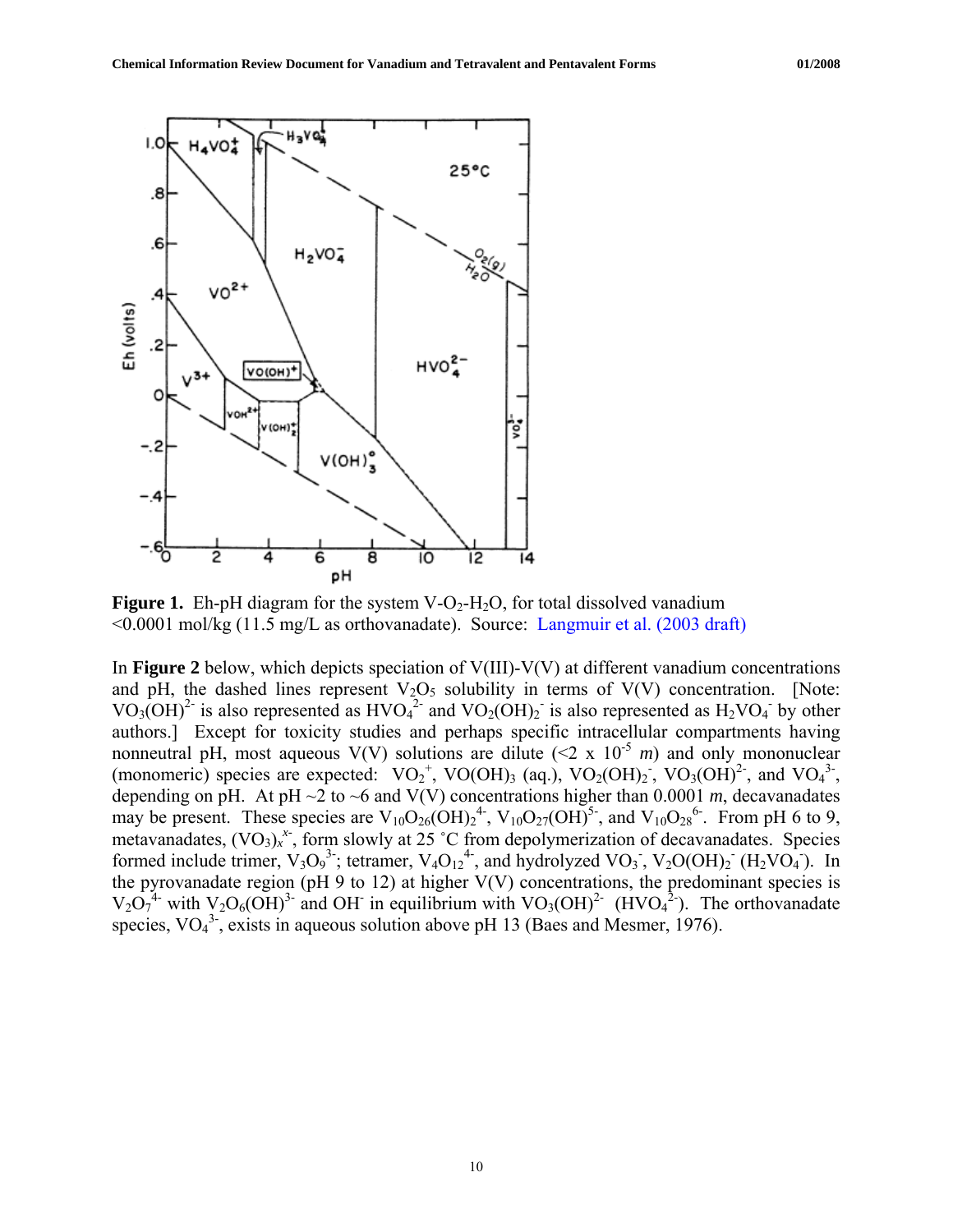**Figure 1.** Eh-pH diagram for the system V-$O_2$-$H_2O$, for total dissolved vanadium <0.0001 mol/kg (11.5 mg/L as orthovanadate). Source: Langmuir et al. (2003 draft)

In **Figure 2** below, which depicts speciation of V(III)-V(V) at different vanadium concentrations and pH, the dashed lines represent $V_2O_5$ solubility in terms of V(V) concentration. [Note: $VO_3(OH)^{2-}$ is also represented as $HVO_4^{2-}$ and $VO_2(OH)_2^-$ is also represented as $H_2VO_4^-$ by other authors.] Except for toxicity studies and perhaps specific intracellular compartments having nonneutral pH, most aqueous V(V) solutions are dilute (<2 x $10^{-5}$ *m*) and only mononuclear (monomeric) species are expected: $VO_2^+$, $VO(OH)_3$ (aq.), $VO_2(OH)_2^-$, $VO_3(OH)^{2-}$, and $VO_4^{3-}$, depending on pH. At pH ~2 to ~6 and V(V) concentrations higher than 0.0001 *m*, decavanadates may be present. These species are $V_{10}O_{26}(OH)_2^{4-}$, $V_{10}O_{27}(OH)^{5-}$, and $V_{10}O_{28}^{6-}$. From pH 6 to 9, metavanadates, $(VO_3)_x^{x-}$, form slowly at 25 ˚C from depolymerization of decavanadates. Species formed include trimer, $V_3O_9^{3-}$; tetramer, $V_4O_{12}^{4-}$, and hydrolyzed $VO_3^-$, $V_2O(OH)_2^-$ ($H_2VO_4^-$). In the pyrovanadate region (pH 9 to 12) at higher V(V) concentrations, the predominant species is $V_2O_7^{4-}$ with $V_2O_6(OH)^{3-}$ and $OH^-$ in equilibrium with $VO_3(OH)^{2-}$ ($HVO_4^{2-}$). The orthovanadate species, $VO_4^{3-}$, exists in aqueous solution above pH 13 (Baes and Mesmer, 1976).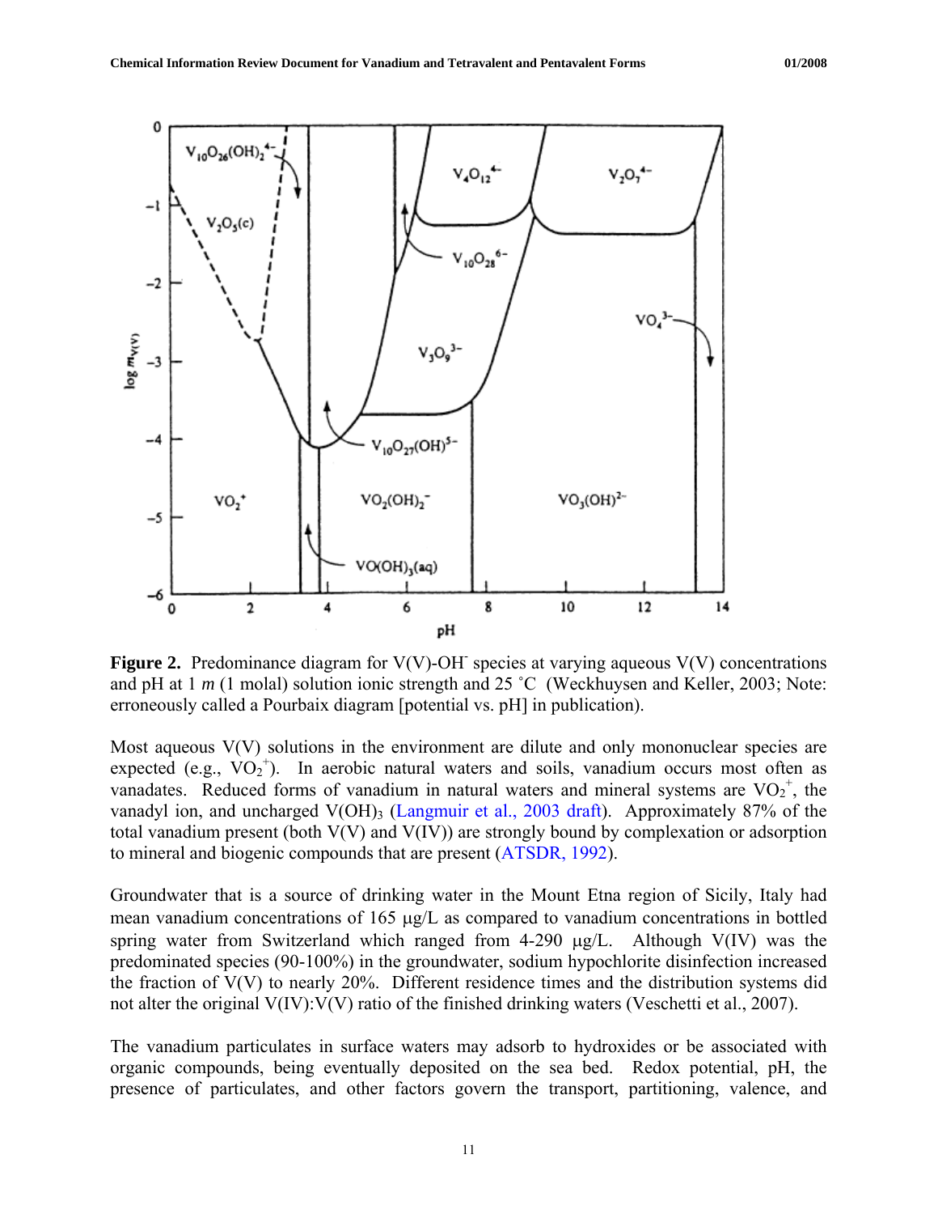**Figure 2.** Predominance diagram for V(V)-$OH^-$ species at varying aqueous V(V) concentrations and pH at 1 *m* (1 molal) solution ionic strength and 25 ˚C (Weckhuysen and Keller, 2003; Note: erroneously called a Pourbaix diagram [potential vs. pH] in publication).

Most aqueous V(V) solutions in the environment are dilute and only mononuclear species are expected (e.g., $VO_2^+$). In aerobic natural waters and soils, vanadium occurs most often as vanadates. Reduced forms of vanadium in natural waters and mineral systems are $VO_2^+$, the vanadyl ion, and uncharged $V(OH)_3$ (Langmuir et al., 2003 draft). Approximately 87% of the total vanadium present (both V(V) and V(IV)) are strongly bound by complexation or adsorption to mineral and biogenic compounds that are present (ATSDR, 1992).

Groundwater that is a source of drinking water in the Mount Etna region of Sicily, Italy had mean vanadium concentrations of 165 µg/L as compared to vanadium concentrations in bottled spring water from Switzerland which ranged from 4-290 µg/L. Although V(IV) was the predominated species (90-100%) in the groundwater, sodium hypochlorite disinfection increased the fraction of V(V) to nearly 20%. Different residence times and the distribution systems did not alter the original V(IV):V(V) ratio of the finished drinking waters (Veschetti et al., 2007).

The vanadium particulates in surface waters may adsorb to hydroxides or be associated with organic compounds, being eventually deposited on the sea bed. Redox potential, pH, the presence of particulates, and other factors govern the transport, partitioning, valence, and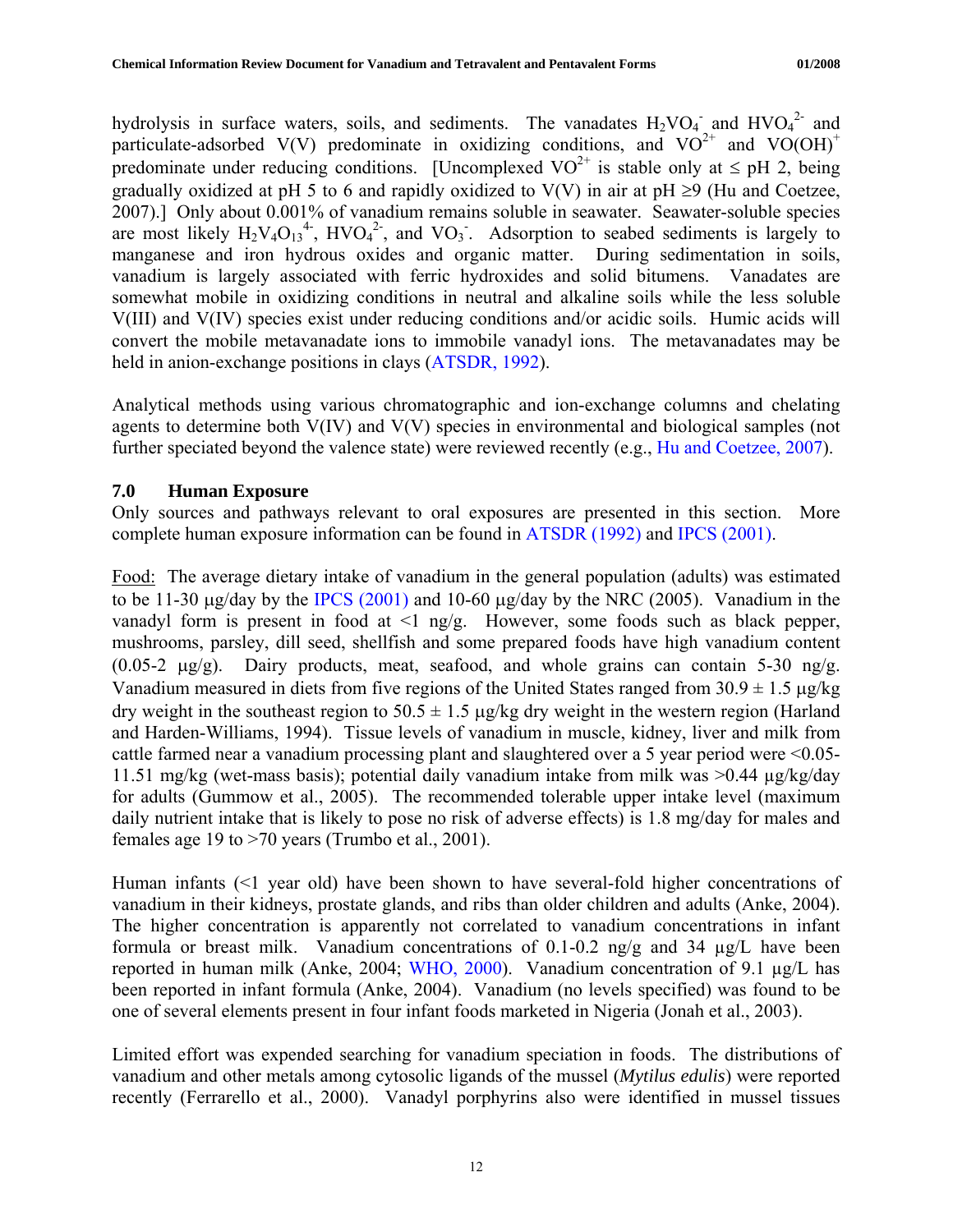hydrolysis in surface waters, soils, and sediments. The vanadates $H_2VO_4^-$ and $HVO_4^{2-}$ and particulate-adsorbed V(V) predominate in oxidizing conditions, and $VO^{2+}$ and $VO(OH)^+$ predominate under reducing conditions. [Uncomplexed $VO^{2+}$ is stable only at ≤ pH 2, being gradually oxidized at pH 5 to 6 and rapidly oxidized to V(V) in air at pH ≥9 (Hu and Coetzee, 2007).] Only about 0.001% of vanadium remains soluble in seawater. Seawater-soluble species are most likely $H_2V_4O_{13}^{4-}$, $HVO_4^{2-}$, and $VO_3^-$. Adsorption to seabed sediments is largely to manganese and iron hydrous oxides and organic matter. During sedimentation in soils, vanadium is largely associated with ferric hydroxides and solid bitumens. Vanadates are somewhat mobile in oxidizing conditions in neutral and alkaline soils while the less soluble V(III) and V(IV) species exist under reducing conditions and/or acidic soils. Humic acids will convert the mobile metavanadate ions to immobile vanadyl ions. The metavanadates may be held in anion-exchange positions in clays (ATSDR, 1992).

Analytical methods using various chromatographic and ion-exchange columns and chelating agents to determine both V(IV) and V(V) species in environmental and biological samples (not further speciated beyond the valence state) were reviewed recently (e.g., Hu and Coetzee, 2007).

## 7.0 Human Exposure

Only sources and pathways relevant to oral exposures are presented in this section. More complete human exposure information can be found in ATSDR (1992) and IPCS (2001).

Food: The average dietary intake of vanadium in the general population (adults) was estimated to be 11-30 μg/day by the IPCS (2001) and 10-60 μg/day by the NRC (2005). Vanadium in the vanadyl form is present in food at <1 ng/g. However, some foods such as black pepper, mushrooms, parsley, dill seed, shellfish and some prepared foods have high vanadium content (0.05-2 μg/g). Dairy products, meat, seafood, and whole grains can contain 5-30 ng/g. Vanadium measured in diets from five regions of the United States ranged from 30.9 ± 1.5 μg/kg dry weight in the southeast region to 50.5 ± 1.5 μg/kg dry weight in the western region (Harland and Harden-Williams, 1994). Tissue levels of vanadium in muscle, kidney, liver and milk from cattle farmed near a vanadium processing plant and slaughtered over a 5 year period were <0.05-11.51 mg/kg (wet-mass basis); potential daily vanadium intake from milk was >0.44 μg/kg/day for adults (Gummow et al., 2005). The recommended tolerable upper intake level (maximum daily nutrient intake that is likely to pose no risk of adverse effects) is 1.8 mg/day for males and females age 19 to >70 years (Trumbo et al., 2001).

Human infants (<1 year old) have been shown to have several-fold higher concentrations of vanadium in their kidneys, prostate glands, and ribs than older children and adults (Anke, 2004). The higher concentration is apparently not correlated to vanadium concentrations in infant formula or breast milk. Vanadium concentrations of 0.1-0.2 ng/g and 34 μg/L have been reported in human milk (Anke, 2004; WHO, 2000). Vanadium concentration of 9.1 μg/L has been reported in infant formula (Anke, 2004). Vanadium (no levels specified) was found to be one of several elements present in four infant foods marketed in Nigeria (Jonah et al., 2003).

Limited effort was expended searching for vanadium speciation in foods. The distributions of vanadium and other metals among cytosolic ligands of the mussel (*Mytilus edulis*) were reported recently (Ferrarello et al., 2000). Vanadyl porphyrins also were identified in mussel tissues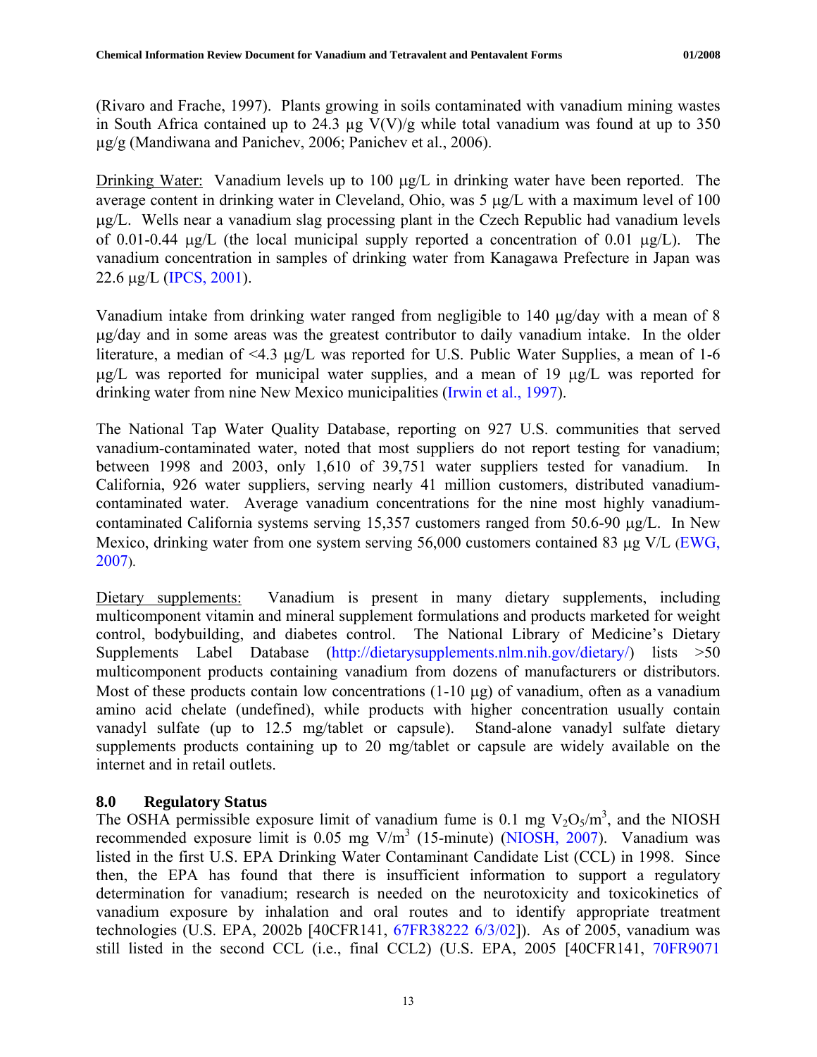(Rivaro and Frache, 1997). Plants growing in soils contaminated with vanadium mining wastes in South Africa contained up to 24.3 μg V(V)/g while total vanadium was found at up to 350 μg/g (Mandiwana and Panichev, 2006; Panichev et al., 2006).

Drinking Water: Vanadium levels up to 100 μg/L in drinking water have been reported. The average content in drinking water in Cleveland, Ohio, was 5 μg/L with a maximum level of 100 μg/L. Wells near a vanadium slag processing plant in the Czech Republic had vanadium levels of 0.01-0.44 μg/L (the local municipal supply reported a concentration of 0.01 μg/L). The vanadium concentration in samples of drinking water from Kanagawa Prefecture in Japan was 22.6 μg/L (IPCS, 2001).

Vanadium intake from drinking water ranged from negligible to 140 μg/day with a mean of 8 μg/day and in some areas was the greatest contributor to daily vanadium intake. In the older literature, a median of <4.3 μg/L was reported for U.S. Public Water Supplies, a mean of 1-6 μg/L was reported for municipal water supplies, and a mean of 19 μg/L was reported for drinking water from nine New Mexico municipalities (Irwin et al., 1997).

The National Tap Water Quality Database, reporting on 927 U.S. communities that served vanadium-contaminated water, noted that most suppliers do not report testing for vanadium; between 1998 and 2003, only 1,610 of 39,751 water suppliers tested for vanadium. In California, 926 water suppliers, serving nearly 41 million customers, distributed vanadium-contaminated water. Average vanadium concentrations for the nine most highly vanadium-contaminated California systems serving 15,357 customers ranged from 50.6-90 μg/L. In New Mexico, drinking water from one system serving 56,000 customers contained 83 μg V/L (EWG, 2007).

Dietary supplements: Vanadium is present in many dietary supplements, including multicomponent vitamin and mineral supplement formulations and products marketed for weight control, bodybuilding, and diabetes control. The National Library of Medicine's Dietary Supplements Label Database (http://dietarysupplements.nlm.nih.gov/dietary/) lists >50 multicomponent products containing vanadium from dozens of manufacturers or distributors. Most of these products contain low concentrations (1-10 μg) of vanadium, often as a vanadium amino acid chelate (undefined), while products with higher concentration usually contain vanadyl sulfate (up to 12.5 mg/tablet or capsule). Stand-alone vanadyl sulfate dietary supplements products containing up to 20 mg/tablet or capsule are widely available on the internet and in retail outlets.

## 8.0 Regulatory Status

The OSHA permissible exposure limit of vanadium fume is 0.1 mg $V_2O_5/m^3$, and the NIOSH recommended exposure limit is 0.05 mg $V/m^3$ (15-minute) (NIOSH, 2007). Vanadium was listed in the first U.S. EPA Drinking Water Contaminant Candidate List (CCL) in 1998. Since then, the EPA has found that there is insufficient information to support a regulatory determination for vanadium; research is needed on the neurotoxicity and toxicokinetics of vanadium exposure by inhalation and oral routes and to identify appropriate treatment technologies (U.S. EPA, 2002b [40CFR141, 67FR38222 6/3/02]). As of 2005, vanadium was still listed in the second CCL (i.e., final CCL2) (U.S. EPA, 2005 [40CFR141, 70FR9071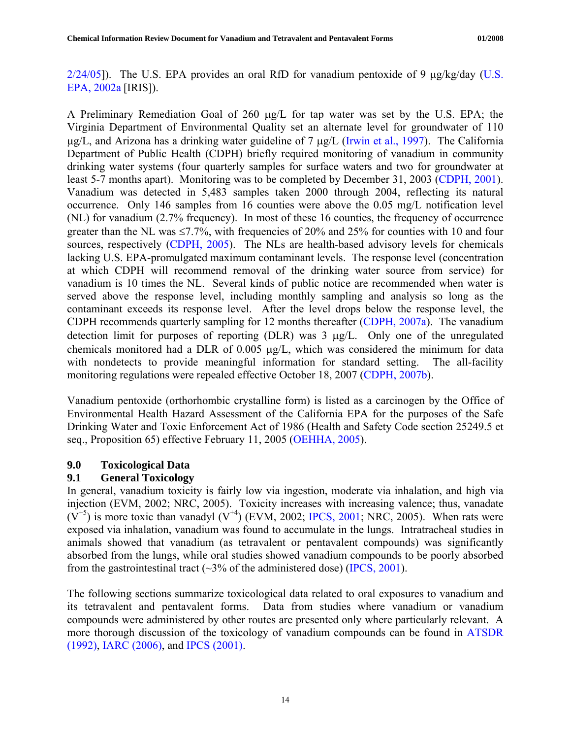2/24/05]). The U.S. EPA provides an oral RfD for vanadium pentoxide of 9 μg/kg/day (U.S. EPA, 2002a [IRIS]).

A Preliminary Remediation Goal of 260 μg/L for tap water was set by the U.S. EPA; the Virginia Department of Environmental Quality set an alternate level for groundwater of 110 μg/L, and Arizona has a drinking water guideline of 7 μg/L (Irwin et al., 1997). The California Department of Public Health (CDPH) briefly required monitoring of vanadium in community drinking water systems (four quarterly samples for surface waters and two for groundwater at least 5-7 months apart). Monitoring was to be completed by December 31, 2003 (CDPH, 2001). Vanadium was detected in 5,483 samples taken 2000 through 2004, reflecting its natural occurrence. Only 146 samples from 16 counties were above the 0.05 mg/L notification level (NL) for vanadium (2.7% frequency). In most of these 16 counties, the frequency of occurrence greater than the NL was ≤7.7%, with frequencies of 20% and 25% for counties with 10 and four sources, respectively (CDPH, 2005). The NLs are health-based advisory levels for chemicals lacking U.S. EPA-promulgated maximum contaminant levels. The response level (concentration at which CDPH will recommend removal of the drinking water source from service) for vanadium is 10 times the NL. Several kinds of public notice are recommended when water is served above the response level, including monthly sampling and analysis so long as the contaminant exceeds its response level. After the level drops below the response level, the CDPH recommends quarterly sampling for 12 months thereafter (CDPH, 2007a). The vanadium detection limit for purposes of reporting (DLR) was 3 μg/L. Only one of the unregulated chemicals monitored had a DLR of 0.005 μg/L, which was considered the minimum for data with nondetects to provide meaningful information for standard setting. The all-facility monitoring regulations were repealed effective October 18, 2007 (CDPH, 2007b).

Vanadium pentoxide (orthorhombic crystalline form) is listed as a carcinogen by the Office of Environmental Health Hazard Assessment of the California EPA for the purposes of the Safe Drinking Water and Toxic Enforcement Act of 1986 (Health and Safety Code section 25249.5 et seq., Proposition 65) effective February 11, 2005 (OEHHA, 2005).

## 9.0 Toxicological Data

### 9.1 General Toxicology

In general, vanadium toxicity is fairly low via ingestion, moderate via inhalation, and high via injection (EVM, 2002; NRC, 2005). Toxicity increases with increasing valence; thus, vanadate ($V^{+5}$) is more toxic than vanadyl ($V^{+4}$) (EVM, 2002; IPCS, 2001; NRC, 2005). When rats were exposed via inhalation, vanadium was found to accumulate in the lungs. Intratracheal studies in animals showed that vanadium (as tetravalent or pentavalent compounds) was significantly absorbed from the lungs, while oral studies showed vanadium compounds to be poorly absorbed from the gastrointestinal tract (~3% of the administered dose) (IPCS, 2001).

The following sections summarize toxicological data related to oral exposures to vanadium and its tetravalent and pentavalent forms. Data from studies where vanadium or vanadium compounds were administered by other routes are presented only where particularly relevant. A more thorough discussion of the toxicology of vanadium compounds can be found in ATSDR (1992), IARC (2006), and IPCS (2001).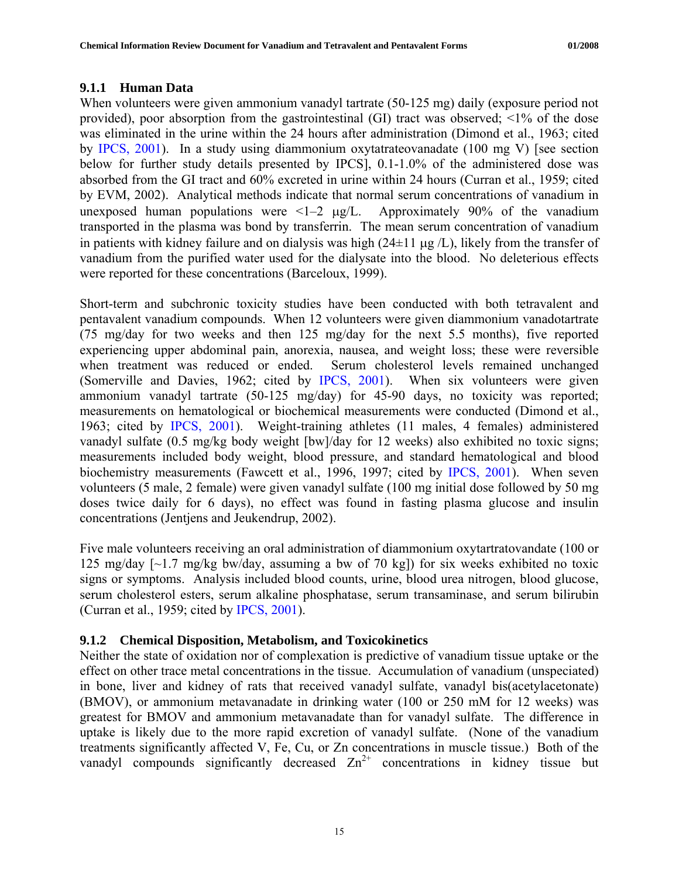### 9.1.1 Human Data

When volunteers were given ammonium vanadyl tartrate (50-125 mg) daily (exposure period not provided), poor absorption from the gastrointestinal (GI) tract was observed; <1% of the dose was eliminated in the urine within the 24 hours after administration (Dimond et al., 1963; cited by IPCS, 2001). In a study using diammonium oxytatrateovanadate (100 mg V) [see section below for further study details presented by IPCS], 0.1-1.0% of the administered dose was absorbed from the GI tract and 60% excreted in urine within 24 hours (Curran et al., 1959; cited by EVM, 2002). Analytical methods indicate that normal serum concentrations of vanadium in unexposed human populations were <1–2 μg/L. Approximately 90% of the vanadium transported in the plasma was bond by transferrin. The mean serum concentration of vanadium in patients with kidney failure and on dialysis was high (24±11 μg /L), likely from the transfer of vanadium from the purified water used for the dialysate into the blood. No deleterious effects were reported for these concentrations (Barceloux, 1999).

Short-term and subchronic toxicity studies have been conducted with both tetravalent and pentavalent vanadium compounds. When 12 volunteers were given diammonium vanadotartrate (75 mg/day for two weeks and then 125 mg/day for the next 5.5 months), five reported experiencing upper abdominal pain, anorexia, nausea, and weight loss; these were reversible when treatment was reduced or ended. Serum cholesterol levels remained unchanged (Somerville and Davies, 1962; cited by IPCS, 2001). When six volunteers were given ammonium vanadyl tartrate (50-125 mg/day) for 45-90 days, no toxicity was reported; measurements on hematological or biochemical measurements were conducted (Dimond et al., 1963; cited by IPCS, 2001). Weight-training athletes (11 males, 4 females) administered vanadyl sulfate (0.5 mg/kg body weight [bw]/day for 12 weeks) also exhibited no toxic signs; measurements included body weight, blood pressure, and standard hematological and blood biochemistry measurements (Fawcett et al., 1996, 1997; cited by IPCS, 2001). When seven volunteers (5 male, 2 female) were given vanadyl sulfate (100 mg initial dose followed by 50 mg doses twice daily for 6 days), no effect was found in fasting plasma glucose and insulin concentrations (Jentjens and Jeukendrup, 2002).

Five male volunteers receiving an oral administration of diammonium oxytartratovandate (100 or 125 mg/day [~1.7 mg/kg bw/day, assuming a bw of 70 kg]) for six weeks exhibited no toxic signs or symptoms. Analysis included blood counts, urine, blood urea nitrogen, blood glucose, serum cholesterol esters, serum alkaline phosphatase, serum transaminase, and serum bilirubin (Curran et al., 1959; cited by IPCS, 2001).

### 9.1.2 Chemical Disposition, Metabolism, and Toxicokinetics

Neither the state of oxidation nor of complexation is predictive of vanadium tissue uptake or the effect on other trace metal concentrations in the tissue. Accumulation of vanadium (unspeciated) in bone, liver and kidney of rats that received vanadyl sulfate, vanadyl bis(acetylacetonate) (BMOV), or ammonium metavanadate in drinking water (100 or 250 mM for 12 weeks) was greatest for BMOV and ammonium metavanadate than for vanadyl sulfate. The difference in uptake is likely due to the more rapid excretion of vanadyl sulfate. (None of the vanadium treatments significantly affected V, Fe, Cu, or Zn concentrations in muscle tissue.) Both of the vanadyl compounds significantly decreased $Zn^{2+}$ concentrations in kidney tissue but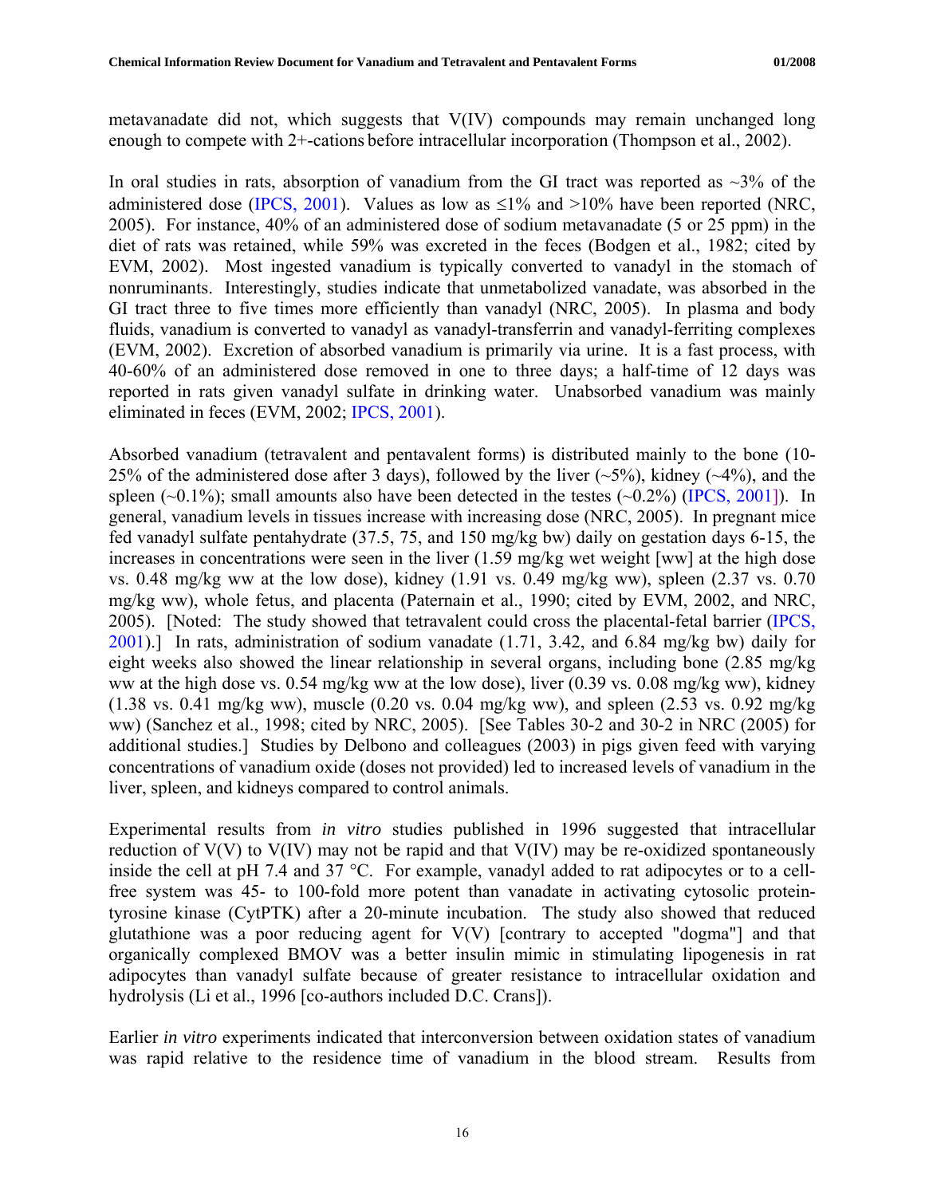metavanadate did not, which suggests that V(IV) compounds may remain unchanged long enough to compete with 2+-cations before intracellular incorporation (Thompson et al., 2002).

In oral studies in rats, absorption of vanadium from the GI tract was reported as ~3% of the administered dose (IPCS, 2001). Values as low as ≤1% and >10% have been reported (NRC, 2005). For instance, 40% of an administered dose of sodium metavanadate (5 or 25 ppm) in the diet of rats was retained, while 59% was excreted in the feces (Bodgen et al., 1982; cited by EVM, 2002). Most ingested vanadium is typically converted to vanadyl in the stomach of nonruminants. Interestingly, studies indicate that unmetabolized vanadate, was absorbed in the GI tract three to five times more efficiently than vanadyl (NRC, 2005). In plasma and body fluids, vanadium is converted to vanadyl as vanadyl-transferrin and vanadyl-ferriting complexes (EVM, 2002). Excretion of absorbed vanadium is primarily via urine. It is a fast process, with 40-60% of an administered dose removed in one to three days; a half-time of 12 days was reported in rats given vanadyl sulfate in drinking water. Unabsorbed vanadium was mainly eliminated in feces (EVM, 2002; IPCS, 2001).

Absorbed vanadium (tetravalent and pentavalent forms) is distributed mainly to the bone (10-25% of the administered dose after 3 days), followed by the liver (~5%), kidney (~4%), and the spleen (~0.1%); small amounts also have been detected in the testes (~0.2%) (IPCS, 2001]). In general, vanadium levels in tissues increase with increasing dose (NRC, 2005). In pregnant mice fed vanadyl sulfate pentahydrate (37.5, 75, and 150 mg/kg bw) daily on gestation days 6-15, the increases in concentrations were seen in the liver (1.59 mg/kg wet weight [ww] at the high dose vs. 0.48 mg/kg ww at the low dose), kidney (1.91 vs. 0.49 mg/kg ww), spleen (2.37 vs. 0.70 mg/kg ww), whole fetus, and placenta (Paternain et al., 1990; cited by EVM, 2002, and NRC, 2005). [Noted: The study showed that tetravalent could cross the placental-fetal barrier (IPCS, 2001).] In rats, administration of sodium vanadate (1.71, 3.42, and 6.84 mg/kg bw) daily for eight weeks also showed the linear relationship in several organs, including bone (2.85 mg/kg ww at the high dose vs. 0.54 mg/kg ww at the low dose), liver (0.39 vs. 0.08 mg/kg ww), kidney (1.38 vs. 0.41 mg/kg ww), muscle (0.20 vs. 0.04 mg/kg ww), and spleen (2.53 vs. 0.92 mg/kg ww) (Sanchez et al., 1998; cited by NRC, 2005). [See Tables 30-2 and 30-2 in NRC (2005) for additional studies.] Studies by Delbono and colleagues (2003) in pigs given feed with varying concentrations of vanadium oxide (doses not provided) led to increased levels of vanadium in the liver, spleen, and kidneys compared to control animals.

Experimental results from *in vitro* studies published in 1996 suggested that intracellular reduction of V(V) to V(IV) may not be rapid and that V(IV) may be re-oxidized spontaneously inside the cell at pH 7.4 and 37 °C. For example, vanadyl added to rat adipocytes or to a cell-free system was 45- to 100-fold more potent than vanadate in activating cytosolic protein-tyrosine kinase (CytPTK) after a 20-minute incubation. The study also showed that reduced glutathione was a poor reducing agent for V(V) [contrary to accepted "dogma"] and that organically complexed BMOV was a better insulin mimic in stimulating lipogenesis in rat adipocytes than vanadyl sulfate because of greater resistance to intracellular oxidation and hydrolysis (Li et al., 1996 [co-authors included D.C. Crans]).

Earlier *in vitro* experiments indicated that interconversion between oxidation states of vanadium was rapid relative to the residence time of vanadium in the blood stream. Results from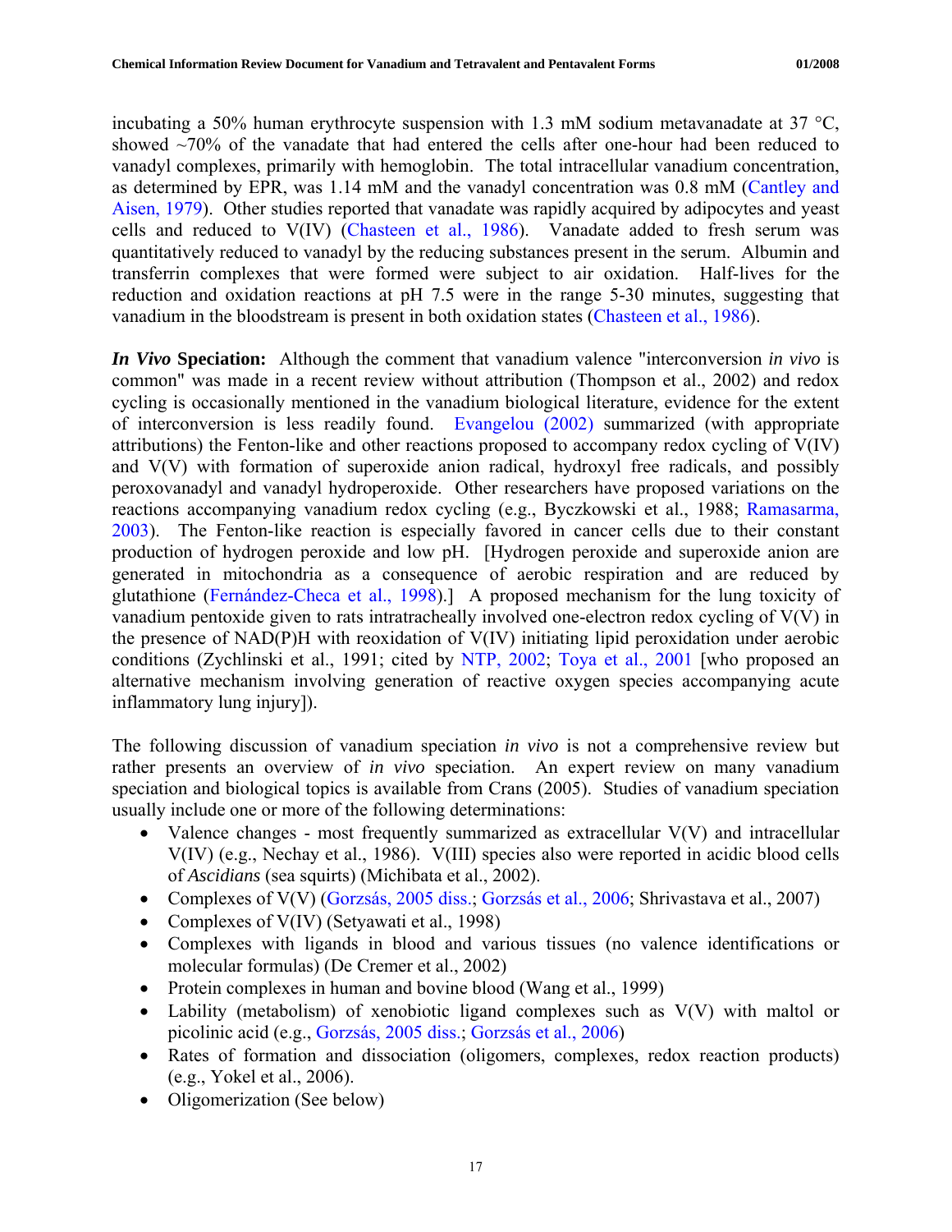incubating a 50% human erythrocyte suspension with 1.3 mM sodium metavanadate at 37 °C, showed ~70% of the vanadate that had entered the cells after one-hour had been reduced to vanadyl complexes, primarily with hemoglobin. The total intracellular vanadium concentration, as determined by EPR, was 1.14 mM and the vanadyl concentration was 0.8 mM (Cantley and Aisen, 1979). Other studies reported that vanadate was rapidly acquired by adipocytes and yeast cells and reduced to V(IV) (Chasteen et al., 1986). Vanadate added to fresh serum was quantitatively reduced to vanadyl by the reducing substances present in the serum. Albumin and transferrin complexes that were formed were subject to air oxidation. Half-lives for the reduction and oxidation reactions at pH 7.5 were in the range 5-30 minutes, suggesting that vanadium in the bloodstream is present in both oxidation states (Chasteen et al., 1986).

***In Vivo* Speciation:** Although the comment that vanadium valence "interconversion *in vivo* is common" was made in a recent review without attribution (Thompson et al., 2002) and redox cycling is occasionally mentioned in the vanadium biological literature, evidence for the extent of interconversion is less readily found. Evangelou (2002) summarized (with appropriate attributions) the Fenton-like and other reactions proposed to accompany redox cycling of V(IV) and V(V) with formation of superoxide anion radical, hydroxyl free radicals, and possibly peroxovanadyl and vanadyl hydroperoxide. Other researchers have proposed variations on the reactions accompanying vanadium redox cycling (e.g., Byczkowski et al., 1988; Ramasarma, 2003). The Fenton-like reaction is especially favored in cancer cells due to their constant production of hydrogen peroxide and low pH. [Hydrogen peroxide and superoxide anion are generated in mitochondria as a consequence of aerobic respiration and are reduced by glutathione (Fernández-Checa et al., 1998).] A proposed mechanism for the lung toxicity of vanadium pentoxide given to rats intratracheally involved one-electron redox cycling of V(V) in the presence of NAD(P)H with reoxidation of V(IV) initiating lipid peroxidation under aerobic conditions (Zychlinski et al., 1991; cited by NTP, 2002; Toya et al., 2001 [who proposed an alternative mechanism involving generation of reactive oxygen species accompanying acute inflammatory lung injury]).

The following discussion of vanadium speciation *in vivo* is not a comprehensive review but rather presents an overview of *in vivo* speciation. An expert review on many vanadium speciation and biological topics is available from Crans (2005). Studies of vanadium speciation usually include one or more of the following determinations:

- Valence changes - most frequently summarized as extracellular V(V) and intracellular V(IV) (e.g., Nechay et al., 1986). V(III) species also were reported in acidic blood cells of *Ascidians* (sea squirts) (Michibata et al., 2002).
- Complexes of V(V) (Gorzsás, 2005 diss.; Gorzsás et al., 2006; Shrivastava et al., 2007)
- Complexes of V(IV) (Setyawati et al., 1998)
- Complexes with ligands in blood and various tissues (no valence identifications or molecular formulas) (De Cremer et al., 2002)
- Protein complexes in human and bovine blood (Wang et al., 1999)
- Lability (metabolism) of xenobiotic ligand complexes such as V(V) with maltol or picolinic acid (e.g., Gorzsás, 2005 diss.; Gorzsás et al., 2006)
- Rates of formation and dissociation (oligomers, complexes, redox reaction products) (e.g., Yokel et al., 2006).
- Oligomerization (See below)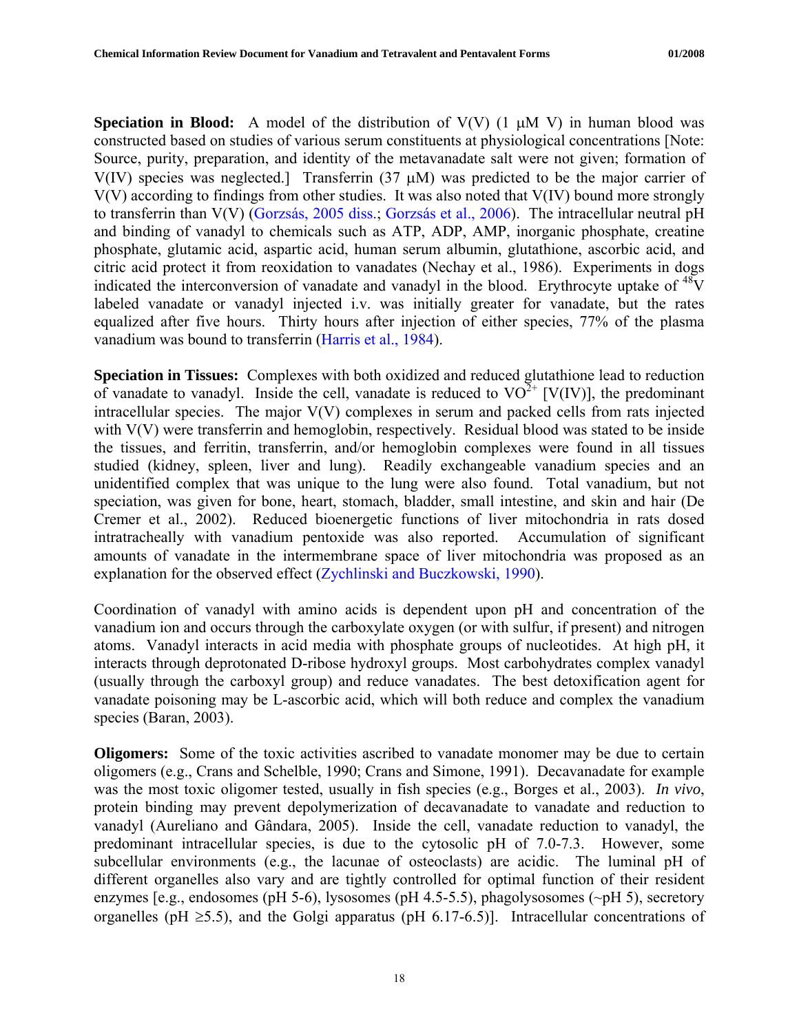**Speciation in Blood:** A model of the distribution of V(V) (1 μM V) in human blood was constructed based on studies of various serum constituents at physiological concentrations [Note: Source, purity, preparation, and identity of the metavanadate salt were not given; formation of V(IV) species was neglected.] Transferrin (37 μM) was predicted to be the major carrier of V(V) according to findings from other studies. It was also noted that V(IV) bound more strongly to transferrin than V(V) (Gorzsás, 2005 diss.; Gorzsás et al., 2006). The intracellular neutral pH and binding of vanadyl to chemicals such as ATP, ADP, AMP, inorganic phosphate, creatine phosphate, glutamic acid, aspartic acid, human serum albumin, glutathione, ascorbic acid, and citric acid protect it from reoxidation to vanadates (Nechay et al., 1986). Experiments in dogs indicated the interconversion of vanadate and vanadyl in the blood. Erythrocyte uptake of $^{48}V$ labeled vanadate or vanadyl injected i.v. was initially greater for vanadate, but the rates equalized after five hours. Thirty hours after injection of either species, 77% of the plasma vanadium was bound to transferrin (Harris et al., 1984).

**Speciation in Tissues:** Complexes with both oxidized and reduced glutathione lead to reduction of vanadate to vanadyl. Inside the cell, vanadate is reduced to $VO^{2+}$ [V(IV)], the predominant intracellular species. The major V(V) complexes in serum and packed cells from rats injected with V(V) were transferrin and hemoglobin, respectively. Residual blood was stated to be inside the tissues, and ferritin, transferrin, and/or hemoglobin complexes were found in all tissues studied (kidney, spleen, liver and lung). Readily exchangeable vanadium species and an unidentified complex that was unique to the lung were also found. Total vanadium, but not speciation, was given for bone, heart, stomach, bladder, small intestine, and skin and hair (De Cremer et al., 2002). Reduced bioenergetic functions of liver mitochondria in rats dosed intratracheally with vanadium pentoxide was also reported. Accumulation of significant amounts of vanadate in the intermembrane space of liver mitochondria was proposed as an explanation for the observed effect (Zychlinski and Buczkowski, 1990).

Coordination of vanadyl with amino acids is dependent upon pH and concentration of the vanadium ion and occurs through the carboxylate oxygen (or with sulfur, if present) and nitrogen atoms. Vanadyl interacts in acid media with phosphate groups of nucleotides. At high pH, it interacts through deprotonated D-ribose hydroxyl groups. Most carbohydrates complex vanadyl (usually through the carboxyl group) and reduce vanadates. The best detoxification agent for vanadate poisoning may be L-ascorbic acid, which will both reduce and complex the vanadium species (Baran, 2003).

**Oligomers:** Some of the toxic activities ascribed to vanadate monomer may be due to certain oligomers (e.g., Crans and Schelble, 1990; Crans and Simone, 1991). Decavanadate for example was the most toxic oligomer tested, usually in fish species (e.g., Borges et al., 2003). *In vivo*, protein binding may prevent depolymerization of decavanadate to vanadate and reduction to vanadyl (Aureliano and Gândara, 2005). Inside the cell, vanadate reduction to vanadyl, the predominant intracellular species, is due to the cytosolic pH of 7.0-7.3. However, some subcellular environments (e.g., the lacunae of osteoclasts) are acidic. The luminal pH of different organelles also vary and are tightly controlled for optimal function of their resident enzymes [e.g., endosomes (pH 5-6), lysosomes (pH 4.5-5.5), phagolysosomes (~pH 5), secretory organelles (pH ≥5.5), and the Golgi apparatus (pH 6.17-6.5)]. Intracellular concentrations of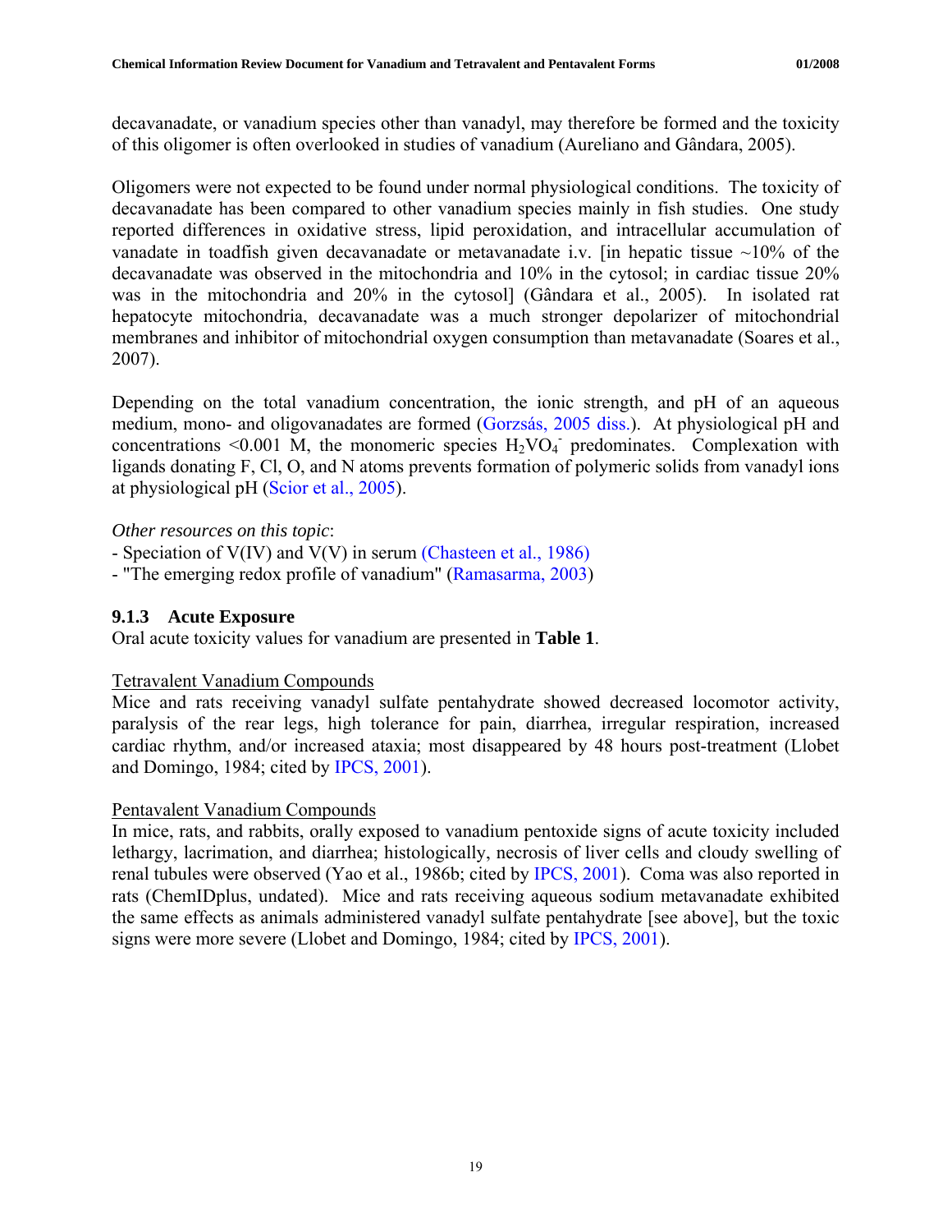decavanadate, or vanadium species other than vanadyl, may therefore be formed and the toxicity of this oligomer is often overlooked in studies of vanadium (Aureliano and Gândara, 2005).

Oligomers were not expected to be found under normal physiological conditions. The toxicity of decavanadate has been compared to other vanadium species mainly in fish studies. One study reported differences in oxidative stress, lipid peroxidation, and intracellular accumulation of vanadate in toadfish given decavanadate or metavanadate i.v. [in hepatic tissue ~10% of the decavanadate was observed in the mitochondria and 10% in the cytosol; in cardiac tissue 20% was in the mitochondria and 20% in the cytosol] (Gândara et al., 2005). In isolated rat hepatocyte mitochondria, decavanadate was a much stronger depolarizer of mitochondrial membranes and inhibitor of mitochondrial oxygen consumption than metavanadate (Soares et al., 2007).

Depending on the total vanadium concentration, the ionic strength, and pH of an aqueous medium, mono- and oligovanadates are formed (Gorzsás, 2005 diss.). At physiological pH and concentrations <0.001 M, the monomeric species $H_2VO_4^-$ predominates. Complexation with ligands donating F, Cl, O, and N atoms prevents formation of polymeric solids from vanadyl ions at physiological pH (Scior et al., 2005).

*Other resources on this topic*:
- Speciation of V(IV) and V(V) in serum (Chasteen et al., 1986)
- "The emerging redox profile of vanadium" (Ramasarma, 2003)

### 9.1.3 Acute Exposure

Oral acute toxicity values for vanadium are presented in **Table 1**.

Tetravalent Vanadium Compounds

Mice and rats receiving vanadyl sulfate pentahydrate showed decreased locomotor activity, paralysis of the rear legs, high tolerance for pain, diarrhea, irregular respiration, increased cardiac rhythm, and/or increased ataxia; most disappeared by 48 hours post-treatment (Llobet and Domingo, 1984; cited by IPCS, 2001).

Pentavalent Vanadium Compounds

In mice, rats, and rabbits, orally exposed to vanadium pentoxide signs of acute toxicity included lethargy, lacrimation, and diarrhea; histologically, necrosis of liver cells and cloudy swelling of renal tubules were observed (Yao et al., 1986b; cited by IPCS, 2001). Coma was also reported in rats (ChemIDplus, undated). Mice and rats receiving aqueous sodium metavanadate exhibited the same effects as animals administered vanadyl sulfate pentahydrate [see above], but the toxic signs were more severe (Llobet and Domingo, 1984; cited by IPCS, 2001).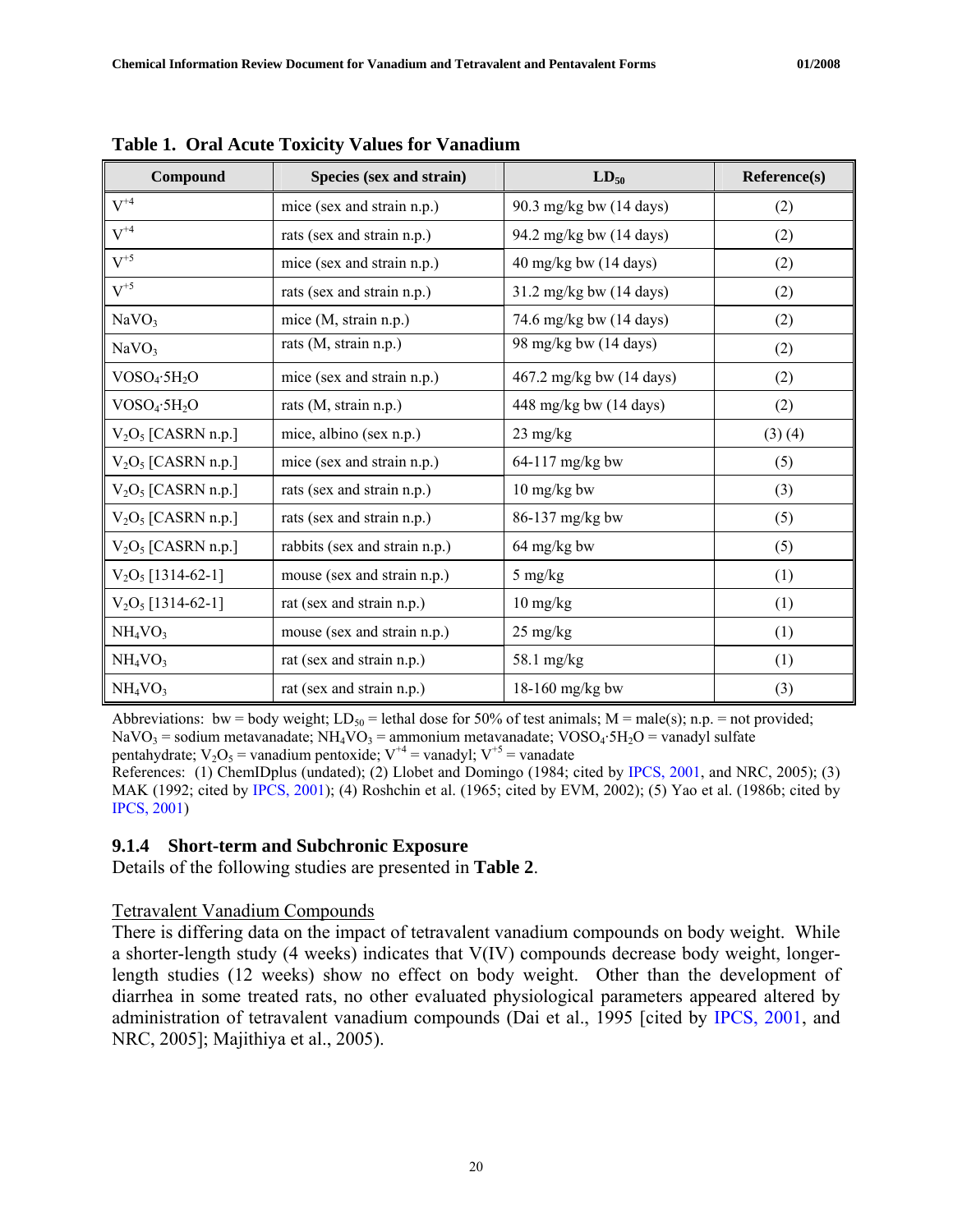**Table 1. Oral Acute Toxicity Values for Vanadium**

| Compound | Species (sex and strain) | $LD_{50}$ | Reference(s) |
|---|---|---|---|
| $V^{+4}$ | mice (sex and strain n.p.) | 90.3 mg/kg bw (14 days) | (2) |
| $V^{+4}$ | rats (sex and strain n.p.) | 94.2 mg/kg bw (14 days) | (2) |
| $V^{+5}$ | mice (sex and strain n.p.) | 40 mg/kg bw (14 days) | (2) |
| $V^{+5}$ | rats (sex and strain n.p.) | 31.2 mg/kg bw (14 days) | (2) |
| $NaVO_3$ | mice (M, strain n.p.) | 74.6 mg/kg bw (14 days) | (2) |
| $NaVO_3$ | rats (M, strain n.p.) | 98 mg/kg bw (14 days) | (2) |
| $VOSO_4 \cdot 5H_2O$ | mice (sex and strain n.p.) | 467.2 mg/kg bw (14 days) | (2) |
| $VOSO_4 \cdot 5H_2O$ | rats (M, strain n.p.) | 448 mg/kg bw (14 days) | (2) |
| $V_2O_5$ [CASRN n.p.] | mice, albino (sex n.p.) | 23 mg/kg | (3) (4) |
| $V_2O_5$ [CASRN n.p.] | mice (sex and strain n.p.) | 64-117 mg/kg bw | (5) |
| $V_2O_5$ [CASRN n.p.] | rats (sex and strain n.p.) | 10 mg/kg bw | (3) |
| $V_2O_5$ [CASRN n.p.] | rats (sex and strain n.p.) | 86-137 mg/kg bw | (5) |
| $V_2O_5$ [CASRN n.p.] | rabbits (sex and strain n.p.) | 64 mg/kg bw | (5) |
| $V_2O_5$ [1314-62-1] | mouse (sex and strain n.p.) | 5 mg/kg | (1) |
| $V_2O_5$ [1314-62-1] | rat (sex and strain n.p.) | 10 mg/kg | (1) |
| $NH_4VO_3$ | mouse (sex and strain n.p.) | 25 mg/kg | (1) |
| $NH_4VO_3$ | rat (sex and strain n.p.) | 58.1 mg/kg | (1) |
| $NH_4VO_3$ | rat (sex and strain n.p.) | 18-160 mg/kg bw | (3) |

Abbreviations: bw = body weight; $LD_{50}$ = lethal dose for 50% of test animals; M = male(s); n.p. = not provided; $NaVO_3$ = sodium metavanadate; $NH_4VO_3$ = ammonium metavanadate; $VOSO_4 \cdot 5H_2O$ = vanadyl sulfate pentahydrate; $V_2O_5$ = vanadium pentoxide; $V^{+4}$ = vanadyl; $V^{+5}$ = vanadate

References: (1) ChemIDplus (undated); (2) Llobet and Domingo (1984; cited by IPCS, 2001, and NRC, 2005); (3) MAK (1992; cited by IPCS, 2001); (4) Roshchin et al. (1965; cited by EVM, 2002); (5) Yao et al. (1986b; cited by IPCS, 2001)

### 9.1.4 Short-term and Subchronic Exposure

Details of the following studies are presented in **Table 2**.

Tetravalent Vanadium Compounds

There is differing data on the impact of tetravalent vanadium compounds on body weight. While a shorter-length study (4 weeks) indicates that V(IV) compounds decrease body weight, longer-length studies (12 weeks) show no effect on body weight. Other than the development of diarrhea in some treated rats, no other evaluated physiological parameters appeared altered by administration of tetravalent vanadium compounds (Dai et al., 1995 [cited by IPCS, 2001, and NRC, 2005]; Majithiya et al., 2005).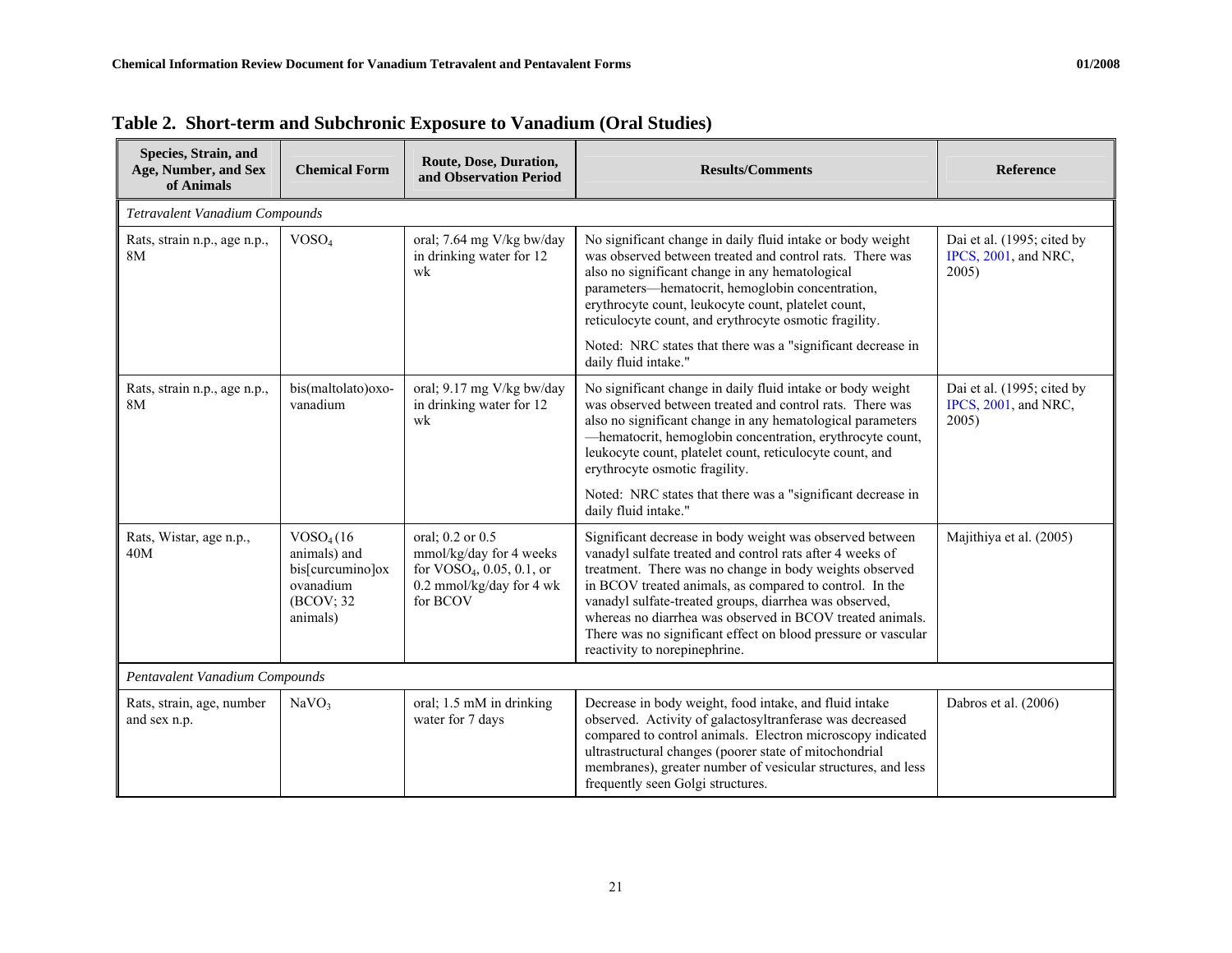## Table 2. Short-term and Subchronic Exposure to Vanadium (Oral Studies)

| Species, Strain, and Age, Number, and Sex of Animals | Chemical Form | Route, Dose, Duration, and Observation Period | Results/Comments | Reference |
|---|---|---|---|---|
| *Tetravalent Vanadium Compounds* | | | | |
| Rats, strain n.p., age n.p., 8M | $VOSO_4$ | oral; 7.64 mg V/kg bw/day in drinking water for 12 wk | No significant change in daily fluid intake or body weight was observed between treated and control rats. There was also no significant change in any hematological parameters—hematocrit, hemoglobin concentration, erythrocyte count, leukocyte count, platelet count, reticulocyte count, and erythrocyte osmotic fragility.<br><br>Noted: NRC states that there was a "significant decrease in daily fluid intake." | Dai et al. (1995; cited by IPCS, 2001, and NRC, 2005) |
| Rats, strain n.p., age n.p., 8M | bis(maltolato)oxo-vanadium | oral; 9.17 mg V/kg bw/day in drinking water for 12 wk | No significant change in daily fluid intake or body weight was observed between treated and control rats. There was also no significant change in any hematological parameters—hematocrit, hemoglobin concentration, erythrocyte count, leukocyte count, platelet count, reticulocyte count, and erythrocyte osmotic fragility.<br><br>Noted: NRC states that there was a "significant decrease in daily fluid intake." | Dai et al. (1995; cited by IPCS, 2001, and NRC, 2005) |
| Rats, Wistar, age n.p., 40M | $VOSO_4$ (16 animals) and bis[curcumino]oxovanadium (BCOV; 32 animals) | oral; 0.2 or 0.5 mmol/kg/day for 4 weeks for $VOSO_4$, 0.05, 0.1, or 0.2 mmol/kg/day for 4 wk for BCOV | Significant decrease in body weight was observed between vanadyl sulfate treated and control rats after 4 weeks of treatment. There was no change in body weights observed in BCOV treated animals, as compared to control. In the vanadyl sulfate-treated groups, diarrhea was observed, whereas no diarrhea was observed in BCOV treated animals. There was no significant effect on blood pressure or vascular reactivity to norepinephrine. | Majithiya et al. (2005) |
| *Pentavalent Vanadium Compounds* | | | | |
| Rats, strain, age, number and sex n.p. | $NaVO_3$ | oral; 1.5 mM in drinking water for 7 days | Decrease in body weight, food intake, and fluid intake observed. Activity of galactosyltranferase was decreased compared to control animals. Electron microscopy indicated ultrastructural changes (poorer state of mitochondrial membranes), greater number of vesicular structures, and less frequently seen Golgi structures. | Dabros et al. (2006) |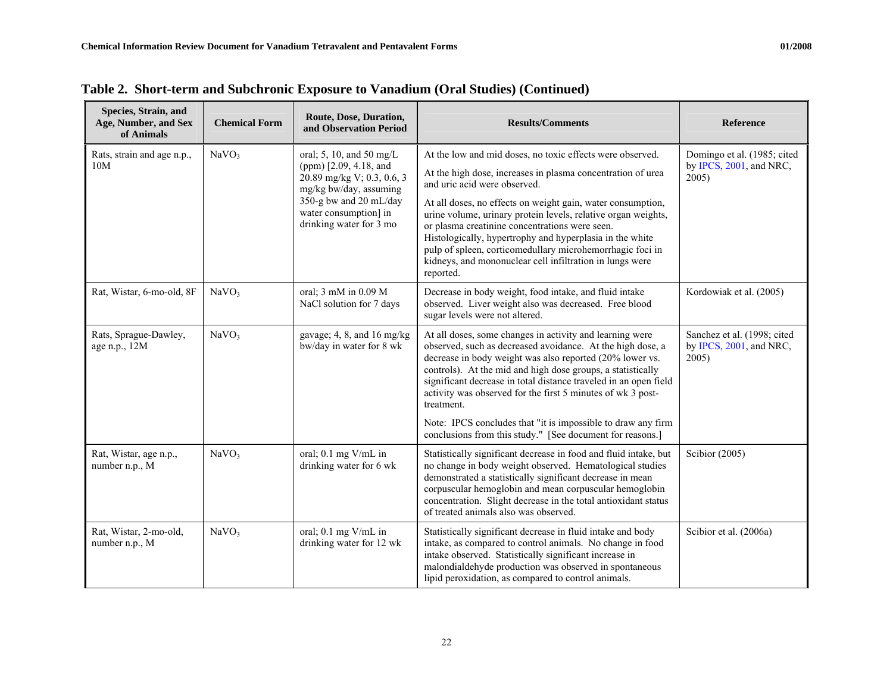## Table 2. Short-term and Subchronic Exposure to Vanadium (Oral Studies) (Continued)

| Species, Strain, and Age, Number, and Sex of Animals | Chemical Form | Route, Dose, Duration, and Observation Period | Results/Comments | Reference |
|---|---|---|---|---|
| Rats, strain and age n.p., 10M | $NaVO_3$ | oral; 5, 10, and 50 mg/L (ppm) [2.09, 4.18, and 20.89 mg/kg V; 0.3, 0.6, 3 mg/kg bw/day, assuming 350-g bw and 20 mL/day water consumption] in drinking water for 3 mo | At the low and mid doses, no toxic effects were observed.<br><br>At the high dose, increases in plasma concentration of urea and uric acid were observed.<br><br>At all doses, no effects on weight gain, water consumption, urine volume, urinary protein levels, relative organ weights, or plasma creatinine concentrations were seen. Histologically, hypertrophy and hyperplasia in the white pulp of spleen, corticomedullary microhemorrhagic foci in kidneys, and mononuclear cell infiltration in lungs were reported. | Domingo et al. (1985; cited by IPCS, 2001, and NRC, 2005) |
| Rat, Wistar, 6-mo-old, 8F | $NaVO_3$ | oral; 3 mM in 0.09 M NaCl solution for 7 days | Decrease in body weight, food intake, and fluid intake observed. Liver weight also was decreased. Free blood sugar levels were not altered. | Kordowiak et al. (2005) |
| Rats, Sprague-Dawley, age n.p., 12M | $NaVO_3$ | gavage; 4, 8, and 16 mg/kg bw/day in water for 8 wk | At all doses, some changes in activity and learning were observed, such as decreased avoidance. At the high dose, a decrease in body weight was also reported (20% lower vs. controls). At the mid and high dose groups, a statistically significant decrease in total distance traveled in an open field activity was observed for the first 5 minutes of wk 3 post-treatment.<br><br>Note: IPCS concludes that "it is impossible to draw any firm conclusions from this study." [See document for reasons.] | Sanchez et al. (1998; cited by IPCS, 2001, and NRC, 2005) |
| Rat, Wistar, age n.p., number n.p., M | $NaVO_3$ | oral; 0.1 mg V/mL in drinking water for 6 wk | Statistically significant decrease in food and fluid intake, but no change in body weight observed. Hematological studies demonstrated a statistically significant decrease in mean corpuscular hemoglobin and mean corpuscular hemoglobin concentration. Slight decrease in the total antioxidant status of treated animals also was observed. | Scibior (2005) |
| Rat, Wistar, 2-mo-old, number n.p., M | $NaVO_3$ | oral; 0.1 mg V/mL in drinking water for 12 wk | Statistically significant decrease in fluid intake and body intake, as compared to control animals. No change in food intake observed. Statistically significant increase in malondialdehyde production was observed in spontaneous lipid peroxidation, as compared to control animals. | Scibior et al. (2006a) |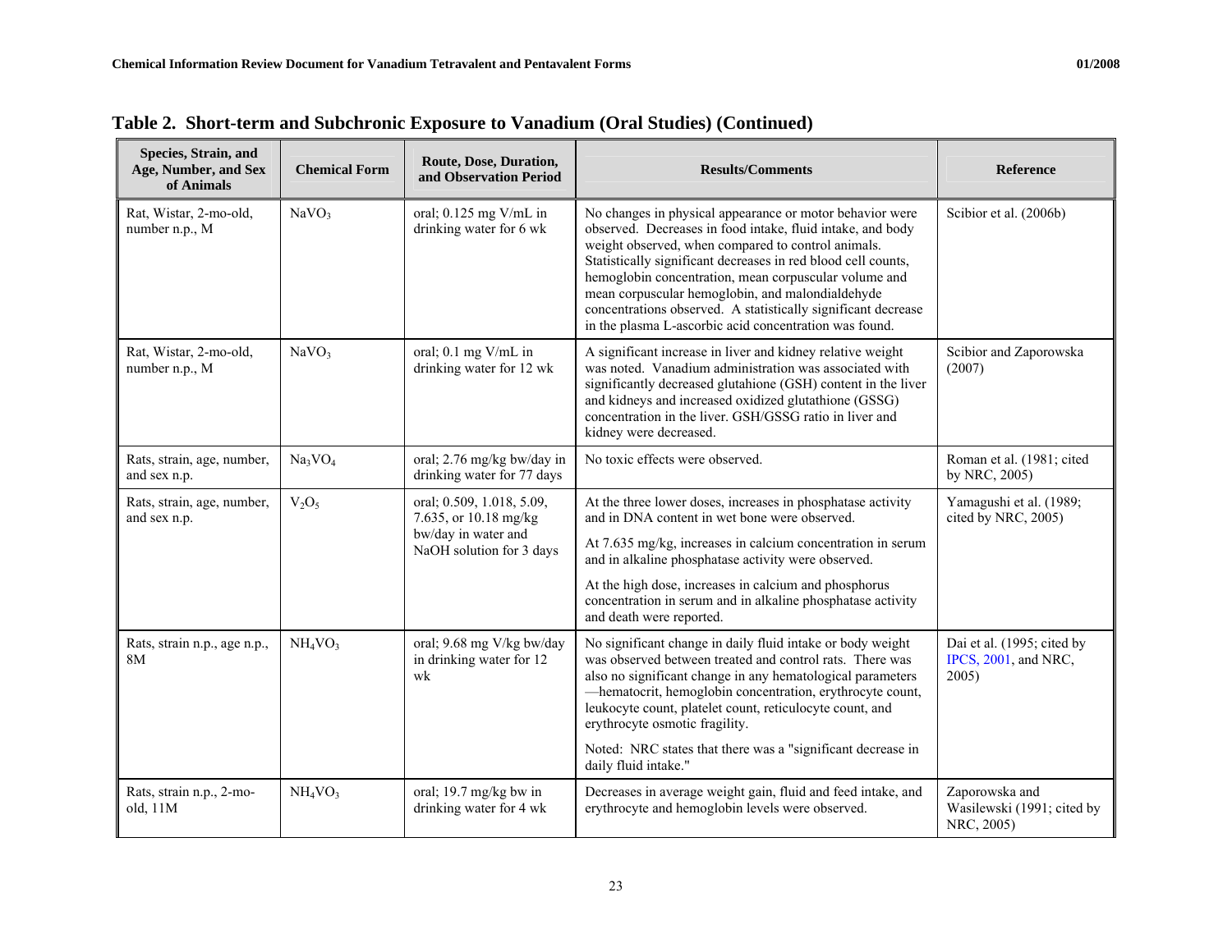## Table 2. Short-term and Subchronic Exposure to Vanadium (Oral Studies) (Continued)

| Species, Strain, and Age, Number, and Sex of Animals | Chemical Form | Route, Dose, Duration, and Observation Period | Results/Comments | Reference |
|---|---|---|---|---|
| Rat, Wistar, 2-mo-old, number n.p., M | $NaVO_3$ | oral; 0.125 mg V/mL in drinking water for 6 wk | No changes in physical appearance or motor behavior were observed. Decreases in food intake, fluid intake, and body weight observed, when compared to control animals. Statistically significant decreases in red blood cell counts, hemoglobin concentration, mean corpuscular volume and mean corpuscular hemoglobin, and malondialdehyde concentrations observed. A statistically significant decrease in the plasma L-ascorbic acid concentration was found. | Scibior et al. (2006b) |
| Rat, Wistar, 2-mo-old, number n.p., M | $NaVO_3$ | oral; 0.1 mg V/mL in drinking water for 12 wk | A significant increase in liver and kidney relative weight was noted. Vanadium administration was associated with significantly decreased glutahione (GSH) content in the liver and kidneys and increased oxidized glutathione (GSSG) concentration in the liver. GSH/GSSG ratio in liver and kidney were decreased. | Scibior and Zaporowska (2007) |
| Rats, strain, age, number, and sex n.p. | $Na_3VO_4$ | oral; 2.76 mg/kg bw/day in drinking water for 77 days | No toxic effects were observed. | Roman et al. (1981; cited by NRC, 2005) |
| Rats, strain, age, number, and sex n.p. | $V_2O_5$ | oral; 0.509, 1.018, 5.09, 7.635, or 10.18 mg/kg bw/day in water and NaOH solution for 3 days | At the three lower doses, increases in phosphatase activity and in DNA content in wet bone were observed.<br><br>At 7.635 mg/kg, increases in calcium concentration in serum and in alkaline phosphatase activity were observed.<br><br>At the high dose, increases in calcium and phosphorus concentration in serum and in alkaline phosphatase activity and death were reported. | Yamagushi et al. (1989; cited by NRC, 2005) |
| Rats, strain n.p., age n.p., 8M | $NH_4VO_3$ | oral; 9.68 mg V/kg bw/day in drinking water for 12 wk | No significant change in daily fluid intake or body weight was observed between treated and control rats. There was also no significant change in any hematological parameters —hematocrit, hemoglobin concentration, erythrocyte count, leukocyte count, platelet count, reticulocyte count, and erythrocyte osmotic fragility.<br><br>Noted: NRC states that there was a "significant decrease in daily fluid intake." | Dai et al. (1995; cited by IPCS, 2001, and NRC, 2005) |
| Rats, strain n.p., 2-mo-old, 11M | $NH_4VO_3$ | oral; 19.7 mg/kg bw in drinking water for 4 wk | Decreases in average weight gain, fluid and feed intake, and erythrocyte and hemoglobin levels were observed. | Zaporowska and Wasilewski (1991; cited by NRC, 2005) |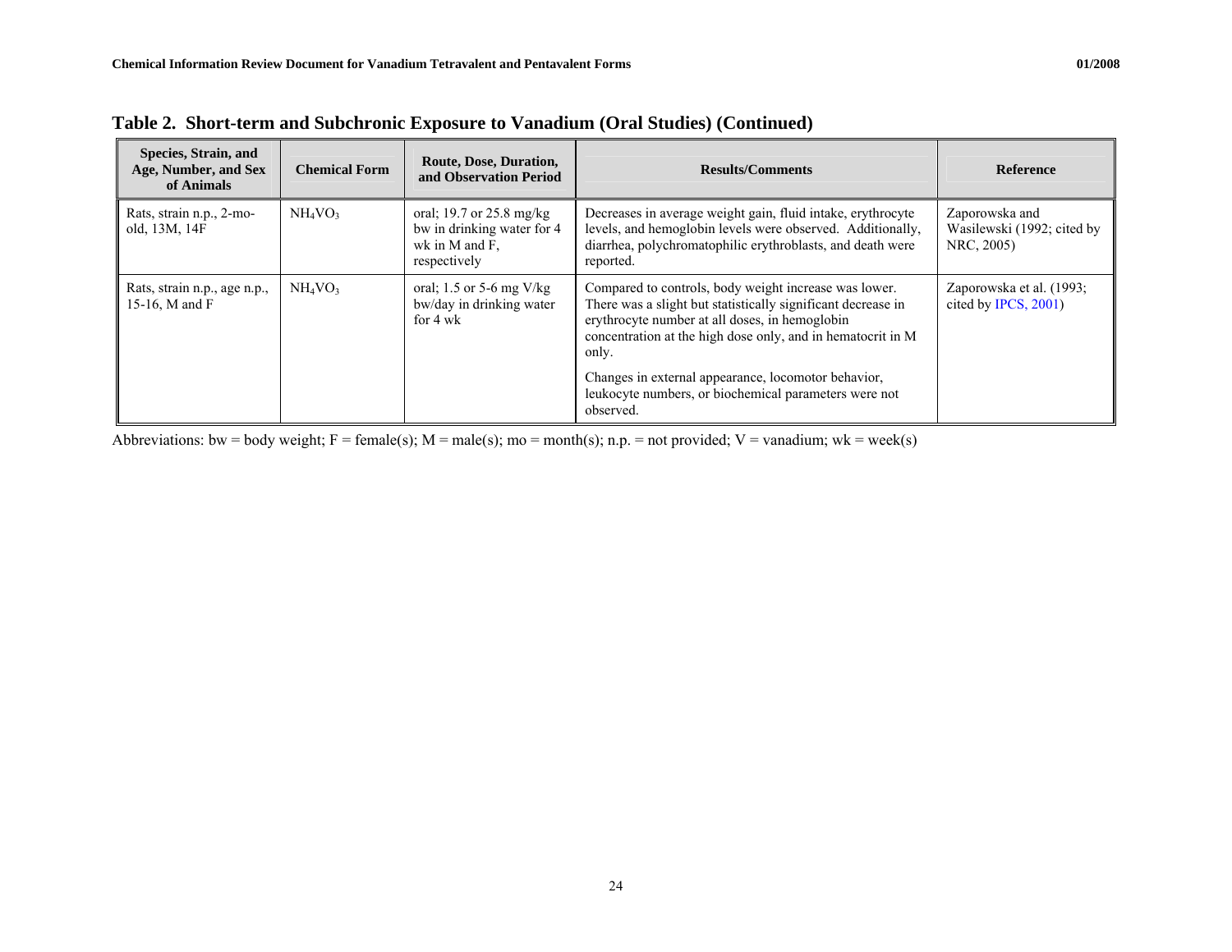**Table 2. Short-term and Subchronic Exposure to Vanadium (Oral Studies) (Continued)**

| Species, Strain, and Age, Number, and Sex of Animals | Chemical Form | Route, Dose, Duration, and Observation Period | Results/Comments | Reference |
|---|---|---|---|---|
| Rats, strain n.p., 2-mo-old, 13M, 14F | $NH_4VO_3$ | oral; 19.7 or 25.8 mg/kg bw in drinking water for 4 wk in M and F, respectively | Decreases in average weight gain, fluid intake, erythrocyte levels, and hemoglobin levels were observed. Additionally, diarrhea, polychromatophilic erythroblasts, and death were reported. | Zaporowska and Wasilewski (1992; cited by NRC, 2005) |
| Rats, strain n.p., age n.p., 15-16, M and F | $NH_4VO_3$ | oral; 1.5 or 5-6 mg V/kg bw/day in drinking water for 4 wk | Compared to controls, body weight increase was lower. There was a slight but statistically significant decrease in erythrocyte number at all doses, in hemoglobin concentration at the high dose only, and in hematocrit in M only.<br><br>Changes in external appearance, locomotor behavior, leukocyte numbers, or biochemical parameters were not observed. | Zaporowska et al. (1993; cited by IPCS, 2001) |

Abbreviations: bw = body weight; F = female(s); M = male(s); mo = month(s); n.p. = not provided; V = vanadium; wk = week(s)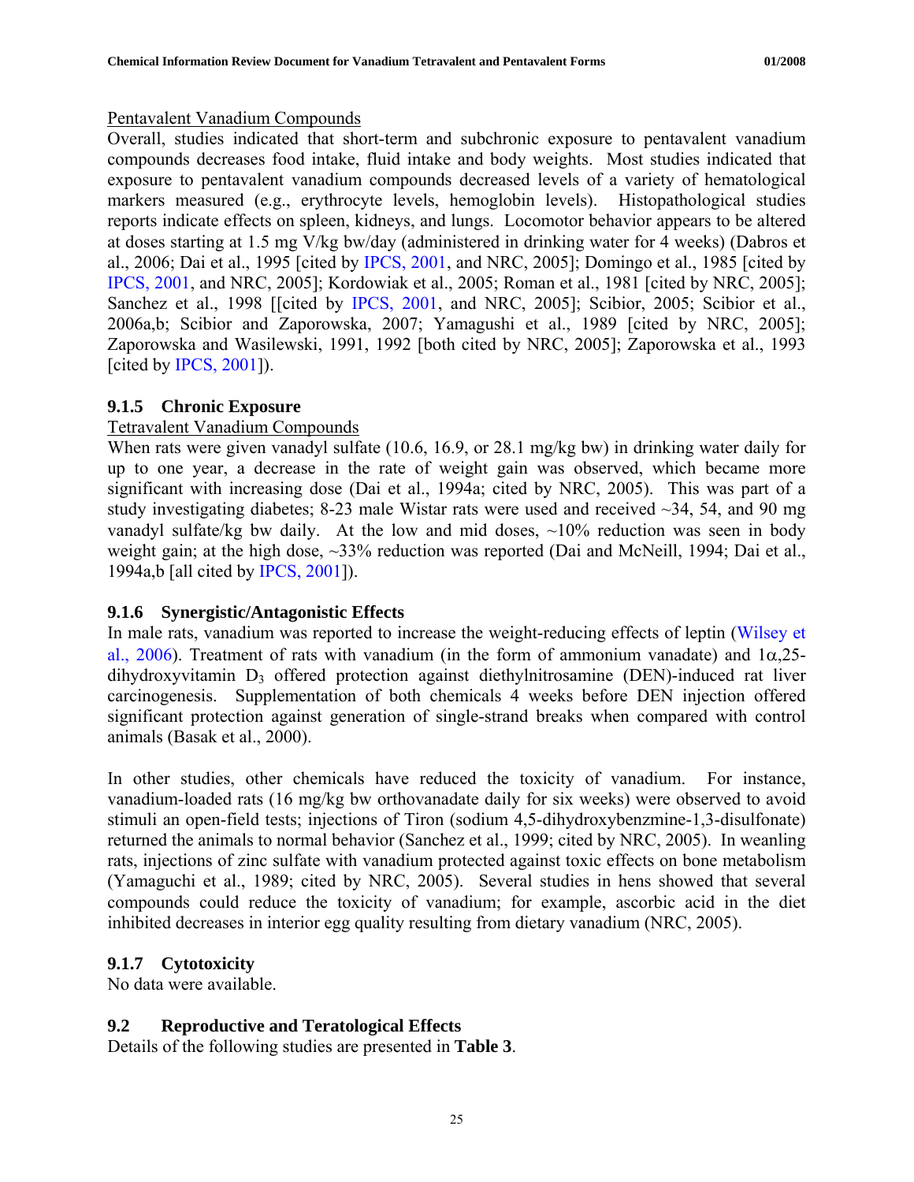Pentavalent Vanadium Compounds

Overall, studies indicated that short-term and subchronic exposure to pentavalent vanadium compounds decreases food intake, fluid intake and body weights. Most studies indicated that exposure to pentavalent vanadium compounds decreased levels of a variety of hematological markers measured (e.g., erythrocyte levels, hemoglobin levels). Histopathological studies reports indicate effects on spleen, kidneys, and lungs. Locomotor behavior appears to be altered at doses starting at 1.5 mg V/kg bw/day (administered in drinking water for 4 weeks) (Dabros et al., 2006; Dai et al., 1995 [cited by IPCS, 2001, and NRC, 2005]; Domingo et al., 1985 [cited by IPCS, 2001, and NRC, 2005]; Kordowiak et al., 2005; Roman et al., 1981 [cited by NRC, 2005]; Sanchez et al., 1998 [[cited by IPCS, 2001, and NRC, 2005]; Scibior, 2005; Scibior et al., 2006a,b; Scibior and Zaporowska, 2007; Yamagushi et al., 1989 [cited by NRC, 2005]; Zaporowska and Wasilewski, 1991, 1992 [both cited by NRC, 2005]; Zaporowska et al., 1993 [cited by IPCS, 2001]).

### 9.1.5 Chronic Exposure

Tetravalent Vanadium Compounds

When rats were given vanadyl sulfate (10.6, 16.9, or 28.1 mg/kg bw) in drinking water daily for up to one year, a decrease in the rate of weight gain was observed, which became more significant with increasing dose (Dai et al., 1994a; cited by NRC, 2005). This was part of a study investigating diabetes; 8-23 male Wistar rats were used and received ~34, 54, and 90 mg vanadyl sulfate/kg bw daily. At the low and mid doses, ~10% reduction was seen in body weight gain; at the high dose, ~33% reduction was reported (Dai and McNeill, 1994; Dai et al., 1994a,b [all cited by IPCS, 2001]).

### 9.1.6 Synergistic/Antagonistic Effects

In male rats, vanadium was reported to increase the weight-reducing effects of leptin (Wilsey et al., 2006). Treatment of rats with vanadium (in the form of ammonium vanadate) and $1\alpha$,25-dihydroxyvitamin $D_3$ offered protection against diethylnitrosamine (DEN)-induced rat liver carcinogenesis. Supplementation of both chemicals 4 weeks before DEN injection offered significant protection against generation of single-strand breaks when compared with control animals (Basak et al., 2000).

In other studies, other chemicals have reduced the toxicity of vanadium. For instance, vanadium-loaded rats (16 mg/kg bw orthovanadate daily for six weeks) were observed to avoid stimuli an open-field tests; injections of Tiron (sodium 4,5-dihydroxybenzmine-1,3-disulfonate) returned the animals to normal behavior (Sanchez et al., 1999; cited by NRC, 2005). In weanling rats, injections of zinc sulfate with vanadium protected against toxic effects on bone metabolism (Yamaguchi et al., 1989; cited by NRC, 2005). Several studies in hens showed that several compounds could reduce the toxicity of vanadium; for example, ascorbic acid in the diet inhibited decreases in interior egg quality resulting from dietary vanadium (NRC, 2005).

### 9.1.7 Cytotoxicity

No data were available.

## 9.2 Reproductive and Teratological Effects

Details of the following studies are presented in **Table 3**.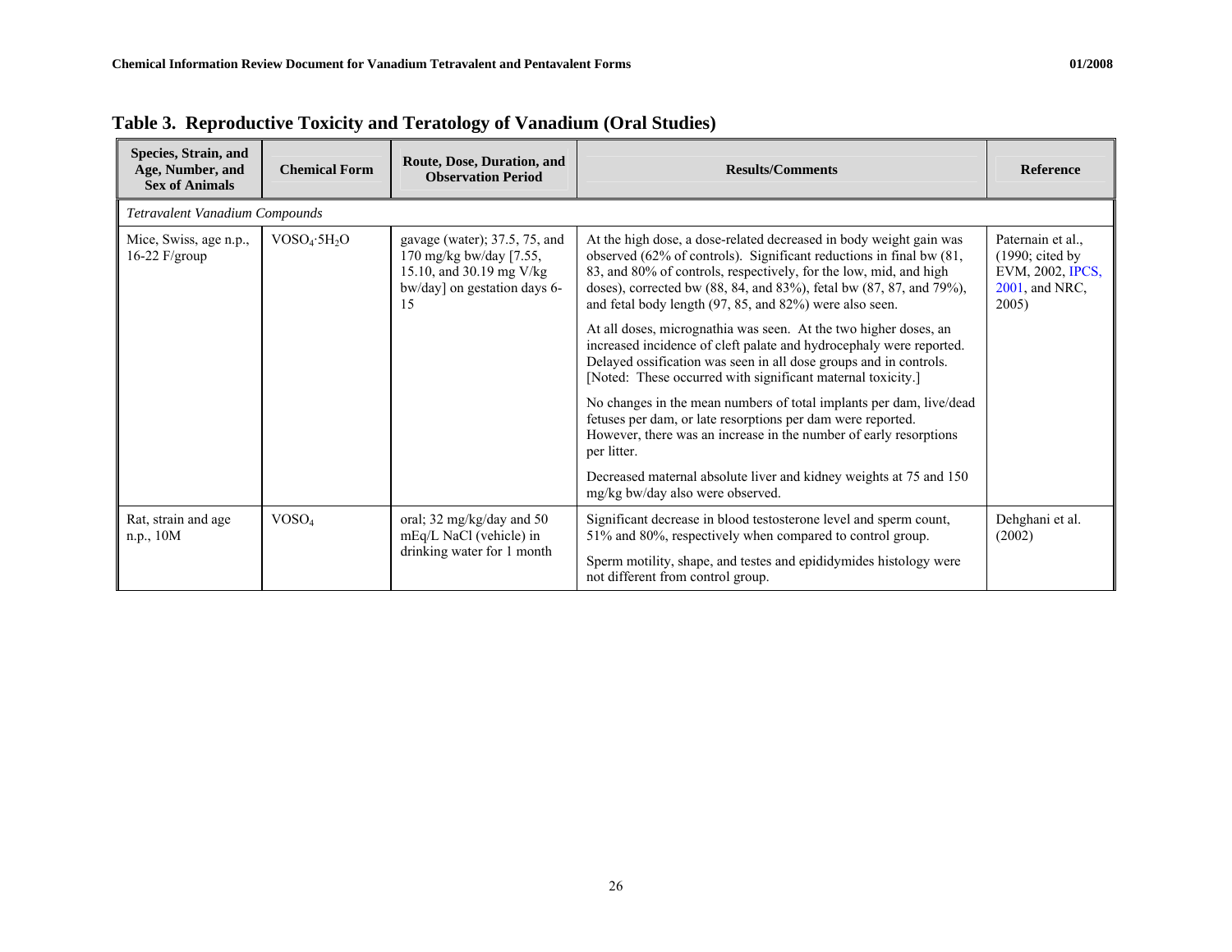# Table 3. Reproductive Toxicity and Teratology of Vanadium (Oral Studies)

| Species, Strain, and Age, Number, and Sex of Animals | Chemical Form | Route, Dose, Duration, and Observation Period | Results/Comments | Reference |
|---|---|---|---|---|
| *Tetravalent Vanadium Compounds* | | | | |
| Mice, Swiss, age n.p., 16-22 F/group | $VOSO_4 \cdot 5H_2O$ | gavage (water); 37.5, 75, and 170 mg/kg bw/day [7.55, 15.10, and 30.19 mg V/kg bw/day] on gestation days 6-15 | At the high dose, a dose-related decreased in body weight gain was observed (62% of controls). Significant reductions in final bw (81, 83, and 80% of controls, respectively, for the low, mid, and high doses), corrected bw (88, 84, and 83%), fetal bw (87, 87, and 79%), and fetal body length (97, 85, and 82%) were also seen.<br><br>At all doses, micrognathia was seen. At the two higher doses, an increased incidence of cleft palate and hydrocephaly were reported. Delayed ossification was seen in all dose groups and in controls. [Noted: These occurred with significant maternal toxicity.]<br><br>No changes in the mean numbers of total implants per dam, live/dead fetuses per dam, or late resorptions per dam were reported. However, there was an increase in the number of early resorptions per litter.<br><br>Decreased maternal absolute liver and kidney weights at 75 and 150 mg/kg bw/day also were observed. | Paternain et al., (1990; cited by EVM, 2002, IPCS, 2001, and NRC, 2005) |
| Rat, strain and age n.p., 10M | $VOSO_4$ | oral; 32 mg/kg/day and 50 mEq/L NaCl (vehicle) in drinking water for 1 month | Significant decrease in blood testosterone level and sperm count, 51% and 80%, respectively when compared to control group.<br><br>Sperm motility, shape, and testes and epididymides histology were not different from control group. | Dehghani et al. (2002) |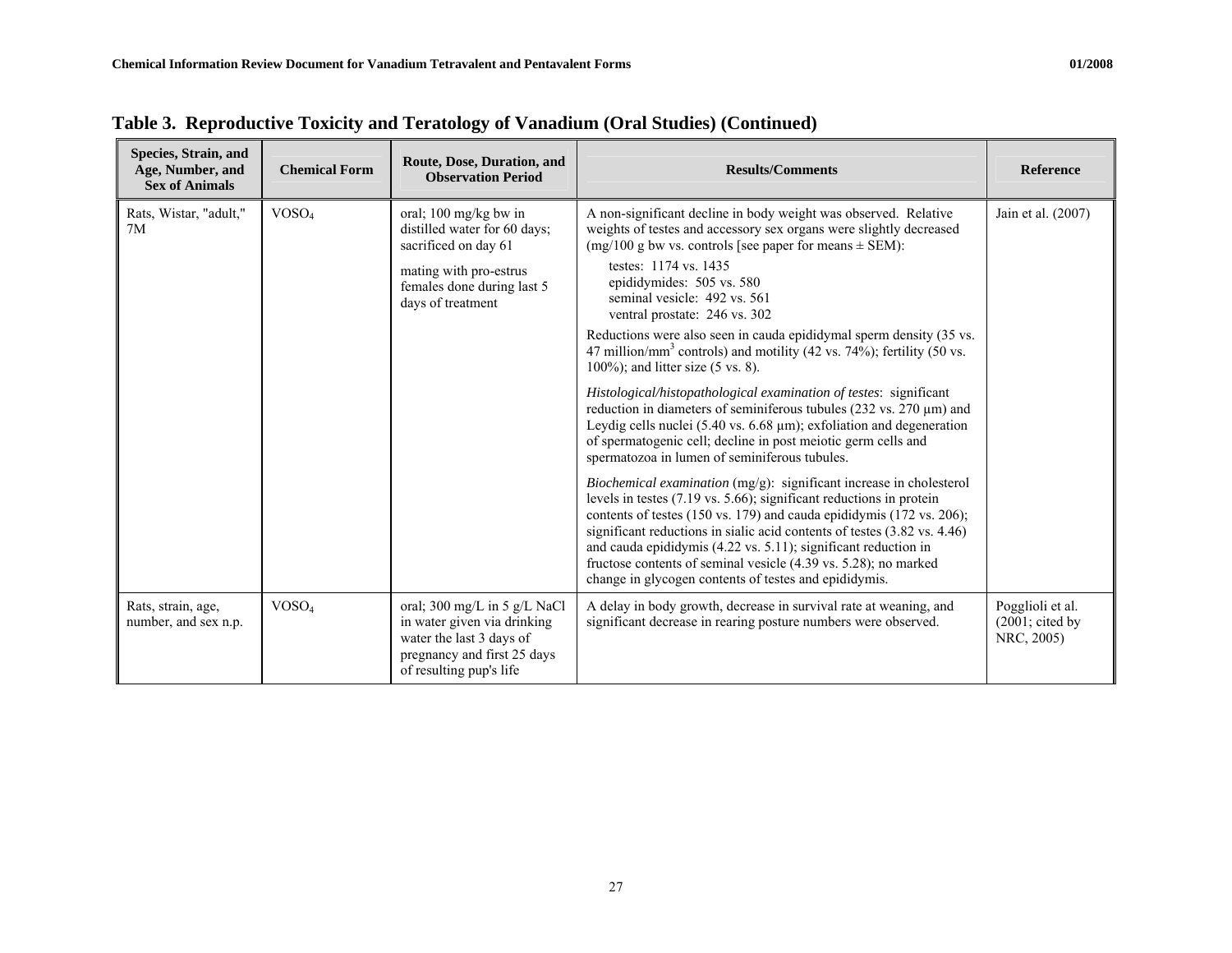## Table 3. Reproductive Toxicity and Teratology of Vanadium (Oral Studies) (Continued)

| Species, Strain, and Age, Number, and Sex of Animals | Chemical Form | Route, Dose, Duration, and Observation Period | Results/Comments | Reference |
|---|---|---|---|---|
| Rats, Wistar, "adult," 7M | $VOSO_4$ | oral; 100 mg/kg bw in distilled water for 60 days; sacrificed on day 61<br><br>mating with pro-estrus females done during last 5 days of treatment | A non-significant decline in body weight was observed. Relative weights of testes and accessory sex organs were slightly decreased (mg/100 g bw vs. controls [see paper for means ± SEM):<br>testes: 1174 vs. 1435<br>epididymides: 505 vs. 580<br>seminal vesicle: 492 vs. 561<br>ventral prostate: 246 vs. 302<br><br>Reductions were also seen in cauda epididymal sperm density (35 vs. 47 million/$mm^3$ controls) and motility (42 vs. 74%); fertility (50 vs. 100%); and litter size (5 vs. 8).<br><br>*Histological/histopathological examination of testes*: significant reduction in diameters of seminiferous tubules (232 vs. 270 µm) and Leydig cells nuclei (5.40 vs. 6.68 µm); exfoliation and degeneration of spermatogenic cell; decline in post meiotic germ cells and spermatozoa in lumen of seminiferous tubules.<br><br>*Biochemical examination* (mg/g): significant increase in cholesterol levels in testes (7.19 vs. 5.66); significant reductions in protein contents of testes (150 vs. 179) and cauda epididymis (172 vs. 206); significant reductions in sialic acid contents of testes (3.82 vs. 4.46) and cauda epididymis (4.22 vs. 5.11); significant reduction in fructose contents of seminal vesicle (4.39 vs. 5.28); no marked change in glycogen contents of testes and epididymis. | Jain et al. (2007) |
| Rats, strain, age, number, and sex n.p. | $VOSO_4$ | oral; 300 mg/L in 5 g/L NaCl in water given via drinking water the last 3 days of pregnancy and first 25 days of resulting pup's life | A delay in body growth, decrease in survival rate at weaning, and significant decrease in rearing posture numbers were observed. | Pogglioli et al. (2001; cited by NRC, 2005) |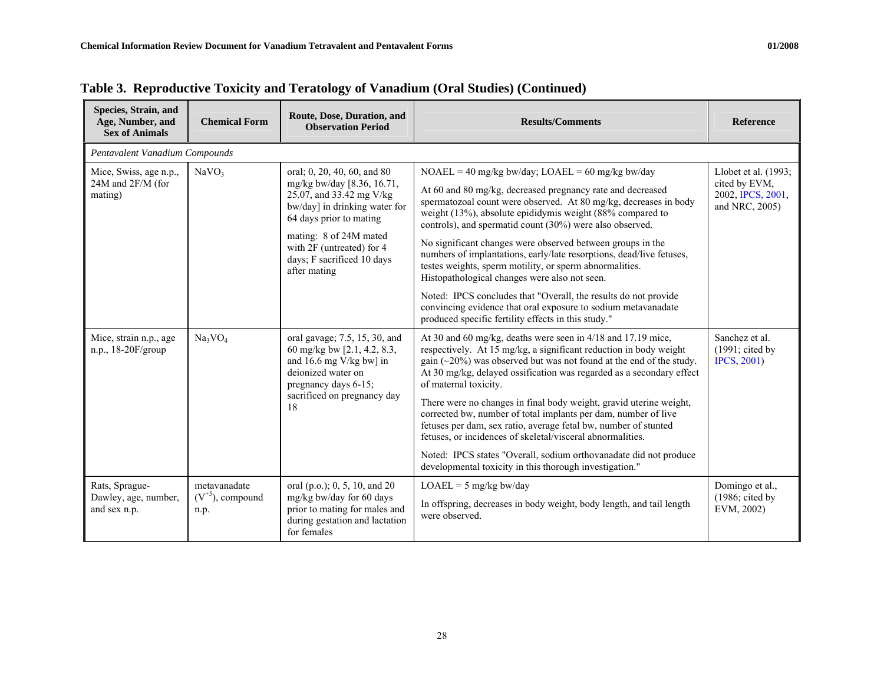**Table 3. Reproductive Toxicity and Teratology of Vanadium (Oral Studies) (Continued)**

| Species, Strain, and Age, Number, and Sex of Animals | Chemical Form | Route, Dose, Duration, and Observation Period | Results/Comments | Reference |
|---|---|---|---|---|
| *Pentavalent Vanadium Compounds* | | | | |
| Mice, Swiss, age n.p., 24M and 2F/M (for mating) | $NaVO_3$ | oral; 0, 20, 40, 60, and 80 mg/kg bw/day [8.36, 16.71, 25.07, and 33.42 mg V/kg bw/day] in drinking water for 64 days prior to mating<br><br>mating: 8 of 24M mated with 2F (untreated) for 4 days; F sacrificed 10 days after mating | NOAEL = 40 mg/kg bw/day; LOAEL = 60 mg/kg bw/day<br><br>At 60 and 80 mg/kg, decreased pregnancy rate and decreased spermatozoal count were observed. At 80 mg/kg, decreases in body weight (13%), absolute epididymis weight (88% compared to controls), and spermatid count (30%) were also observed.<br><br>No significant changes were observed between groups in the numbers of implantations, early/late resorptions, dead/live fetuses, testes weights, sperm motility, or sperm abnormalities. Histopathological changes were also not seen.<br><br>Noted: IPCS concludes that "Overall, the results do not provide convincing evidence that oral exposure to sodium metavanadate produced specific fertility effects in this study." | Llobet et al. (1993; cited by EVM, 2002, IPCS, 2001, and NRC, 2005) |
| Mice, strain n.p., age n.p., 18-20F/group | $Na_3VO_4$ | oral gavage; 7.5, 15, 30, and 60 mg/kg bw [2.1, 4.2, 8.3, and 16.6 mg V/kg bw] in deionized water on pregnancy days 6-15; sacrificed on pregnancy day 18 | At 30 and 60 mg/kg, deaths were seen in 4/18 and 17.19 mice, respectively. At 15 mg/kg, a significant reduction in body weight gain (~20%) was observed but was not found at the end of the study. At 30 mg/kg, delayed ossification was regarded as a secondary effect of maternal toxicity.<br><br>There were no changes in final body weight, gravid uterine weight, corrected bw, number of total implants per dam, number of live fetuses per dam, sex ratio, average fetal bw, number of stunted fetuses, or incidences of skeletal/visceral abnormalities.<br><br>Noted: IPCS states "Overall, sodium orthovanadate did not produce developmental toxicity in this thorough investigation." | Sanchez et al. (1991; cited by IPCS, 2001) |
| Rats, Sprague-Dawley, age, number, and sex n.p. | metavanadate ($V^{+5}$), compound n.p. | oral (p.o.); 0, 5, 10, and 20 mg/kg bw/day for 60 days prior to mating for males and during gestation and lactation for females | LOAEL = 5 mg/kg bw/day<br><br>In offspring, decreases in body weight, body length, and tail length were observed. | Domingo et al., (1986; cited by EVM, 2002) |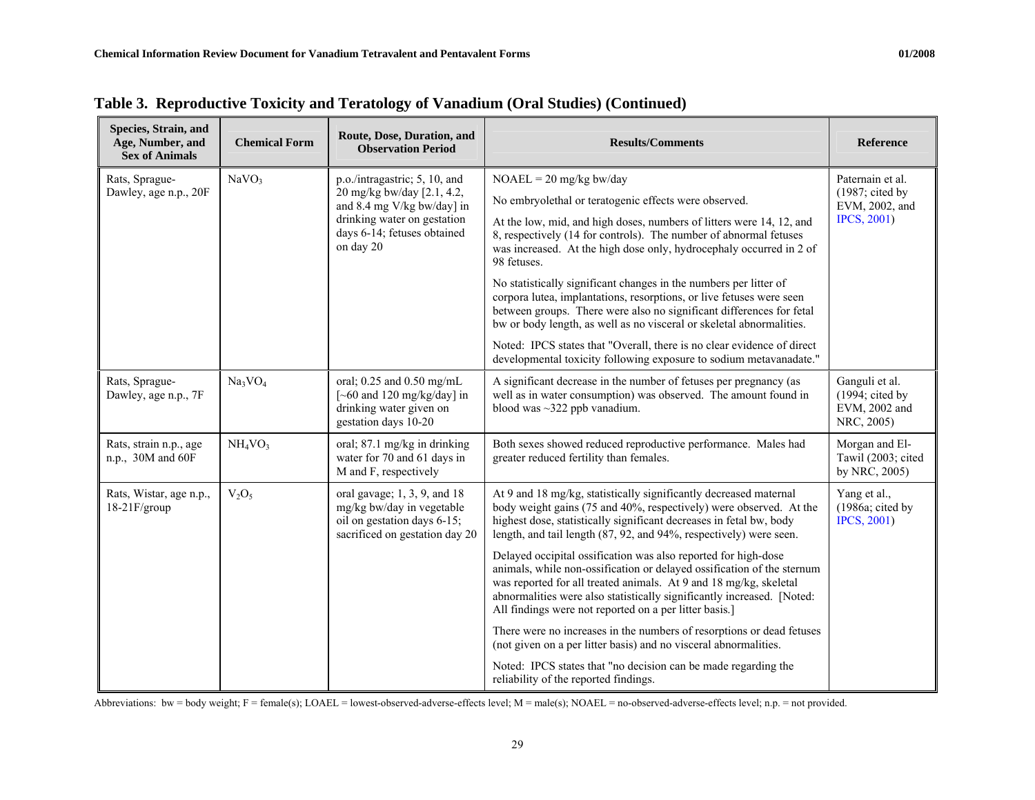## Table 3. Reproductive Toxicity and Teratology of Vanadium (Oral Studies) (Continued)

| Species, Strain, and Age, Number, and Sex of Animals | Chemical Form | Route, Dose, Duration, and Observation Period | Results/Comments | Reference |
|---|---|---|---|---|
| Rats, Sprague-Dawley, age n.p., 20F | $NaVO_3$ | p.o./intragastric; 5, 10, and 20 mg/kg bw/day [2.1, 4.2, and 8.4 mg V/kg bw/day] in drinking water on gestation days 6-14; fetuses obtained on day 20 | NOAEL = 20 mg/kg bw/day<br><br>No embryolethal or teratogenic effects were observed.<br><br>At the low, mid, and high doses, numbers of litters were 14, 12, and 8, respectively (14 for controls). The number of abnormal fetuses was increased. At the high dose only, hydrocephaly occurred in 2 of 98 fetuses.<br><br>No statistically significant changes in the numbers per litter of corpora lutea, implantations, resorptions, or live fetuses were seen between groups. There were also no significant differences for fetal bw or body length, as well as no visceral or skeletal abnormalities.<br><br>Noted: IPCS states that "Overall, there is no clear evidence of direct developmental toxicity following exposure to sodium metavanadate." | Paternain et al. (1987; cited by EVM, 2002, and IPCS, 2001) |
| Rats, Sprague-Dawley, age n.p., 7F | $Na_3VO_4$ | oral; 0.25 and 0.50 mg/mL [~60 and 120 mg/kg/day] in drinking water given on gestation days 10-20 | A significant decrease in the number of fetuses per pregnancy (as well as in water consumption) was observed. The amount found in blood was ~322 ppb vanadium. | Ganguli et al. (1994; cited by EVM, 2002 and NRC, 2005) |
| Rats, strain n.p., age n.p., 30M and 60F | $NH_4VO_3$ | oral; 87.1 mg/kg in drinking water for 70 and 61 days in M and F, respectively | Both sexes showed reduced reproductive performance. Males had greater reduced fertility than females. | Morgan and El-Tawil (2003; cited by NRC, 2005) |
| Rats, Wistar, age n.p., 18-21F/group | $V_2O_5$ | oral gavage; 1, 3, 9, and 18 mg/kg bw/day in vegetable oil on gestation days 6-15; sacrificed on gestation day 20 | At 9 and 18 mg/kg, statistically significantly decreased maternal body weight gains (75 and 40%, respectively) were observed. At the highest dose, statistically significant decreases in fetal bw, body length, and tail length (87, 92, and 94%, respectively) were seen.<br><br>Delayed occipital ossification was also reported for high-dose animals, while non-ossification or delayed ossification of the sternum was reported for all treated animals. At 9 and 18 mg/kg, skeletal abnormalities were also statistically significantly increased. [Noted: All findings were not reported on a per litter basis.]<br><br>There were no increases in the numbers of resorptions or dead fetuses (not given on a per litter basis) and no visceral abnormalities.<br><br>Noted: IPCS states that "no decision can be made regarding the reliability of the reported findings. | Yang et al., (1986a; cited by IPCS, 2001) |

Abbreviations: bw = body weight; F = female(s); LOAEL = lowest-observed-adverse-effects level; M = male(s); NOAEL = no-observed-adverse-effects level; n.p. = not provided.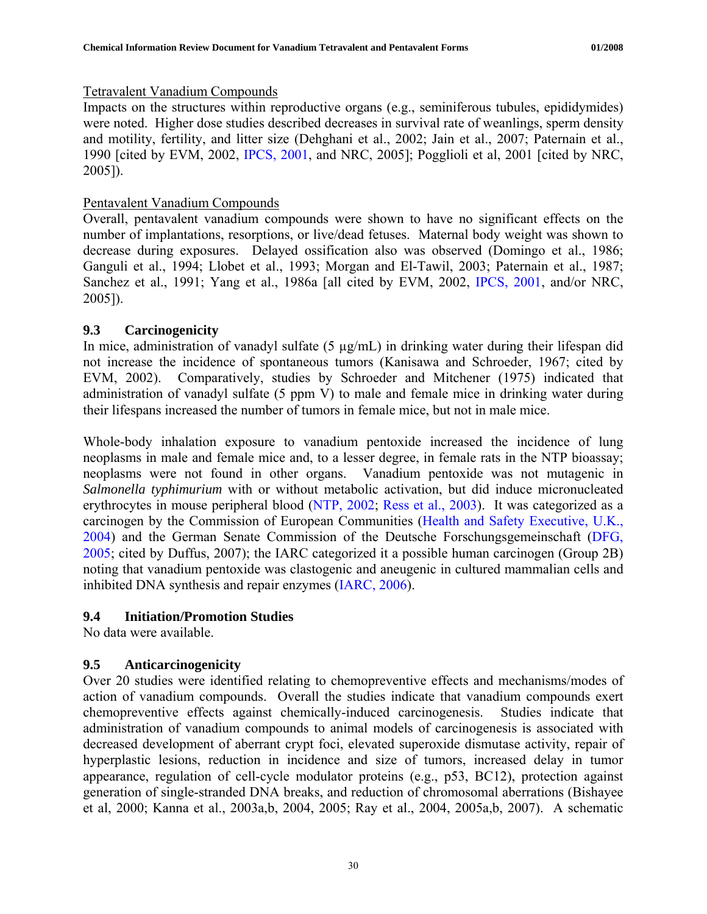Tetravalent Vanadium Compounds

Impacts on the structures within reproductive organs (e.g., seminiferous tubules, epididymides) were noted. Higher dose studies described decreases in survival rate of weanlings, sperm density and motility, fertility, and litter size (Dehghani et al., 2002; Jain et al., 2007; Paternain et al., 1990 [cited by EVM, 2002, IPCS, 2001, and NRC, 2005]; Pogglioli et al, 2001 [cited by NRC, 2005]).

Pentavalent Vanadium Compounds

Overall, pentavalent vanadium compounds were shown to have no significant effects on the number of implantations, resorptions, or live/dead fetuses. Maternal body weight was shown to decrease during exposures. Delayed ossification also was observed (Domingo et al., 1986; Ganguli et al., 1994; Llobet et al., 1993; Morgan and El-Tawil, 2003; Paternain et al., 1987; Sanchez et al., 1991; Yang et al., 1986a [all cited by EVM, 2002, IPCS, 2001, and/or NRC, 2005]).

### 9.3 Carcinogenicity

In mice, administration of vanadyl sulfate (5 µg/mL) in drinking water during their lifespan did not increase the incidence of spontaneous tumors (Kanisawa and Schroeder, 1967; cited by EVM, 2002). Comparatively, studies by Schroeder and Mitchener (1975) indicated that administration of vanadyl sulfate (5 ppm V) to male and female mice in drinking water during their lifespans increased the number of tumors in female mice, but not in male mice.

Whole-body inhalation exposure to vanadium pentoxide increased the incidence of lung neoplasms in male and female mice and, to a lesser degree, in female rats in the NTP bioassay; neoplasms were not found in other organs. Vanadium pentoxide was not mutagenic in *Salmonella typhimurium* with or without metabolic activation, but did induce micronucleated erythrocytes in mouse peripheral blood (NTP, 2002; Ress et al., 2003). It was categorized as a carcinogen by the Commission of European Communities (Health and Safety Executive, U.K., 2004) and the German Senate Commission of the Deutsche Forschungsgemeinschaft (DFG, 2005; cited by Duffus, 2007); the IARC categorized it a possible human carcinogen (Group 2B) noting that vanadium pentoxide was clastogenic and aneugenic in cultured mammalian cells and inhibited DNA synthesis and repair enzymes (IARC, 2006).

### 9.4 Initiation/Promotion Studies

No data were available.

### 9.5 Anticarcinogenicity

Over 20 studies were identified relating to chemopreventive effects and mechanisms/modes of action of vanadium compounds. Overall the studies indicate that vanadium compounds exert chemopreventive effects against chemically-induced carcinogenesis. Studies indicate that administration of vanadium compounds to animal models of carcinogenesis is associated with decreased development of aberrant crypt foci, elevated superoxide dismutase activity, repair of hyperplastic lesions, reduction in incidence and size of tumors, increased delay in tumor appearance, regulation of cell-cycle modulator proteins (e.g., p53, BC12), protection against generation of single-stranded DNA breaks, and reduction of chromosomal aberrations (Bishayee et al, 2000; Kanna et al., 2003a,b, 2004, 2005; Ray et al., 2004, 2005a,b, 2007). A schematic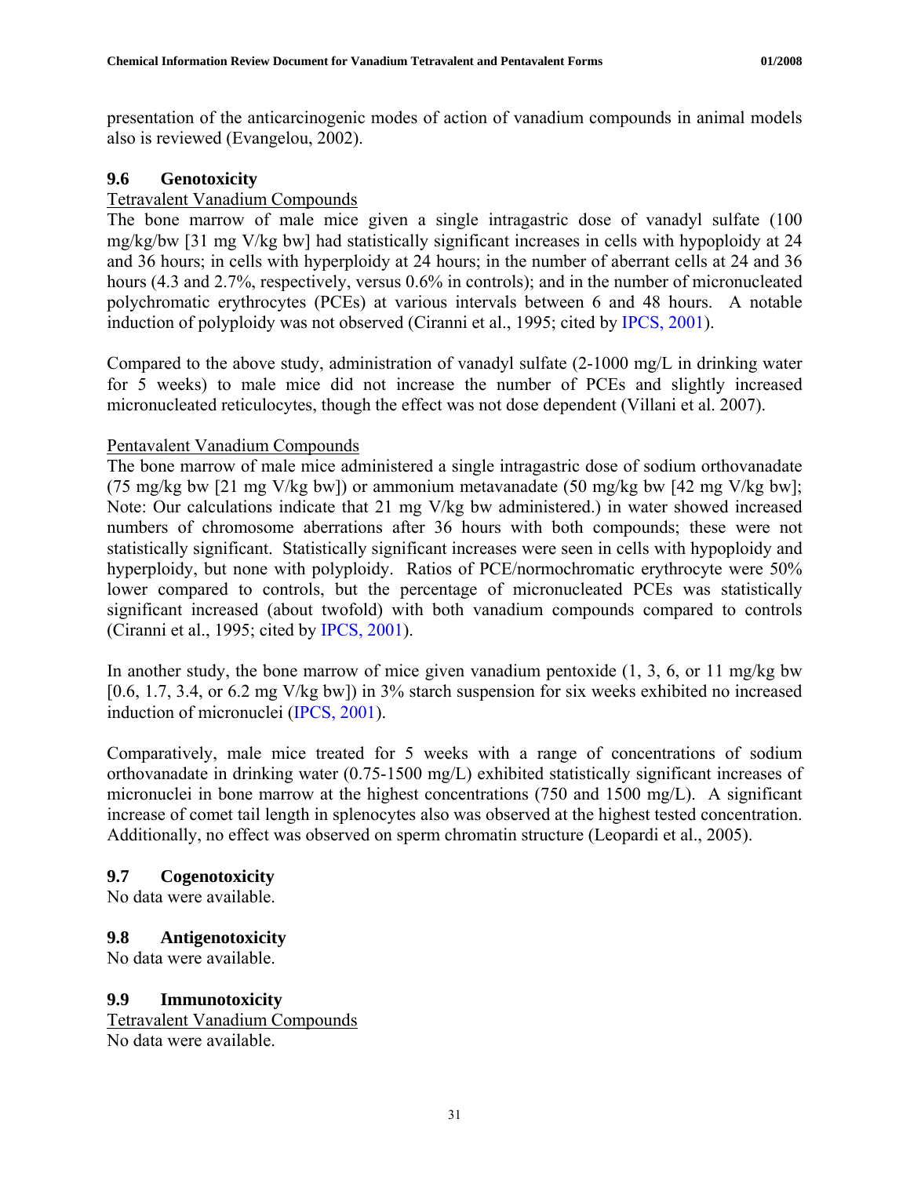presentation of the anticarcinogenic modes of action of vanadium compounds in animal models also is reviewed (Evangelou, 2002).

## 9.6 Genotoxicity

Tetravalent Vanadium Compounds

The bone marrow of male mice given a single intragastric dose of vanadyl sulfate (100 mg/kg/bw [31 mg V/kg bw] had statistically significant increases in cells with hypoploidy at 24 and 36 hours; in cells with hyperploidy at 24 hours; in the number of aberrant cells at 24 and 36 hours (4.3 and 2.7%, respectively, versus 0.6% in controls); and in the number of micronucleated polychromatic erythrocytes (PCEs) at various intervals between 6 and 48 hours. A notable induction of polyploidy was not observed (Ciranni et al., 1995; cited by IPCS, 2001).

Compared to the above study, administration of vanadyl sulfate (2-1000 mg/L in drinking water for 5 weeks) to male mice did not increase the number of PCEs and slightly increased micronucleated reticulocytes, though the effect was not dose dependent (Villani et al. 2007).

Pentavalent Vanadium Compounds

The bone marrow of male mice administered a single intragastric dose of sodium orthovanadate (75 mg/kg bw [21 mg V/kg bw]) or ammonium metavanadate (50 mg/kg bw [42 mg V/kg bw]; Note: Our calculations indicate that 21 mg V/kg bw administered.) in water showed increased numbers of chromosome aberrations after 36 hours with both compounds; these were not statistically significant. Statistically significant increases were seen in cells with hypoploidy and hyperploidy, but none with polyploidy. Ratios of PCE/normochromatic erythrocyte were 50% lower compared to controls, but the percentage of micronucleated PCEs was statistically significant increased (about twofold) with both vanadium compounds compared to controls (Ciranni et al., 1995; cited by IPCS, 2001).

In another study, the bone marrow of mice given vanadium pentoxide (1, 3, 6, or 11 mg/kg bw [0.6, 1.7, 3.4, or 6.2 mg V/kg bw]) in 3% starch suspension for six weeks exhibited no increased induction of micronuclei (IPCS, 2001).

Comparatively, male mice treated for 5 weeks with a range of concentrations of sodium orthovanadate in drinking water (0.75-1500 mg/L) exhibited statistically significant increases of micronuclei in bone marrow at the highest concentrations (750 and 1500 mg/L). A significant increase of comet tail length in splenocytes also was observed at the highest tested concentration. Additionally, no effect was observed on sperm chromatin structure (Leopardi et al., 2005).

## 9.7 Cogenotoxicity

No data were available.

## 9.8 Antigenotoxicity

No data were available.

## 9.9 Immunotoxicity

Tetravalent Vanadium Compounds

No data were available.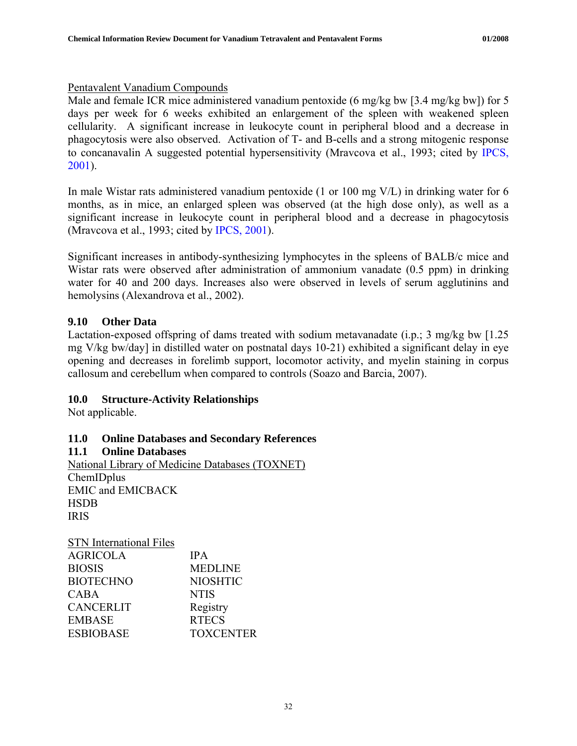Pentavalent Vanadium Compounds

Male and female ICR mice administered vanadium pentoxide (6 mg/kg bw [3.4 mg/kg bw]) for 5 days per week for 6 weeks exhibited an enlargement of the spleen with weakened spleen cellularity. A significant increase in leukocyte count in peripheral blood and a decrease in phagocytosis were also observed. Activation of T- and B-cells and a strong mitogenic response to concanavalin A suggested potential hypersensitivity (Mravcova et al., 1993; cited by IPCS, 2001).

In male Wistar rats administered vanadium pentoxide (1 or 100 mg V/L) in drinking water for 6 months, as in mice, an enlarged spleen was observed (at the high dose only), as well as a significant increase in leukocyte count in peripheral blood and a decrease in phagocytosis (Mravcova et al., 1993; cited by IPCS, 2001).

Significant increases in antibody-synthesizing lymphocytes in the spleens of BALB/c mice and Wistar rats were observed after administration of ammonium vanadate (0.5 ppm) in drinking water for 40 and 200 days. Increases also were observed in levels of serum agglutinins and hemolysins (Alexandrova et al., 2002).

### 9.10 Other Data

Lactation-exposed offspring of dams treated with sodium metavanadate (i.p.; 3 mg/kg bw [1.25 mg V/kg bw/day] in distilled water on postnatal days 10-21) exhibited a significant delay in eye opening and decreases in forelimb support, locomotor activity, and myelin staining in corpus callosum and cerebellum when compared to controls (Soazo and Barcia, 2007).

## 10.0 Structure-Activity Relationships

Not applicable.

## 11.0 Online Databases and Secondary References

### 11.1 Online Databases

National Library of Medicine Databases (TOXNET)

ChemIDplus
EMIC and EMICBACK
HSDB
IRIS

STN International Files

| | |
|---|---|
| AGRICOLA | IPA |
| BIOSIS | MEDLINE |
| BIOTECHNO | NIOSHTIC |
| CABA | NTIS |
| CANCERLIT | Registry |
| EMBASE | RTECS |
| ESBIOBASE | TOXCENTER |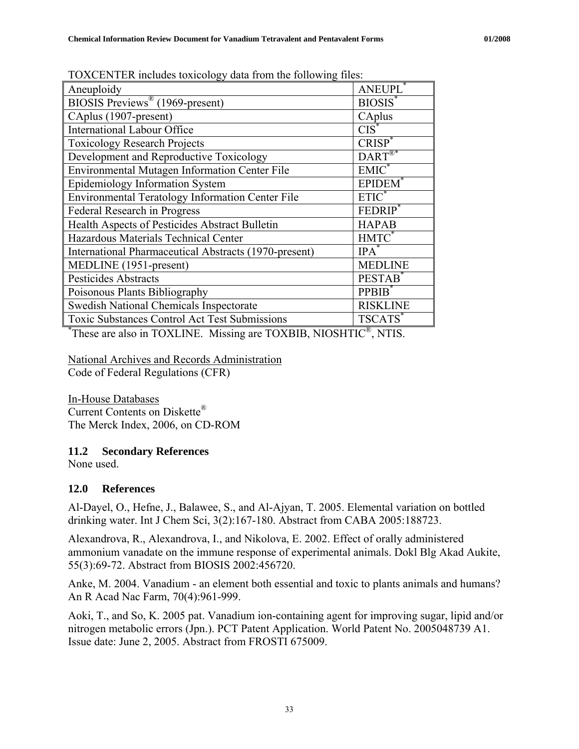TOXCENTER includes toxicology data from the following files:

| Aneuploidy | ANEUPL* |
|---|---|
| BIOSIS Previews® (1969-present) | BIOSIS* |
| CAplus (1907-present) | CAplus |
| International Labour Office | CIS* |
| Toxicology Research Projects | CRISP* |
| Development and Reproductive Toxicology | DART®* |
| Environmental Mutagen Information Center File | EMIC* |
| Epidemiology Information System | EPIDEM* |
| Environmental Teratology Information Center File | ETIC* |
| Federal Research in Progress | FEDRIP* |
| Health Aspects of Pesticides Abstract Bulletin | HAPAB |
| Hazardous Materials Technical Center | HMTC* |
| International Pharmaceutical Abstracts (1970-present) | IPA* |
| MEDLINE (1951-present) | MEDLINE |
| Pesticides Abstracts | PESTAB* |
| Poisonous Plants Bibliography | PPBIB* |
| Swedish National Chemicals Inspectorate | RISKLINE |
| Toxic Substances Control Act Test Submissions | TSCATS* |

*These are also in TOXLINE. Missing are TOXBIB, NIOSHTIC®, NTIS.

National Archives and Records Administration
Code of Federal Regulations (CFR)

In-House Databases
Current Contents on Diskette®
The Merck Index, 2006, on CD-ROM

### 11.2 Secondary References

None used.

## 12.0 References

Al-Dayel, O., Hefne, J., Balawee, S., and Al-Ajyan, T. 2005. Elemental variation on bottled drinking water. Int J Chem Sci, 3(2):167-180. Abstract from CABA 2005:188723.

Alexandrova, R., Alexandrova, I., and Nikolova, E. 2002. Effect of orally administered ammonium vanadate on the immune response of experimental animals. Dokl Blg Akad Aukite, 55(3):69-72. Abstract from BIOSIS 2002:456720.

Anke, M. 2004. Vanadium - an element both essential and toxic to plants animals and humans? An R Acad Nac Farm, 70(4):961-999.

Aoki, T., and So, K. 2005 pat. Vanadium ion-containing agent for improving sugar, lipid and/or nitrogen metabolic errors (Jpn.). PCT Patent Application. World Patent No. 2005048739 A1. Issue date: June 2, 2005. Abstract from FROSTI 675009.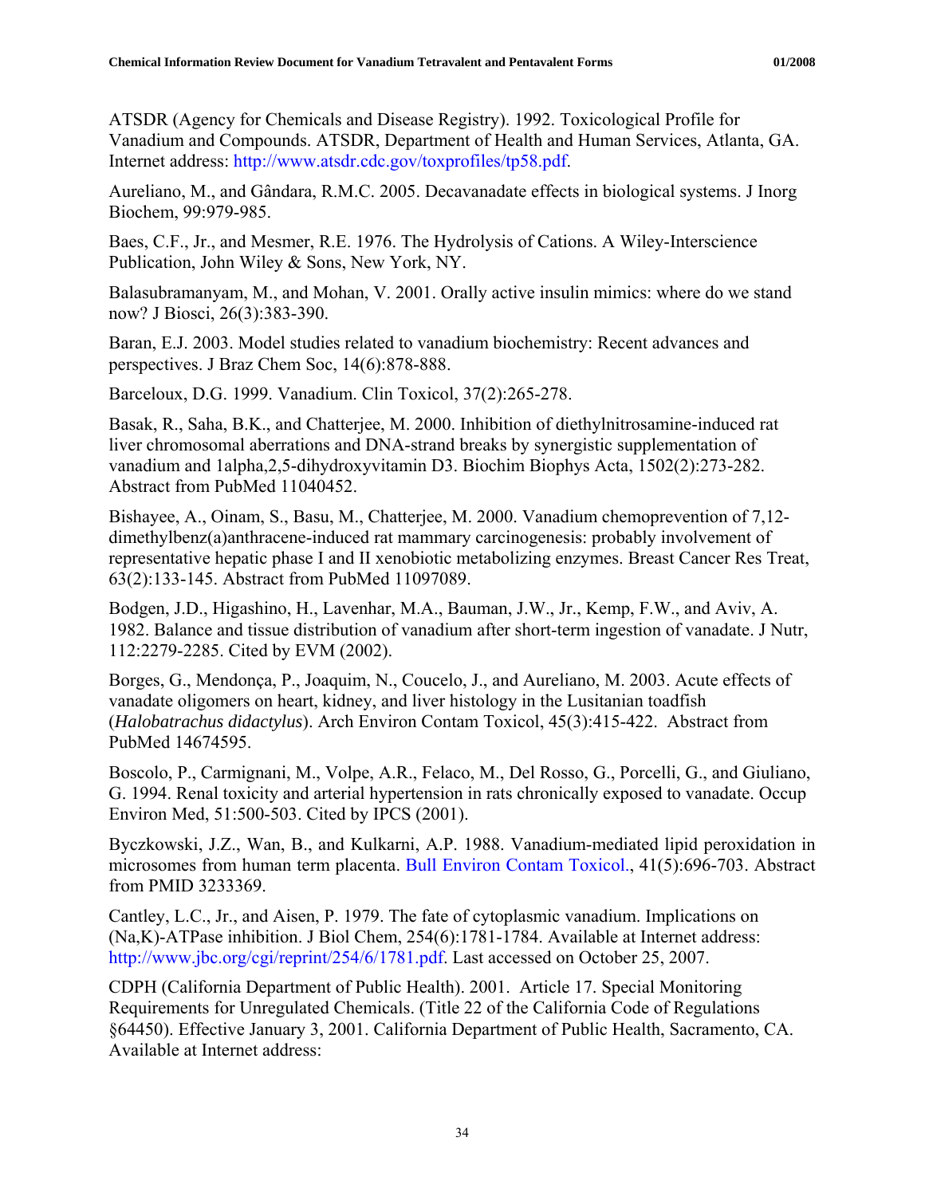ATSDR (Agency for Chemicals and Disease Registry). 1992. Toxicological Profile for Vanadium and Compounds. ATSDR, Department of Health and Human Services, Atlanta, GA. Internet address: http://www.atsdr.cdc.gov/toxprofiles/tp58.pdf.

Aureliano, M., and Gândara, R.M.C. 2005. Decavanadate effects in biological systems. J Inorg Biochem, 99:979-985.

Baes, C.F., Jr., and Mesmer, R.E. 1976. The Hydrolysis of Cations. A Wiley-Interscience Publication, John Wiley & Sons, New York, NY.

Balasubramanyam, M., and Mohan, V. 2001. Orally active insulin mimics: where do we stand now? J Biosci, 26(3):383-390.

Baran, E.J. 2003. Model studies related to vanadium biochemistry: Recent advances and perspectives. J Braz Chem Soc, 14(6):878-888.

Barceloux, D.G. 1999. Vanadium. Clin Toxicol, 37(2):265-278.

Basak, R., Saha, B.K., and Chatterjee, M. 2000. Inhibition of diethylnitrosamine-induced rat liver chromosomal aberrations and DNA-strand breaks by synergistic supplementation of vanadium and 1alpha,2,5-dihydroxyvitamin D3. Biochim Biophys Acta, 1502(2):273-282. Abstract from PubMed 11040452.

Bishayee, A., Oinam, S., Basu, M., Chatterjee, M. 2000. Vanadium chemoprevention of 7,12-dimethylbenz(a)anthracene-induced rat mammary carcinogenesis: probably involvement of representative hepatic phase I and II xenobiotic metabolizing enzymes. Breast Cancer Res Treat, 63(2):133-145. Abstract from PubMed 11097089.

Bodgen, J.D., Higashino, H., Lavenhar, M.A., Bauman, J.W., Jr., Kemp, F.W., and Aviv, A. 1982. Balance and tissue distribution of vanadium after short-term ingestion of vanadate. J Nutr, 112:2279-2285. Cited by EVM (2002).

Borges, G., Mendonça, P., Joaquim, N., Coucelo, J., and Aureliano, M. 2003. Acute effects of vanadate oligomers on heart, kidney, and liver histology in the Lusitanian toadfish (*Halobatrachus didactylus*). Arch Environ Contam Toxicol, 45(3):415-422. Abstract from PubMed 14674595.

Boscolo, P., Carmignani, M., Volpe, A.R., Felaco, M., Del Rosso, G., Porcelli, G., and Giuliano, G. 1994. Renal toxicity and arterial hypertension in rats chronically exposed to vanadate. Occup Environ Med, 51:500-503. Cited by IPCS (2001).

Byczkowski, J.Z., Wan, B., and Kulkarni, A.P. 1988. Vanadium-mediated lipid peroxidation in microsomes from human term placenta. Bull Environ Contam Toxicol., 41(5):696-703. Abstract from PMID 3233369.

Cantley, L.C., Jr., and Aisen, P. 1979. The fate of cytoplasmic vanadium. Implications on (Na,K)-ATPase inhibition. J Biol Chem, 254(6):1781-1784. Available at Internet address: http://www.jbc.org/cgi/reprint/254/6/1781.pdf. Last accessed on October 25, 2007.

CDPH (California Department of Public Health). 2001. Article 17. Special Monitoring Requirements for Unregulated Chemicals. (Title 22 of the California Code of Regulations §64450). Effective January 3, 2001. California Department of Public Health, Sacramento, CA. Available at Internet address: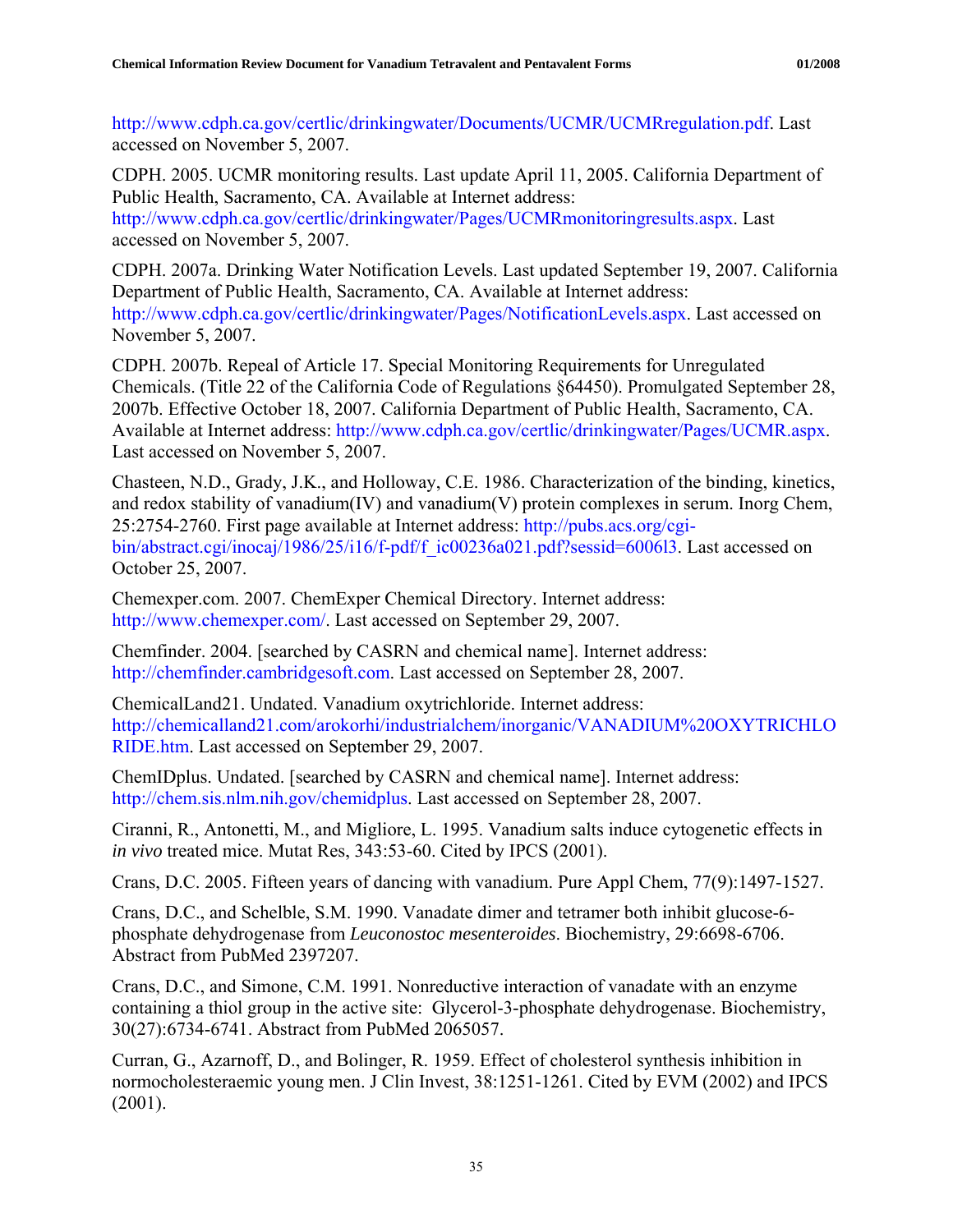http://www.cdph.ca.gov/certlic/drinkingwater/Documents/UCMR/UCMRregulation.pdf. Last accessed on November 5, 2007.

CDPH. 2005. UCMR monitoring results. Last update April 11, 2005. California Department of Public Health, Sacramento, CA. Available at Internet address: http://www.cdph.ca.gov/certlic/drinkingwater/Pages/UCMRmonitoringresults.aspx. Last accessed on November 5, 2007.

CDPH. 2007a. Drinking Water Notification Levels. Last updated September 19, 2007. California Department of Public Health, Sacramento, CA. Available at Internet address: http://www.cdph.ca.gov/certlic/drinkingwater/Pages/NotificationLevels.aspx. Last accessed on November 5, 2007.

CDPH. 2007b. Repeal of Article 17. Special Monitoring Requirements for Unregulated Chemicals. (Title 22 of the California Code of Regulations §64450). Promulgated September 28, 2007b. Effective October 18, 2007. California Department of Public Health, Sacramento, CA. Available at Internet address: http://www.cdph.ca.gov/certlic/drinkingwater/Pages/UCMR.aspx. Last accessed on November 5, 2007.

Chasteen, N.D., Grady, J.K., and Holloway, C.E. 1986. Characterization of the binding, kinetics, and redox stability of vanadium(IV) and vanadium(V) protein complexes in serum. Inorg Chem, 25:2754-2760. First page available at Internet address: http://pubs.acs.org/cgi-bin/abstract.cgi/inocaj/1986/25/i16/f-pdf/f_ic00236a021.pdf?sessid=6006l3. Last accessed on October 25, 2007.

Chemexper.com. 2007. ChemExper Chemical Directory. Internet address: http://www.chemexper.com/. Last accessed on September 29, 2007.

Chemfinder. 2004. [searched by CASRN and chemical name]. Internet address: http://chemfinder.cambridgesoft.com. Last accessed on September 28, 2007.

ChemicalLand21. Undated. Vanadium oxytrichloride. Internet address: http://chemicalland21.com/arokorhi/industrialchem/inorganic/VANADIUM%20OXYTRICHLORIDE.htm. Last accessed on September 29, 2007.

ChemIDplus. Undated. [searched by CASRN and chemical name]. Internet address: http://chem.sis.nlm.nih.gov/chemidplus. Last accessed on September 28, 2007.

Ciranni, R., Antonetti, M., and Migliore, L. 1995. Vanadium salts induce cytogenetic effects in *in vivo* treated mice. Mutat Res, 343:53-60. Cited by IPCS (2001).

Crans, D.C. 2005. Fifteen years of dancing with vanadium. Pure Appl Chem, 77(9):1497-1527.

Crans, D.C., and Schelble, S.M. 1990. Vanadate dimer and tetramer both inhibit glucose-6-phosphate dehydrogenase from *Leuconostoc mesenteroides*. Biochemistry, 29:6698-6706. Abstract from PubMed 2397207.

Crans, D.C., and Simone, C.M. 1991. Nonreductive interaction of vanadate with an enzyme containing a thiol group in the active site: Glycerol-3-phosphate dehydrogenase. Biochemistry, 30(27):6734-6741. Abstract from PubMed 2065057.

Curran, G., Azarnoff, D., and Bolinger, R. 1959. Effect of cholesterol synthesis inhibition in normocholesteraemic young men. J Clin Invest, 38:1251-1261. Cited by EVM (2002) and IPCS (2001).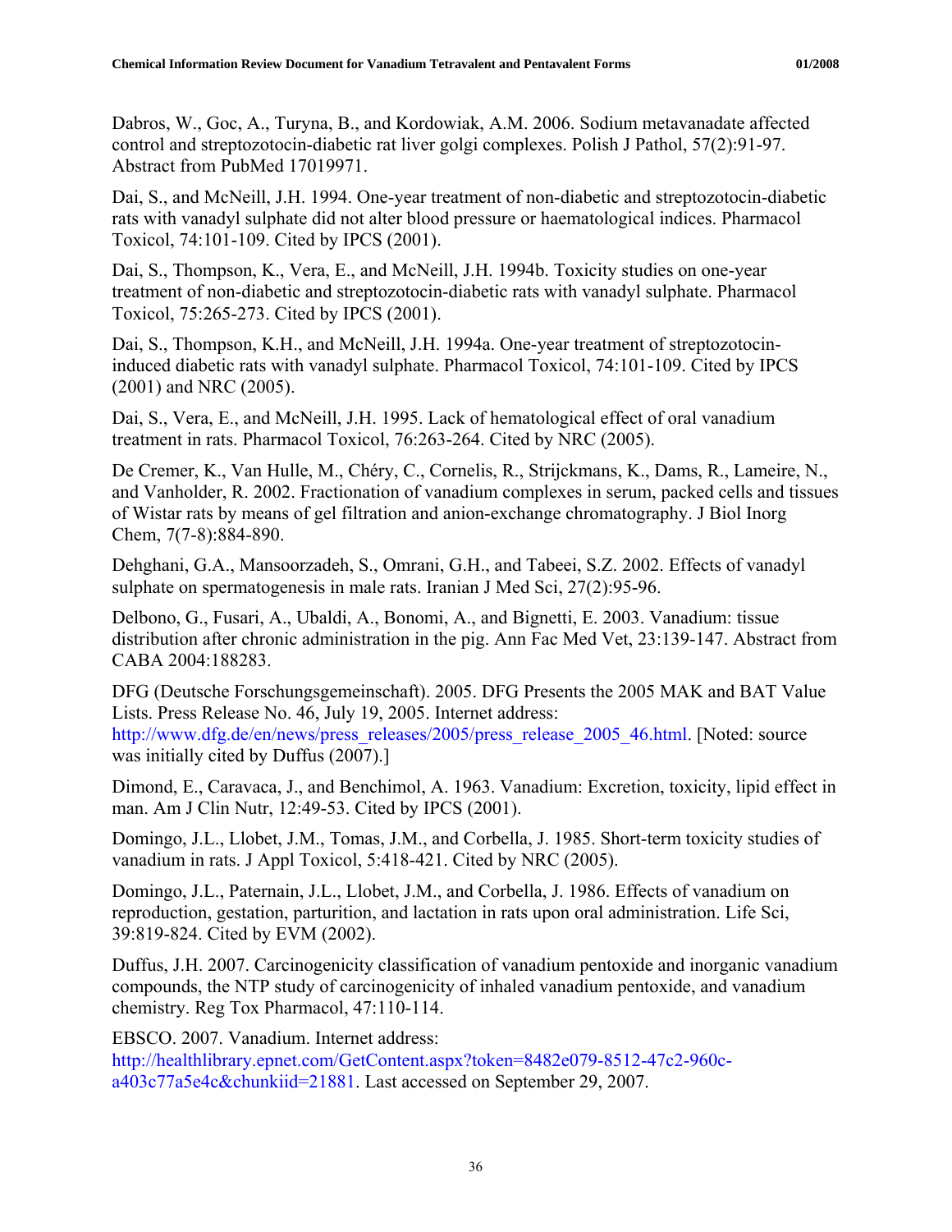Dabros, W., Goc, A., Turyna, B., and Kordowiak, A.M. 2006. Sodium metavanadate affected control and streptozotocin-diabetic rat liver golgi complexes. Polish J Pathol, 57(2):91-97. Abstract from PubMed 17019971.

Dai, S., and McNeill, J.H. 1994. One-year treatment of non-diabetic and streptozotocin-diabetic rats with vanadyl sulphate did not alter blood pressure or haematological indices. Pharmacol Toxicol, 74:101-109. Cited by IPCS (2001).

Dai, S., Thompson, K., Vera, E., and McNeill, J.H. 1994b. Toxicity studies on one-year treatment of non-diabetic and streptozotocin-diabetic rats with vanadyl sulphate. Pharmacol Toxicol, 75:265-273. Cited by IPCS (2001).

Dai, S., Thompson, K.H., and McNeill, J.H. 1994a. One-year treatment of streptozotocin-induced diabetic rats with vanadyl sulphate. Pharmacol Toxicol, 74:101-109. Cited by IPCS (2001) and NRC (2005).

Dai, S., Vera, E., and McNeill, J.H. 1995. Lack of hematological effect of oral vanadium treatment in rats. Pharmacol Toxicol, 76:263-264. Cited by NRC (2005).

De Cremer, K., Van Hulle, M., Chéry, C., Cornelis, R., Strijckmans, K., Dams, R., Lameire, N., and Vanholder, R. 2002. Fractionation of vanadium complexes in serum, packed cells and tissues of Wistar rats by means of gel filtration and anion-exchange chromatography. J Biol Inorg Chem, 7(7-8):884-890.

Dehghani, G.A., Mansoorzadeh, S., Omrani, G.H., and Tabeei, S.Z. 2002. Effects of vanadyl sulphate on spermatogenesis in male rats. Iranian J Med Sci, 27(2):95-96.

Delbono, G., Fusari, A., Ubaldi, A., Bonomi, A., and Bignetti, E. 2003. Vanadium: tissue distribution after chronic administration in the pig. Ann Fac Med Vet, 23:139-147. Abstract from CABA 2004:188283.

DFG (Deutsche Forschungsgemeinschaft). 2005. DFG Presents the 2005 MAK and BAT Value Lists. Press Release No. 46, July 19, 2005. Internet address: http://www.dfg.de/en/news/press_releases/2005/press_release_2005_46.html. [Noted: source was initially cited by Duffus (2007).]

Dimond, E., Caravaca, J., and Benchimol, A. 1963. Vanadium: Excretion, toxicity, lipid effect in man. Am J Clin Nutr, 12:49-53. Cited by IPCS (2001).

Domingo, J.L., Llobet, J.M., Tomas, J.M., and Corbella, J. 1985. Short-term toxicity studies of vanadium in rats. J Appl Toxicol, 5:418-421. Cited by NRC (2005).

Domingo, J.L., Paternain, J.L., Llobet, J.M., and Corbella, J. 1986. Effects of vanadium on reproduction, gestation, parturition, and lactation in rats upon oral administration. Life Sci, 39:819-824. Cited by EVM (2002).

Duffus, J.H. 2007. Carcinogenicity classification of vanadium pentoxide and inorganic vanadium compounds, the NTP study of carcinogenicity of inhaled vanadium pentoxide, and vanadium chemistry. Reg Tox Pharmacol, 47:110-114.

EBSCO. 2007. Vanadium. Internet address: http://healthlibrary.epnet.com/GetContent.aspx?token=8482e079-8512-47c2-960c-a403c77a5e4c&chunkiid=21881. Last accessed on September 29, 2007.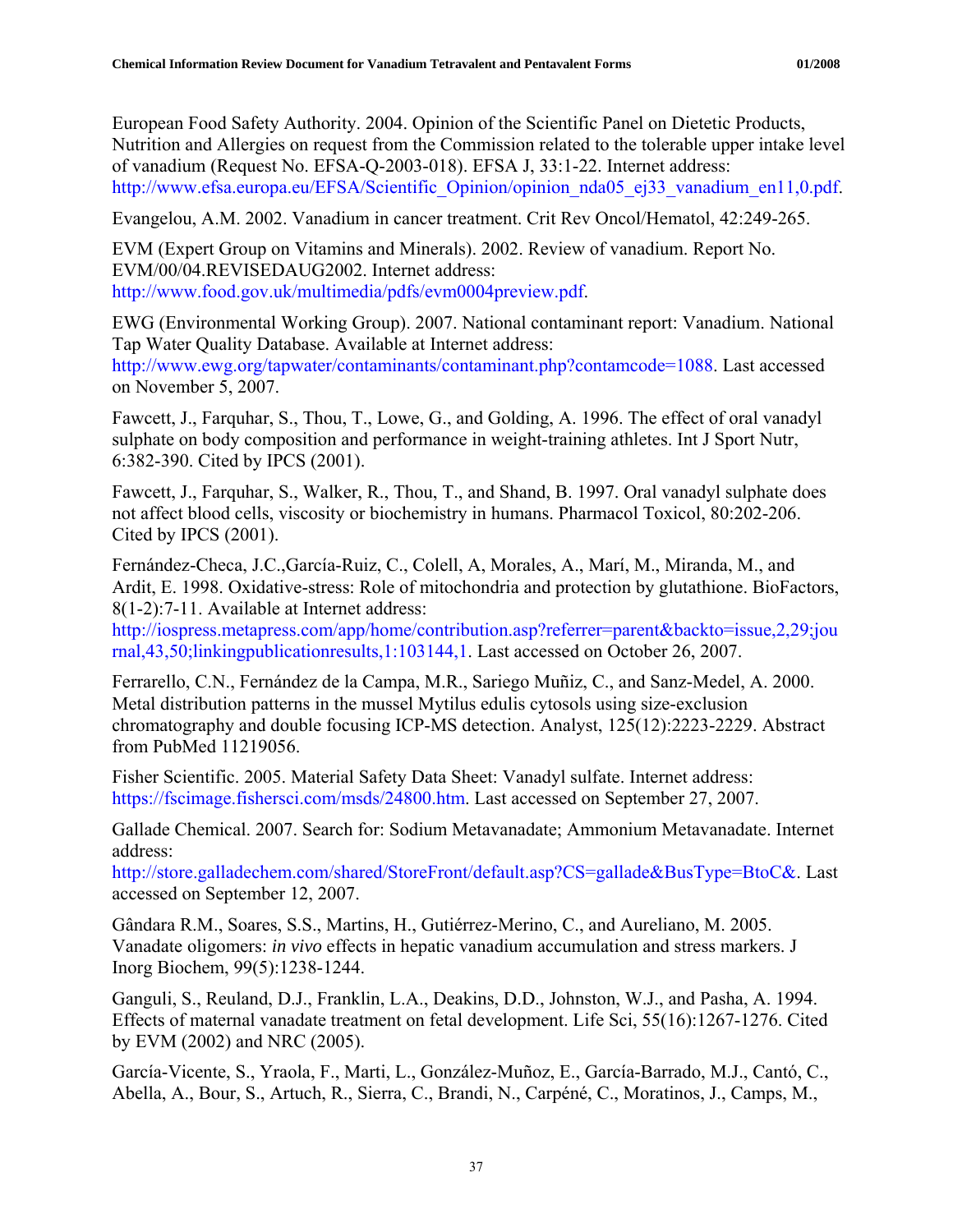European Food Safety Authority. 2004. Opinion of the Scientific Panel on Dietetic Products, Nutrition and Allergies on request from the Commission related to the tolerable upper intake level of vanadium (Request No. EFSA-Q-2003-018). EFSA J, 33:1-22. Internet address: http://www.efsa.europa.eu/EFSA/Scientific_Opinion/opinion_nda05_ej33_vanadium_en11,0.pdf.

Evangelou, A.M. 2002. Vanadium in cancer treatment. Crit Rev Oncol/Hematol, 42:249-265.

EVM (Expert Group on Vitamins and Minerals). 2002. Review of vanadium. Report No. EVM/00/04.REVISEDAUG2002. Internet address: http://www.food.gov.uk/multimedia/pdfs/evm0004preview.pdf.

EWG (Environmental Working Group). 2007. National contaminant report: Vanadium. National Tap Water Quality Database. Available at Internet address: http://www.ewg.org/tapwater/contaminants/contaminant.php?contamcode=1088. Last accessed on November 5, 2007.

Fawcett, J., Farquhar, S., Thou, T., Lowe, G., and Golding, A. 1996. The effect of oral vanadyl sulphate on body composition and performance in weight-training athletes. Int J Sport Nutr, 6:382-390. Cited by IPCS (2001).

Fawcett, J., Farquhar, S., Walker, R., Thou, T., and Shand, B. 1997. Oral vanadyl sulphate does not affect blood cells, viscosity or biochemistry in humans. Pharmacol Toxicol, 80:202-206. Cited by IPCS (2001).

Fernández-Checa, J.C.,García-Ruiz, C., Colell, A, Morales, A., Marí, M., Miranda, M., and Ardit, E. 1998. Oxidative-stress: Role of mitochondria and protection by glutathione. BioFactors, 8(1-2):7-11. Available at Internet address: http://iospress.metapress.com/app/home/contribution.asp?referrer=parent&backto=issue,2,29;journal,43,50;linkingpublicationresults,1:103144,1. Last accessed on October 26, 2007.

Ferrarello, C.N., Fernández de la Campa, M.R., Sariego Muñiz, C., and Sanz-Medel, A. 2000. Metal distribution patterns in the mussel Mytilus edulis cytosols using size-exclusion chromatography and double focusing ICP-MS detection. Analyst, 125(12):2223-2229. Abstract from PubMed 11219056.

Fisher Scientific. 2005. Material Safety Data Sheet: Vanadyl sulfate. Internet address: https://fscimage.fishersci.com/msds/24800.htm. Last accessed on September 27, 2007.

Gallade Chemical. 2007. Search for: Sodium Metavanadate; Ammonium Metavanadate. Internet address: http://store.galladechem.com/shared/StoreFront/default.asp?CS=gallade&BusType=BtoC&. Last accessed on September 12, 2007.

Gândara R.M., Soares, S.S., Martins, H., Gutiérrez-Merino, C., and Aureliano, M. 2005. Vanadate oligomers: *in vivo* effects in hepatic vanadium accumulation and stress markers. J Inorg Biochem, 99(5):1238-1244.

Ganguli, S., Reuland, D.J., Franklin, L.A., Deakins, D.D., Johnston, W.J., and Pasha, A. 1994. Effects of maternal vanadate treatment on fetal development. Life Sci, 55(16):1267-1276. Cited by EVM (2002) and NRC (2005).

García-Vicente, S., Yraola, F., Marti, L., González-Muñoz, E., García-Barrado, M.J., Cantó, C., Abella, A., Bour, S., Artuch, R., Sierra, C., Brandi, N., Carpéné, C., Moratinos, J., Camps, M.,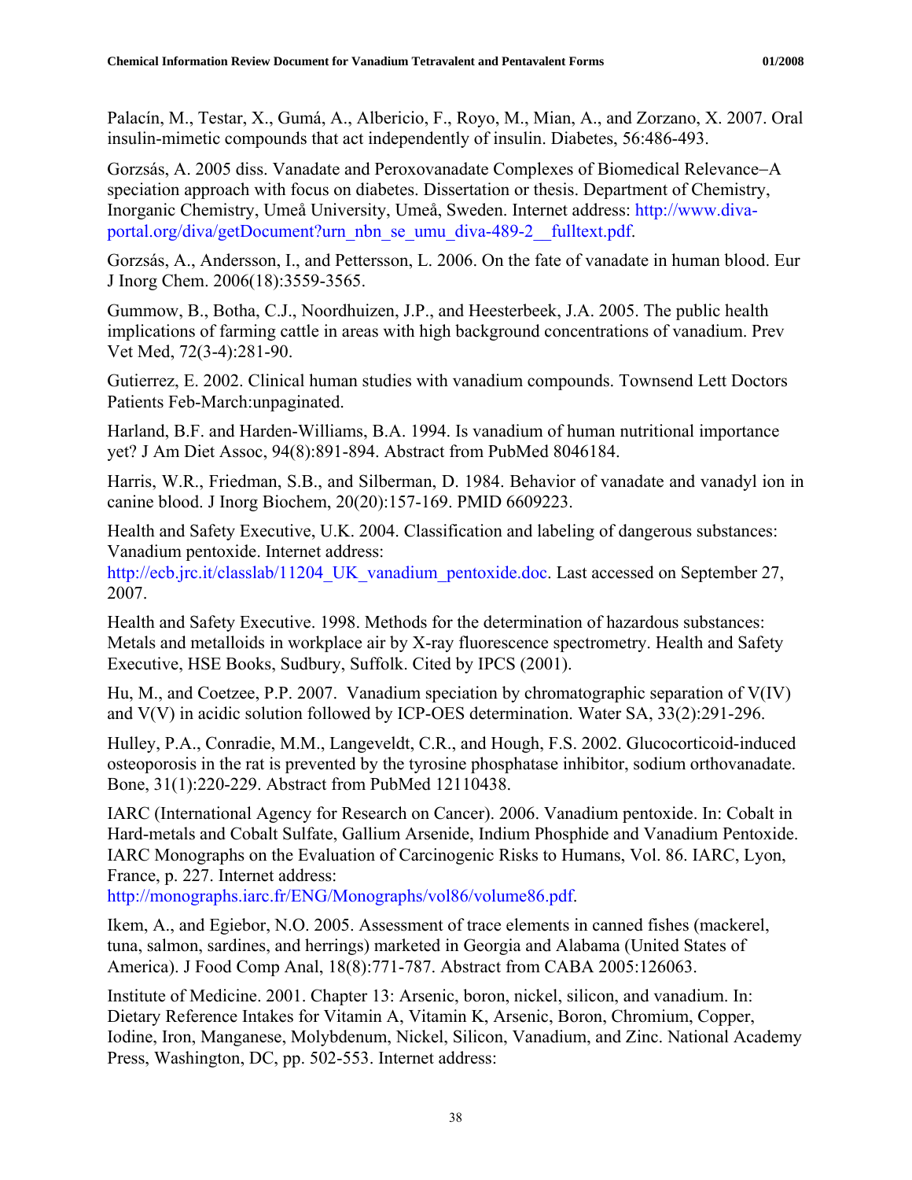Palacín, M., Testar, X., Gumá, A., Albericio, F., Royo, M., Mian, A., and Zorzano, X. 2007. Oral insulin-mimetic compounds that act independently of insulin. Diabetes, 56:486-493.

Gorzsás, A. 2005 diss. Vanadate and Peroxovanadate Complexes of Biomedical Relevance−A speciation approach with focus on diabetes. Dissertation or thesis. Department of Chemistry, Inorganic Chemistry, Umeå University, Umeå, Sweden. Internet address: http://www.diva-portal.org/diva/getDocument?urn_nbn_se_umu_diva-489-2__fulltext.pdf.

Gorzsás, A., Andersson, I., and Pettersson, L. 2006. On the fate of vanadate in human blood. Eur J Inorg Chem. 2006(18):3559-3565.

Gummow, B., Botha, C.J., Noordhuizen, J.P., and Heesterbeek, J.A. 2005. The public health implications of farming cattle in areas with high background concentrations of vanadium. Prev Vet Med, 72(3-4):281-90.

Gutierrez, E. 2002. Clinical human studies with vanadium compounds. Townsend Lett Doctors Patients Feb-March:unpaginated.

Harland, B.F. and Harden-Williams, B.A. 1994. Is vanadium of human nutritional importance yet? J Am Diet Assoc, 94(8):891-894. Abstract from PubMed 8046184.

Harris, W.R., Friedman, S.B., and Silberman, D. 1984. Behavior of vanadate and vanadyl ion in canine blood. J Inorg Biochem, 20(20):157-169. PMID 6609223.

Health and Safety Executive, U.K. 2004. Classification and labeling of dangerous substances: Vanadium pentoxide. Internet address: http://ecb.jrc.it/classlab/11204_UK_vanadium_pentoxide.doc. Last accessed on September 27, 2007.

Health and Safety Executive. 1998. Methods for the determination of hazardous substances: Metals and metalloids in workplace air by X-ray fluorescence spectrometry. Health and Safety Executive, HSE Books, Sudbury, Suffolk. Cited by IPCS (2001).

Hu, M., and Coetzee, P.P. 2007. Vanadium speciation by chromatographic separation of V(IV) and V(V) in acidic solution followed by ICP-OES determination. Water SA, 33(2):291-296.

Hulley, P.A., Conradie, M.M., Langeveldt, C.R., and Hough, F.S. 2002. Glucocorticoid-induced osteoporosis in the rat is prevented by the tyrosine phosphatase inhibitor, sodium orthovanadate. Bone, 31(1):220-229. Abstract from PubMed 12110438.

IARC (International Agency for Research on Cancer). 2006. Vanadium pentoxide. In: Cobalt in Hard-metals and Cobalt Sulfate, Gallium Arsenide, Indium Phosphide and Vanadium Pentoxide. IARC Monographs on the Evaluation of Carcinogenic Risks to Humans, Vol. 86. IARC, Lyon, France, p. 227. Internet address: http://monographs.iarc.fr/ENG/Monographs/vol86/volume86.pdf.

Ikem, A., and Egiebor, N.O. 2005. Assessment of trace elements in canned fishes (mackerel, tuna, salmon, sardines, and herrings) marketed in Georgia and Alabama (United States of America). J Food Comp Anal, 18(8):771-787. Abstract from CABA 2005:126063.

Institute of Medicine. 2001. Chapter 13: Arsenic, boron, nickel, silicon, and vanadium. In: Dietary Reference Intakes for Vitamin A, Vitamin K, Arsenic, Boron, Chromium, Copper, Iodine, Iron, Manganese, Molybdenum, Nickel, Silicon, Vanadium, and Zinc. National Academy Press, Washington, DC, pp. 502-553. Internet address: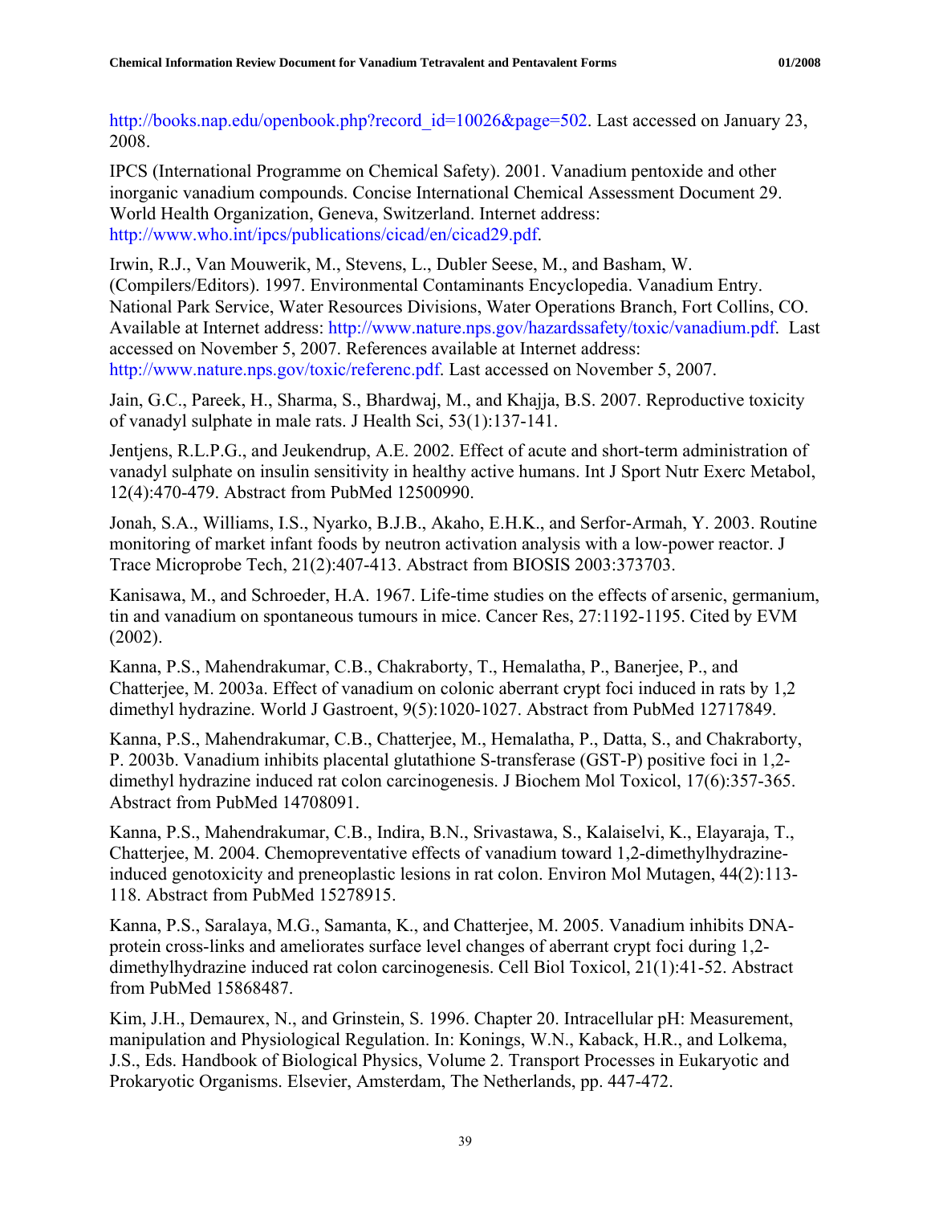http://books.nap.edu/openbook.php?record_id=10026&page=502. Last accessed on January 23, 2008.

IPCS (International Programme on Chemical Safety). 2001. Vanadium pentoxide and other inorganic vanadium compounds. Concise International Chemical Assessment Document 29. World Health Organization, Geneva, Switzerland. Internet address: http://www.who.int/ipcs/publications/cicad/en/cicad29.pdf.

Irwin, R.J., Van Mouwerik, M., Stevens, L., Dubler Seese, M., and Basham, W. (Compilers/Editors). 1997. Environmental Contaminants Encyclopedia. Vanadium Entry. National Park Service, Water Resources Divisions, Water Operations Branch, Fort Collins, CO. Available at Internet address: http://www.nature.nps.gov/hazardssafety/toxic/vanadium.pdf. Last accessed on November 5, 2007. References available at Internet address: http://www.nature.nps.gov/toxic/referenc.pdf. Last accessed on November 5, 2007.

Jain, G.C., Pareek, H., Sharma, S., Bhardwaj, M., and Khajja, B.S. 2007. Reproductive toxicity of vanadyl sulphate in male rats. J Health Sci, 53(1):137-141.

Jentjens, R.L.P.G., and Jeukendrup, A.E. 2002. Effect of acute and short-term administration of vanadyl sulphate on insulin sensitivity in healthy active humans. Int J Sport Nutr Exerc Metabol, 12(4):470-479. Abstract from PubMed 12500990.

Jonah, S.A., Williams, I.S., Nyarko, B.J.B., Akaho, E.H.K., and Serfor-Armah, Y. 2003. Routine monitoring of market infant foods by neutron activation analysis with a low-power reactor. J Trace Microprobe Tech, 21(2):407-413. Abstract from BIOSIS 2003:373703.

Kanisawa, M., and Schroeder, H.A. 1967. Life-time studies on the effects of arsenic, germanium, tin and vanadium on spontaneous tumours in mice. Cancer Res, 27:1192-1195. Cited by EVM (2002).

Kanna, P.S., Mahendrakumar, C.B., Chakraborty, T., Hemalatha, P., Banerjee, P., and Chatterjee, M. 2003a. Effect of vanadium on colonic aberrant crypt foci induced in rats by 1,2 dimethyl hydrazine. World J Gastroent, 9(5):1020-1027. Abstract from PubMed 12717849.

Kanna, P.S., Mahendrakumar, C.B., Chatterjee, M., Hemalatha, P., Datta, S., and Chakraborty, P. 2003b. Vanadium inhibits placental glutathione S-transferase (GST-P) positive foci in 1,2-dimethyl hydrazine induced rat colon carcinogenesis. J Biochem Mol Toxicol, 17(6):357-365. Abstract from PubMed 14708091.

Kanna, P.S., Mahendrakumar, C.B., Indira, B.N., Srivastawa, S., Kalaiselvi, K., Elayaraja, T., Chatterjee, M. 2004. Chemopreventative effects of vanadium toward 1,2-dimethylhydrazine-induced genotoxicity and preneoplastic lesions in rat colon. Environ Mol Mutagen, 44(2):113-118. Abstract from PubMed 15278915.

Kanna, P.S., Saralaya, M.G., Samanta, K., and Chatterjee, M. 2005. Vanadium inhibits DNA-protein cross-links and ameliorates surface level changes of aberrant crypt foci during 1,2-dimethylhydrazine induced rat colon carcinogenesis. Cell Biol Toxicol, 21(1):41-52. Abstract from PubMed 15868487.

Kim, J.H., Demaurex, N., and Grinstein, S. 1996. Chapter 20. Intracellular pH: Measurement, manipulation and Physiological Regulation. In: Konings, W.N., Kaback, H.R., and Lolkema, J.S., Eds. Handbook of Biological Physics, Volume 2. Transport Processes in Eukaryotic and Prokaryotic Organisms. Elsevier, Amsterdam, The Netherlands, pp. 447-472.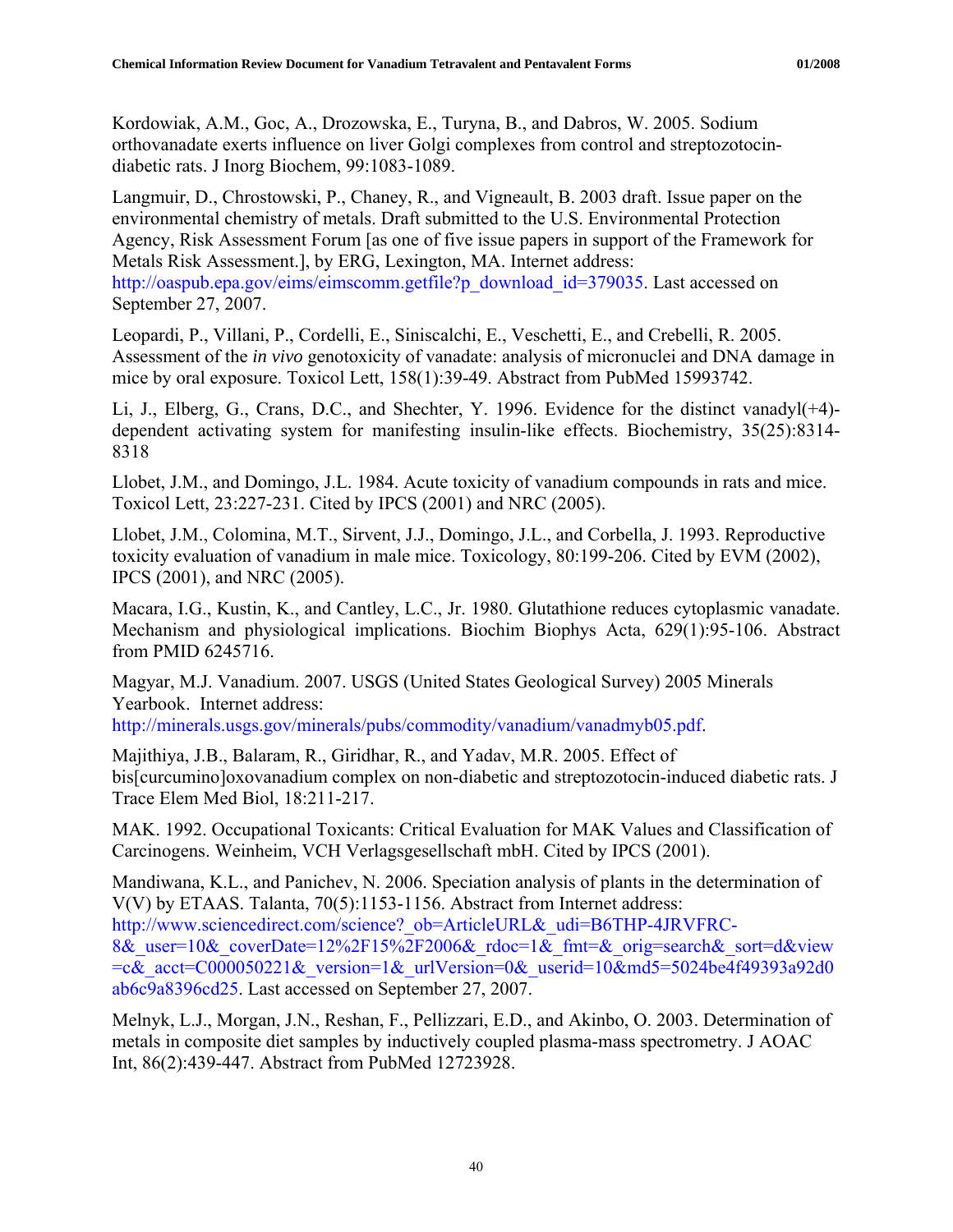Kordowiak, A.M., Goc, A., Drozowska, E., Turyna, B., and Dabros, W. 2005. Sodium orthovanadate exerts influence on liver Golgi complexes from control and streptozotocin-diabetic rats. J Inorg Biochem, 99:1083-1089.

Langmuir, D., Chrostowski, P., Chaney, R., and Vigneault, B. 2003 draft. Issue paper on the environmental chemistry of metals. Draft submitted to the U.S. Environmental Protection Agency, Risk Assessment Forum [as one of five issue papers in support of the Framework for Metals Risk Assessment.], by ERG, Lexington, MA. Internet address: http://oaspub.epa.gov/eims/eimscomm.getfile?p_download_id=379035. Last accessed on September 27, 2007.

Leopardi, P., Villani, P., Cordelli, E., Siniscalchi, E., Veschetti, E., and Crebelli, R. 2005. Assessment of the *in vivo* genotoxicity of vanadate: analysis of micronuclei and DNA damage in mice by oral exposure. Toxicol Lett, 158(1):39-49. Abstract from PubMed 15993742.

Li, J., Elberg, G., Crans, D.C., and Shechter, Y. 1996. Evidence for the distinct vanadyl(+4)-dependent activating system for manifesting insulin-like effects. Biochemistry, 35(25):8314-8318

Llobet, J.M., and Domingo, J.L. 1984. Acute toxicity of vanadium compounds in rats and mice. Toxicol Lett, 23:227-231. Cited by IPCS (2001) and NRC (2005).

Llobet, J.M., Colomina, M.T., Sirvent, J.J., Domingo, J.L., and Corbella, J. 1993. Reproductive toxicity evaluation of vanadium in male mice. Toxicology, 80:199-206. Cited by EVM (2002), IPCS (2001), and NRC (2005).

Macara, I.G., Kustin, K., and Cantley, L.C., Jr. 1980. Glutathione reduces cytoplasmic vanadate. Mechanism and physiological implications. Biochim Biophys Acta, 629(1):95-106. Abstract from PMID 6245716.

Magyar, M.J. Vanadium. 2007. USGS (United States Geological Survey) 2005 Minerals Yearbook. Internet address: http://minerals.usgs.gov/minerals/pubs/commodity/vanadium/vanadmyb05.pdf.

Majithiya, J.B., Balaram, R., Giridhar, R., and Yadav, M.R. 2005. Effect of bis[curcumino]oxovanadium complex on non-diabetic and streptozotocin-induced diabetic rats. J Trace Elem Med Biol, 18:211-217.

MAK. 1992. Occupational Toxicants: Critical Evaluation for MAK Values and Classification of Carcinogens. Weinheim, VCH Verlagsgesellschaft mbH. Cited by IPCS (2001).

Mandiwana, K.L., and Panichev, N. 2006. Speciation analysis of plants in the determination of V(V) by ETAAS. Talanta, 70(5):1153-1156. Abstract from Internet address: http://www.sciencedirect.com/science?_ob=ArticleURL&_udi=B6THP-4JRVFRC-8&_user=10&_coverDate=12%2F15%2F2006&_rdoc=1&_fmt=&_orig=search&_sort=d&view=c&_acct=C000050221&_version=1&_urlVersion=0&_userid=10&md5=5024be4f49393a92d0ab6c9a8396cd25. Last accessed on September 27, 2007.

Melnyk, L.J., Morgan, J.N., Reshan, F., Pellizzari, E.D., and Akinbo, O. 2003. Determination of metals in composite diet samples by inductively coupled plasma-mass spectrometry. J AOAC Int, 86(2):439-447. Abstract from PubMed 12723928.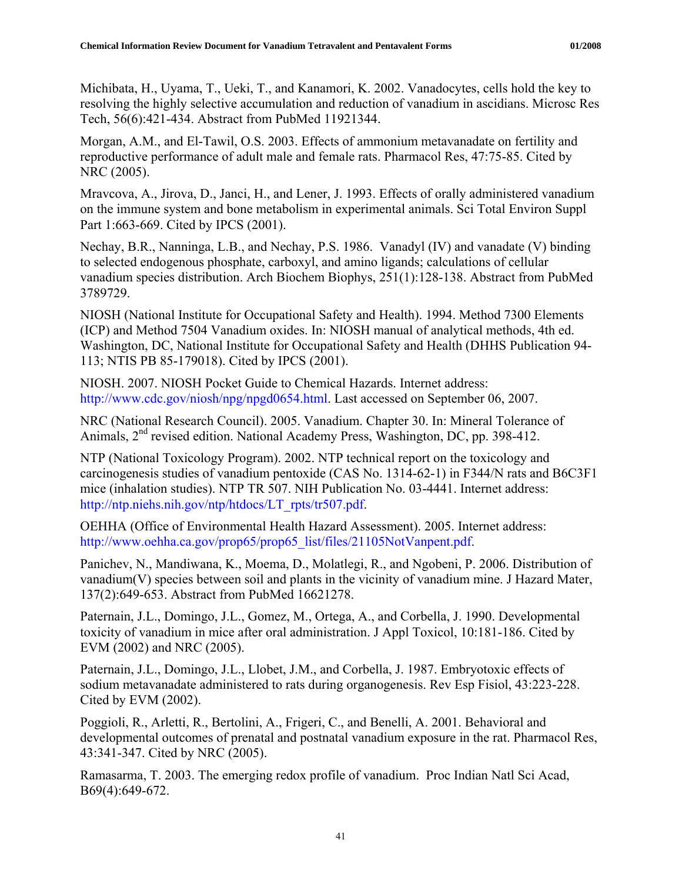Michibata, H., Uyama, T., Ueki, T., and Kanamori, K. 2002. Vanadocytes, cells hold the key to resolving the highly selective accumulation and reduction of vanadium in ascidians. Microsc Res Tech, 56(6):421-434. Abstract from PubMed 11921344.

Morgan, A.M., and El-Tawil, O.S. 2003. Effects of ammonium metavanadate on fertility and reproductive performance of adult male and female rats. Pharmacol Res, 47:75-85. Cited by NRC (2005).

Mravcova, A., Jirova, D., Janci, H., and Lener, J. 1993. Effects of orally administered vanadium on the immune system and bone metabolism in experimental animals. Sci Total Environ Suppl Part 1:663-669. Cited by IPCS (2001).

Nechay, B.R., Nanninga, L.B., and Nechay, P.S. 1986. Vanadyl (IV) and vanadate (V) binding to selected endogenous phosphate, carboxyl, and amino ligands; calculations of cellular vanadium species distribution. Arch Biochem Biophys, 251(1):128-138. Abstract from PubMed 3789729.

NIOSH (National Institute for Occupational Safety and Health). 1994. Method 7300 Elements (ICP) and Method 7504 Vanadium oxides. In: NIOSH manual of analytical methods, 4th ed. Washington, DC, National Institute for Occupational Safety and Health (DHHS Publication 94-113; NTIS PB 85-179018). Cited by IPCS (2001).

NIOSH. 2007. NIOSH Pocket Guide to Chemical Hazards. Internet address: http://www.cdc.gov/niosh/npg/npgd0654.html. Last accessed on September 06, 2007.

NRC (National Research Council). 2005. Vanadium. Chapter 30. In: Mineral Tolerance of Animals, 2nd revised edition. National Academy Press, Washington, DC, pp. 398-412.

NTP (National Toxicology Program). 2002. NTP technical report on the toxicology and carcinogenesis studies of vanadium pentoxide (CAS No. 1314-62-1) in F344/N rats and B6C3F1 mice (inhalation studies). NTP TR 507. NIH Publication No. 03-4441. Internet address: http://ntp.niehs.nih.gov/ntp/htdocs/LT_rpts/tr507.pdf.

OEHHA (Office of Environmental Health Hazard Assessment). 2005. Internet address: http://www.oehha.ca.gov/prop65/prop65_list/files/21105NotVanpent.pdf.

Panichev, N., Mandiwana, K., Moema, D., Molatlegi, R., and Ngobeni, P. 2006. Distribution of vanadium(V) species between soil and plants in the vicinity of vanadium mine. J Hazard Mater, 137(2):649-653. Abstract from PubMed 16621278.

Paternain, J.L., Domingo, J.L., Gomez, M., Ortega, A., and Corbella, J. 1990. Developmental toxicity of vanadium in mice after oral administration. J Appl Toxicol, 10:181-186. Cited by EVM (2002) and NRC (2005).

Paternain, J.L., Domingo, J.L., Llobet, J.M., and Corbella, J. 1987. Embryotoxic effects of sodium metavanadate administered to rats during organogenesis. Rev Esp Fisiol, 43:223-228. Cited by EVM (2002).

Poggioli, R., Arletti, R., Bertolini, A., Frigeri, C., and Benelli, A. 2001. Behavioral and developmental outcomes of prenatal and postnatal vanadium exposure in the rat. Pharmacol Res, 43:341-347. Cited by NRC (2005).

Ramasarma, T. 2003. The emerging redox profile of vanadium. Proc Indian Natl Sci Acad, B69(4):649-672.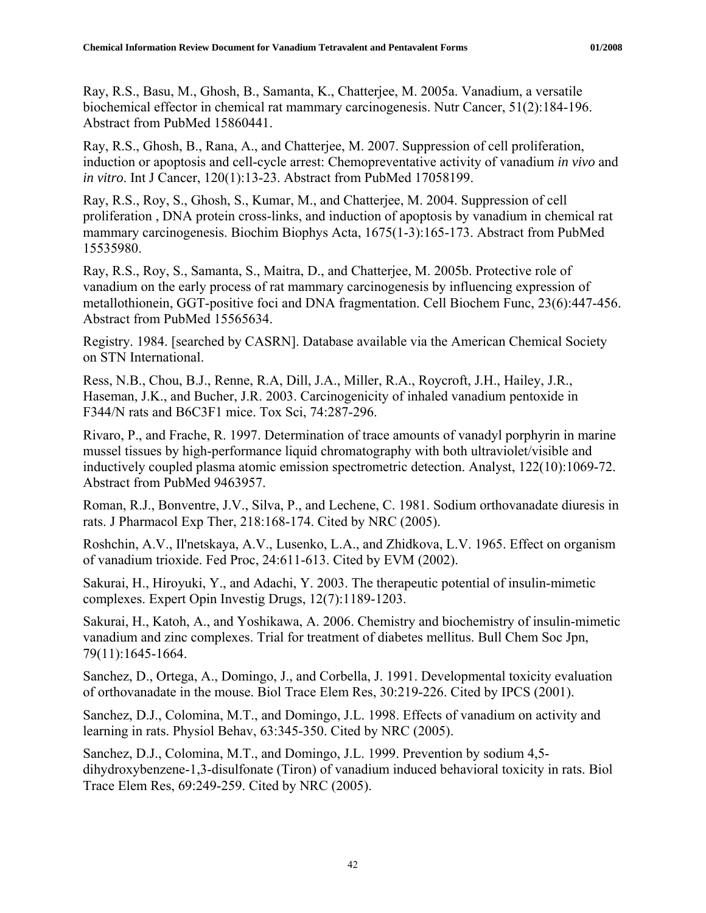Ray, R.S., Basu, M., Ghosh, B., Samanta, K., Chatterjee, M. 2005a. Vanadium, a versatile biochemical effector in chemical rat mammary carcinogenesis. Nutr Cancer, 51(2):184-196. Abstract from PubMed 15860441.

Ray, R.S., Ghosh, B., Rana, A., and Chatterjee, M. 2007. Suppression of cell proliferation, induction or apoptosis and cell-cycle arrest: Chemopreventative activity of vanadium *in vivo* and *in vitro*. Int J Cancer, 120(1):13-23. Abstract from PubMed 17058199.

Ray, R.S., Roy, S., Ghosh, S., Kumar, M., and Chatterjee, M. 2004. Suppression of cell proliferation , DNA protein cross-links, and induction of apoptosis by vanadium in chemical rat mammary carcinogenesis. Biochim Biophys Acta, 1675(1-3):165-173. Abstract from PubMed 15535980.

Ray, R.S., Roy, S., Samanta, S., Maitra, D., and Chatterjee, M. 2005b. Protective role of vanadium on the early process of rat mammary carcinogenesis by influencing expression of metallothionein, GGT-positive foci and DNA fragmentation. Cell Biochem Func, 23(6):447-456. Abstract from PubMed 15565634.

Registry. 1984. [searched by CASRN]. Database available via the American Chemical Society on STN International.

Ress, N.B., Chou, B.J., Renne, R.A, Dill, J.A., Miller, R.A., Roycroft, J.H., Hailey, J.R., Haseman, J.K., and Bucher, J.R. 2003. Carcinogenicity of inhaled vanadium pentoxide in F344/N rats and B6C3F1 mice. Tox Sci, 74:287-296.

Rivaro, P., and Frache, R. 1997. Determination of trace amounts of vanadyl porphyrin in marine mussel tissues by high-performance liquid chromatography with both ultraviolet/visible and inductively coupled plasma atomic emission spectrometric detection. Analyst, 122(10):1069-72. Abstract from PubMed 9463957.

Roman, R.J., Bonventre, J.V., Silva, P., and Lechene, C. 1981. Sodium orthovanadate diuresis in rats. J Pharmacol Exp Ther, 218:168-174. Cited by NRC (2005).

Roshchin, A.V., Il'netskaya, A.V., Lusenko, L.A., and Zhidkova, L.V. 1965. Effect on organism of vanadium trioxide. Fed Proc, 24:611-613. Cited by EVM (2002).

Sakurai, H., Hiroyuki, Y., and Adachi, Y. 2003. The therapeutic potential of insulin-mimetic complexes. Expert Opin Investig Drugs, 12(7):1189-1203.

Sakurai, H., Katoh, A., and Yoshikawa, A. 2006. Chemistry and biochemistry of insulin-mimetic vanadium and zinc complexes. Trial for treatment of diabetes mellitus. Bull Chem Soc Jpn, 79(11):1645-1664.

Sanchez, D., Ortega, A., Domingo, J., and Corbella, J. 1991. Developmental toxicity evaluation of orthovanadate in the mouse. Biol Trace Elem Res, 30:219-226. Cited by IPCS (2001).

Sanchez, D.J., Colomina, M.T., and Domingo, J.L. 1998. Effects of vanadium on activity and learning in rats. Physiol Behav, 63:345-350. Cited by NRC (2005).

Sanchez, D.J., Colomina, M.T., and Domingo, J.L. 1999. Prevention by sodium 4,5-dihydroxybenzene-1,3-disulfonate (Tiron) of vanadium induced behavioral toxicity in rats. Biol Trace Elem Res, 69:249-259. Cited by NRC (2005).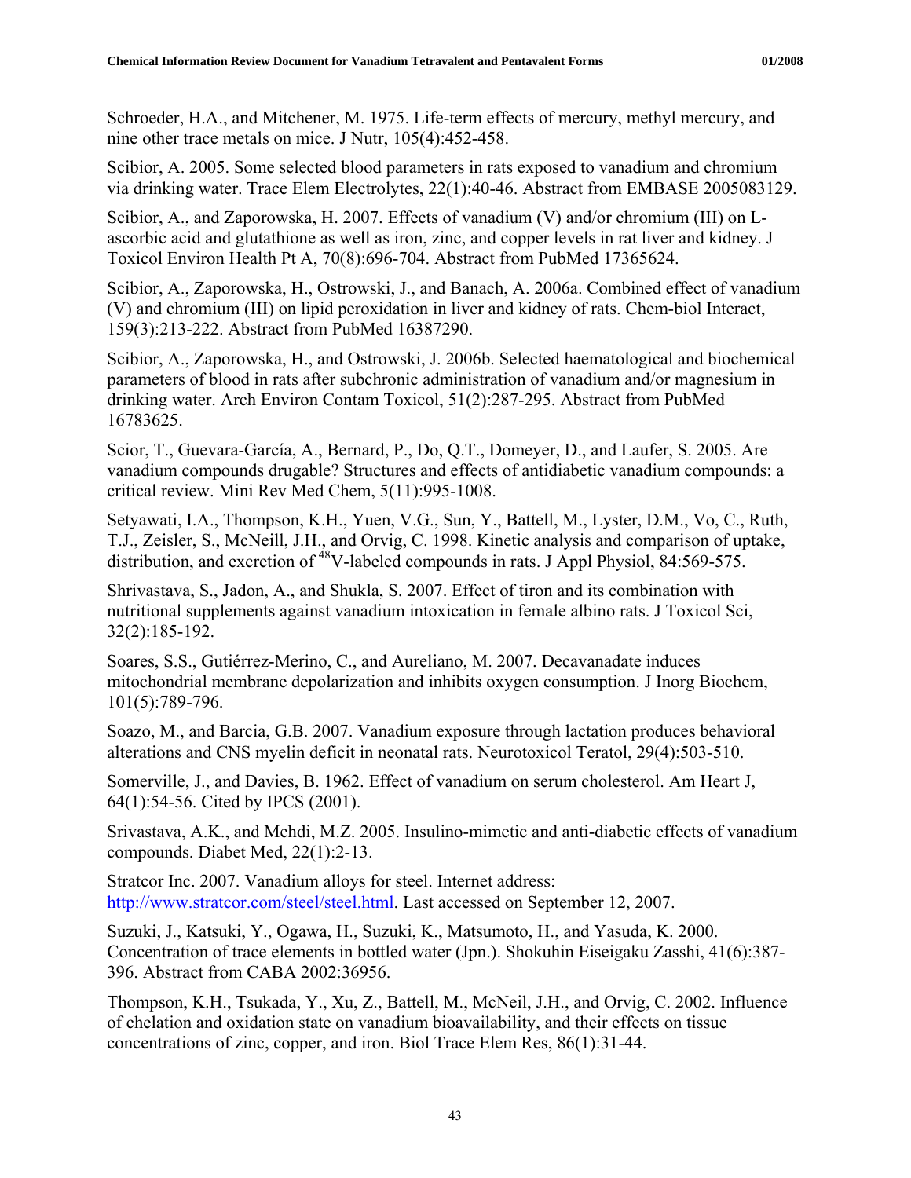Schroeder, H.A., and Mitchener, M. 1975. Life-term effects of mercury, methyl mercury, and nine other trace metals on mice. J Nutr, 105(4):452-458.

Scibior, A. 2005. Some selected blood parameters in rats exposed to vanadium and chromium via drinking water. Trace Elem Electrolytes, 22(1):40-46. Abstract from EMBASE 2005083129.

Scibior, A., and Zaporowska, H. 2007. Effects of vanadium (V) and/or chromium (III) on L-ascorbic acid and glutathione as well as iron, zinc, and copper levels in rat liver and kidney. J Toxicol Environ Health Pt A, 70(8):696-704. Abstract from PubMed 17365624.

Scibior, A., Zaporowska, H., Ostrowski, J., and Banach, A. 2006a. Combined effect of vanadium (V) and chromium (III) on lipid peroxidation in liver and kidney of rats. Chem-biol Interact, 159(3):213-222. Abstract from PubMed 16387290.

Scibior, A., Zaporowska, H., and Ostrowski, J. 2006b. Selected haematological and biochemical parameters of blood in rats after subchronic administration of vanadium and/or magnesium in drinking water. Arch Environ Contam Toxicol, 51(2):287-295. Abstract from PubMed 16783625.

Scior, T., Guevara-García, A., Bernard, P., Do, Q.T., Domeyer, D., and Laufer, S. 2005. Are vanadium compounds drugable? Structures and effects of antidiabetic vanadium compounds: a critical review. Mini Rev Med Chem, 5(11):995-1008.

Setyawati, I.A., Thompson, K.H., Yuen, V.G., Sun, Y., Battell, M., Lyster, D.M., Vo, C., Ruth, T.J., Zeisler, S., McNeill, J.H., and Orvig, C. 1998. Kinetic analysis and comparison of uptake, distribution, and excretion of $^{48}$V-labeled compounds in rats. J Appl Physiol, 84:569-575.

Shrivastava, S., Jadon, A., and Shukla, S. 2007. Effect of tiron and its combination with nutritional supplements against vanadium intoxication in female albino rats. J Toxicol Sci, 32(2):185-192.

Soares, S.S., Gutiérrez-Merino, C., and Aureliano, M. 2007. Decavanadate induces mitochondrial membrane depolarization and inhibits oxygen consumption. J Inorg Biochem, 101(5):789-796.

Soazo, M., and Barcia, G.B. 2007. Vanadium exposure through lactation produces behavioral alterations and CNS myelin deficit in neonatal rats. Neurotoxicol Teratol, 29(4):503-510.

Somerville, J., and Davies, B. 1962. Effect of vanadium on serum cholesterol. Am Heart J, 64(1):54-56. Cited by IPCS (2001).

Srivastava, A.K., and Mehdi, M.Z. 2005. Insulino-mimetic and anti-diabetic effects of vanadium compounds. Diabet Med, 22(1):2-13.

Stratcor Inc. 2007. Vanadium alloys for steel. Internet address: http://www.stratcor.com/steel/steel.html. Last accessed on September 12, 2007.

Suzuki, J., Katsuki, Y., Ogawa, H., Suzuki, K., Matsumoto, H., and Yasuda, K. 2000. Concentration of trace elements in bottled water (Jpn.). Shokuhin Eiseigaku Zasshi, 41(6):387-396. Abstract from CABA 2002:36956.

Thompson, K.H., Tsukada, Y., Xu, Z., Battell, M., McNeil, J.H., and Orvig, C. 2002. Influence of chelation and oxidation state on vanadium bioavailability, and their effects on tissue concentrations of zinc, copper, and iron. Biol Trace Elem Res, 86(1):31-44.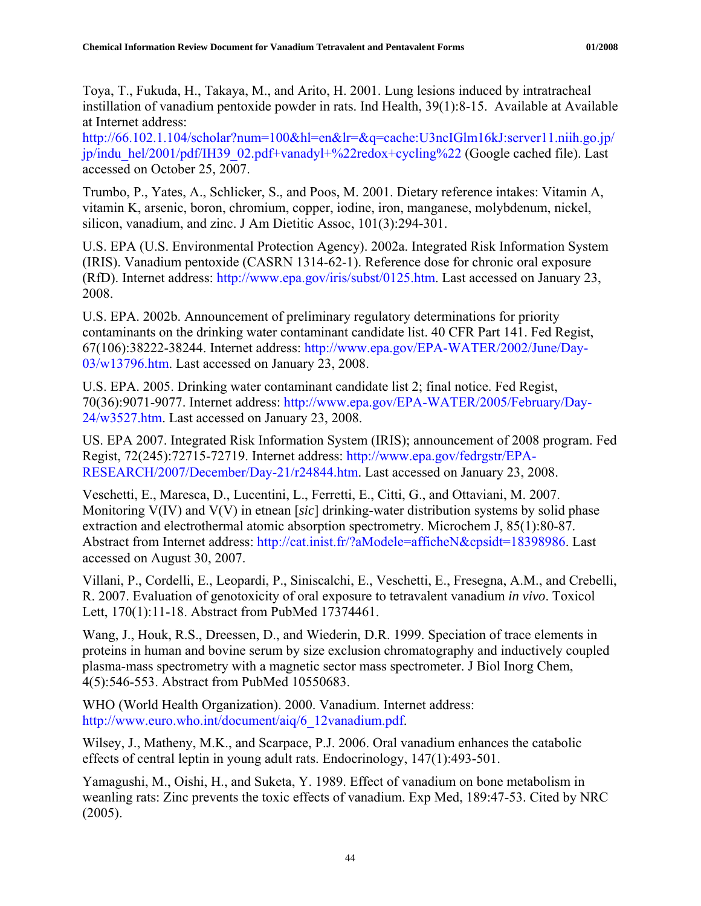Toya, T., Fukuda, H., Takaya, M., and Arito, H. 2001. Lung lesions induced by intratracheal instillation of vanadium pentoxide powder in rats. Ind Health, 39(1):8-15. Available at Available at Internet address: http://66.102.1.104/scholar?num=100&hl=en&lr=&q=cache:U3ncIGlm16kJ:server11.niih.go.jp/jp/indu_hel/2001/pdf/IH39_02.pdf+vanadyl+%22redox+cycling%22 (Google cached file). Last accessed on October 25, 2007.

Trumbo, P., Yates, A., Schlicker, S., and Poos, M. 2001. Dietary reference intakes: Vitamin A, vitamin K, arsenic, boron, chromium, copper, iodine, iron, manganese, molybdenum, nickel, silicon, vanadium, and zinc. J Am Dietitic Assoc, 101(3):294-301.

U.S. EPA (U.S. Environmental Protection Agency). 2002a. Integrated Risk Information System (IRIS). Vanadium pentoxide (CASRN 1314-62-1). Reference dose for chronic oral exposure (RfD). Internet address: http://www.epa.gov/iris/subst/0125.htm. Last accessed on January 23, 2008.

U.S. EPA. 2002b. Announcement of preliminary regulatory determinations for priority contaminants on the drinking water contaminant candidate list. 40 CFR Part 141. Fed Regist, 67(106):38222-38244. Internet address: http://www.epa.gov/EPA-WATER/2002/June/Day-03/w13796.htm. Last accessed on January 23, 2008.

U.S. EPA. 2005. Drinking water contaminant candidate list 2; final notice. Fed Regist, 70(36):9071-9077. Internet address: http://www.epa.gov/EPA-WATER/2005/February/Day-24/w3527.htm. Last accessed on January 23, 2008.

US. EPA 2007. Integrated Risk Information System (IRIS); announcement of 2008 program. Fed Regist, 72(245):72715-72719. Internet address: http://www.epa.gov/fedrgstr/EPA-RESEARCH/2007/December/Day-21/r24844.htm. Last accessed on January 23, 2008.

Veschetti, E., Maresca, D., Lucentini, L., Ferretti, E., Citti, G., and Ottaviani, M. 2007. Monitoring V(IV) and V(V) in etnean [*sic*] drinking-water distribution systems by solid phase extraction and electrothermal atomic absorption spectrometry. Microchem J, 85(1):80-87. Abstract from Internet address: http://cat.inist.fr/?aModele=afficheN&cpsidt=18398986. Last accessed on August 30, 2007.

Villani, P., Cordelli, E., Leopardi, P., Siniscalchi, E., Veschetti, E., Fresegna, A.M., and Crebelli, R. 2007. Evaluation of genotoxicity of oral exposure to tetravalent vanadium *in vivo*. Toxicol Lett, 170(1):11-18. Abstract from PubMed 17374461.

Wang, J., Houk, R.S., Dreessen, D., and Wiederin, D.R. 1999. Speciation of trace elements in proteins in human and bovine serum by size exclusion chromatography and inductively coupled plasma-mass spectrometry with a magnetic sector mass spectrometer. J Biol Inorg Chem, 4(5):546-553. Abstract from PubMed 10550683.

WHO (World Health Organization). 2000. Vanadium. Internet address: http://www.euro.who.int/document/aiq/6_12vanadium.pdf.

Wilsey, J., Matheny, M.K., and Scarpace, P.J. 2006. Oral vanadium enhances the catabolic effects of central leptin in young adult rats. Endocrinology, 147(1):493-501.

Yamagushi, M., Oishi, H., and Suketa, Y. 1989. Effect of vanadium on bone metabolism in weanling rats: Zinc prevents the toxic effects of vanadium. Exp Med, 189:47-53. Cited by NRC (2005).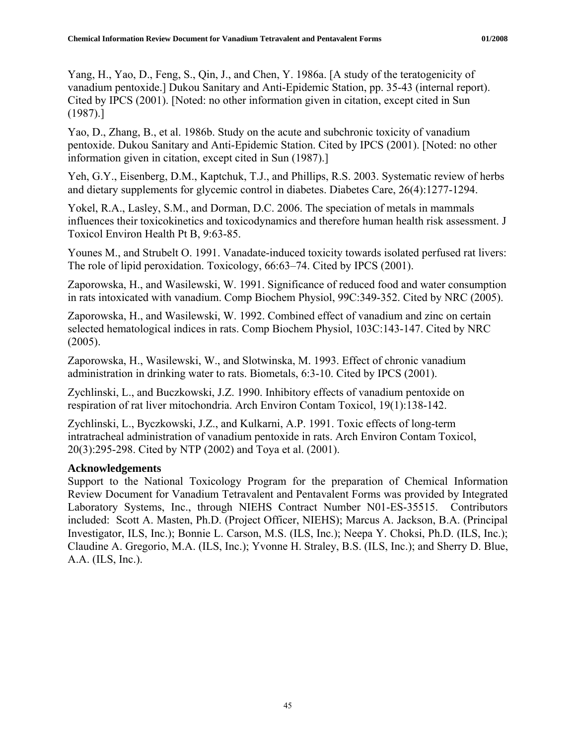Yang, H., Yao, D., Feng, S., Qin, J., and Chen, Y. 1986a. [A study of the teratogenicity of vanadium pentoxide.] Dukou Sanitary and Anti-Epidemic Station, pp. 35-43 (internal report). Cited by IPCS (2001). [Noted: no other information given in citation, except cited in Sun (1987).]

Yao, D., Zhang, B., et al. 1986b. Study on the acute and subchronic toxicity of vanadium pentoxide. Dukou Sanitary and Anti-Epidemic Station. Cited by IPCS (2001). [Noted: no other information given in citation, except cited in Sun (1987).]

Yeh, G.Y., Eisenberg, D.M., Kaptchuk, T.J., and Phillips, R.S. 2003. Systematic review of herbs and dietary supplements for glycemic control in diabetes. Diabetes Care, 26(4):1277-1294.

Yokel, R.A., Lasley, S.M., and Dorman, D.C. 2006. The speciation of metals in mammals influences their toxicokinetics and toxicodynamics and therefore human health risk assessment. J Toxicol Environ Health Pt B, 9:63-85.

Younes M., and Strubelt O. 1991. Vanadate-induced toxicity towards isolated perfused rat livers: The role of lipid peroxidation. Toxicology, 66:63–74. Cited by IPCS (2001).

Zaporowska, H., and Wasilewski, W. 1991. Significance of reduced food and water consumption in rats intoxicated with vanadium. Comp Biochem Physiol, 99C:349-352. Cited by NRC (2005).

Zaporowska, H., and Wasilewski, W. 1992. Combined effect of vanadium and zinc on certain selected hematological indices in rats. Comp Biochem Physiol, 103C:143-147. Cited by NRC (2005).

Zaporowska, H., Wasilewski, W., and Slotwinska, M. 1993. Effect of chronic vanadium administration in drinking water to rats. Biometals, 6:3-10. Cited by IPCS (2001).

Zychlinski, L., and Buczkowski, J.Z. 1990. Inhibitory effects of vanadium pentoxide on respiration of rat liver mitochondria. Arch Environ Contam Toxicol, 19(1):138-142.

Zychlinski, L., Byczkowski, J.Z., and Kulkarni, A.P. 1991. Toxic effects of long-term intratracheal administration of vanadium pentoxide in rats. Arch Environ Contam Toxicol, 20(3):295-298. Cited by NTP (2002) and Toya et al. (2001).

## Acknowledgements

Support to the National Toxicology Program for the preparation of Chemical Information Review Document for Vanadium Tetravalent and Pentavalent Forms was provided by Integrated Laboratory Systems, Inc., through NIEHS Contract Number N01-ES-35515. Contributors included: Scott A. Masten, Ph.D. (Project Officer, NIEHS); Marcus A. Jackson, B.A. (Principal Investigator, ILS, Inc.); Bonnie L. Carson, M.S. (ILS, Inc.); Neepa Y. Choksi, Ph.D. (ILS, Inc.); Claudine A. Gregorio, M.A. (ILS, Inc.); Yvonne H. Straley, B.S. (ILS, Inc.); and Sherry D. Blue, A.A. (ILS, Inc.).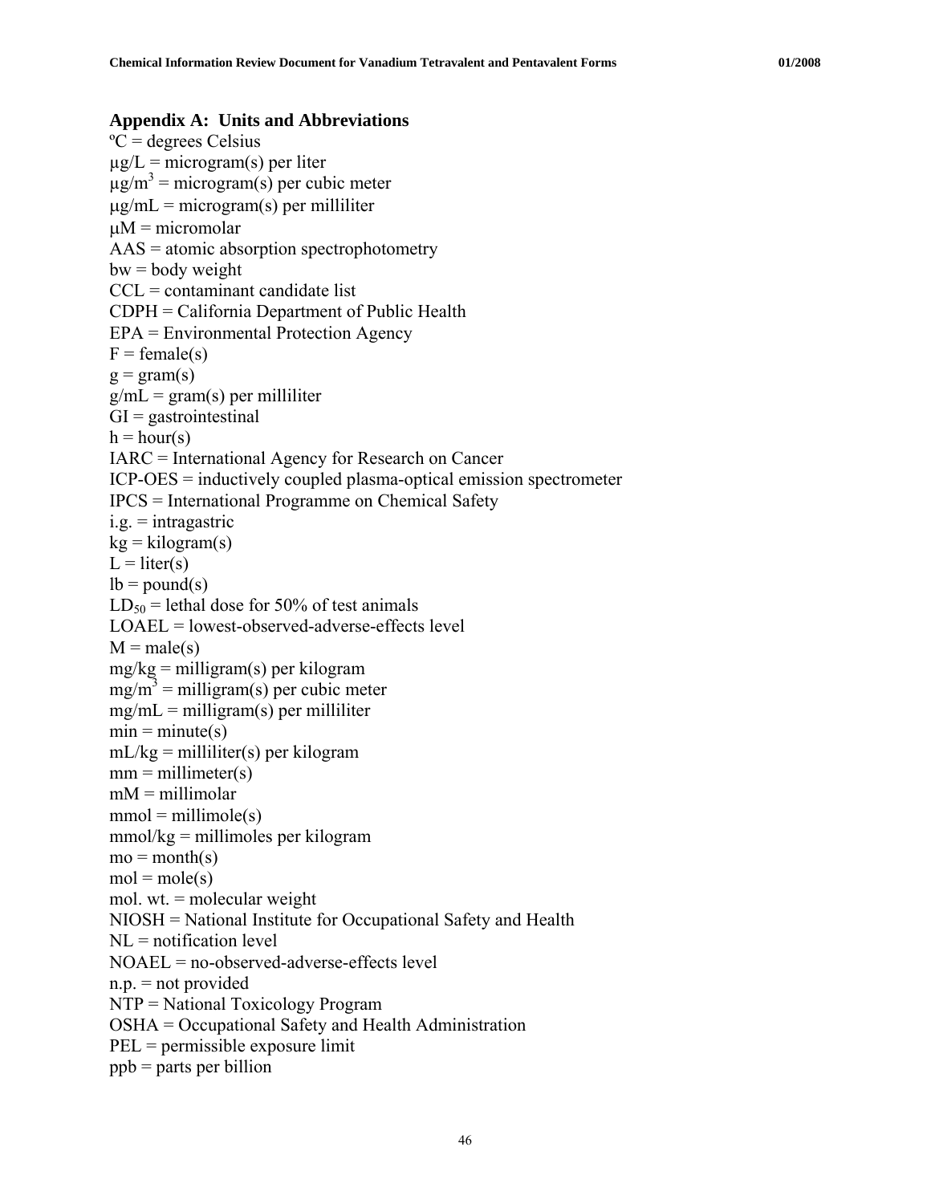## Appendix A: Units and Abbreviations

ºC = degrees Celsius
µg/L = microgram(s) per liter
µg/m$^3$ = microgram(s) per cubic meter
µg/mL = microgram(s) per milliliter
µM = micromolar
AAS = atomic absorption spectrophotometry
bw = body weight
CCL = contaminant candidate list
CDPH = California Department of Public Health
EPA = Environmental Protection Agency
F = female(s)
g = gram(s)
g/mL = gram(s) per milliliter
GI = gastrointestinal
h = hour(s)
IARC = International Agency for Research on Cancer
ICP-OES = inductively coupled plasma-optical emission spectrometer
IPCS = International Programme on Chemical Safety
i.g. = intragastric
kg = kilogram(s)
L = liter(s)
lb = pound(s)
$LD_{50}$ = lethal dose for 50% of test animals
LOAEL = lowest-observed-adverse-effects level
M = male(s)
mg/kg = milligram(s) per kilogram
mg/m$^3$ = milligram(s) per cubic meter
mg/mL = milligram(s) per milliliter
min = minute(s)
mL/kg = milliliter(s) per kilogram
mm = millimeter(s)
mM = millimolar
mmol = millimole(s)
mmol/kg = millimoles per kilogram
mo = month(s)
mol = mole(s)
mol. wt. = molecular weight
NIOSH = National Institute for Occupational Safety and Health
NL = notification level
NOAEL = no-observed-adverse-effects level
n.p. = not provided
NTP = National Toxicology Program
OSHA = Occupational Safety and Health Administration
PEL = permissible exposure limit
ppb = parts per billion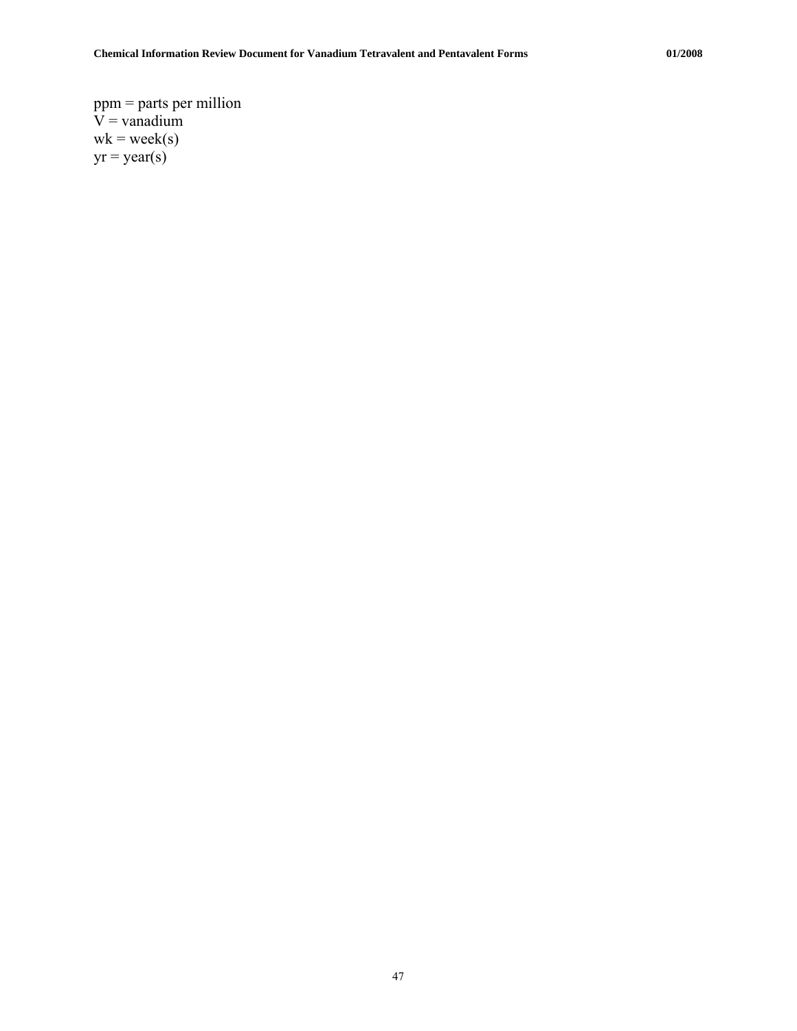ppm = parts per million
V = vanadium
wk = week(s)
yr = year(s)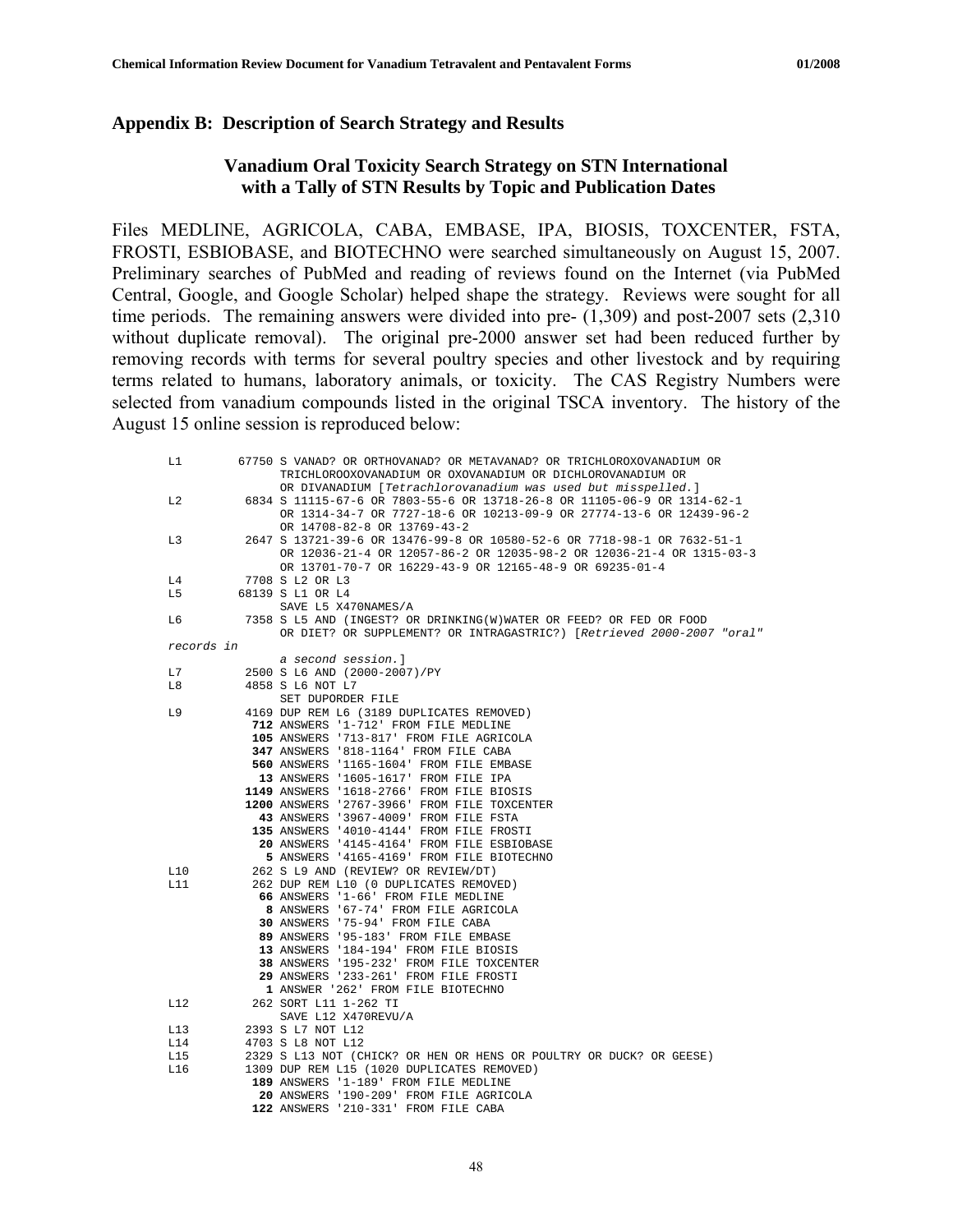## Appendix B: Description of Search Strategy and Results

### Vanadium Oral Toxicity Search Strategy on STN International with a Tally of STN Results by Topic and Publication Dates

Files MEDLINE, AGRICOLA, CABA, EMBASE, IPA, BIOSIS, TOXCENTER, FSTA, FROSTI, ESBIOBASE, and BIOTECHNO were searched simultaneously on August 15, 2007. Preliminary searches of PubMed and reading of reviews found on the Internet (via PubMed Central, Google, and Google Scholar) helped shape the strategy. Reviews were sought for all time periods. The remaining answers were divided into pre- (1,309) and post-2007 sets (2,310 without duplicate removal). The original pre-2000 answer set had been reduced further by removing records with terms for several poultry species and other livestock and by requiring terms related to humans, laboratory animals, or toxicity. The CAS Registry Numbers were selected from vanadium compounds listed in the original TSCA inventory. The history of the August 15 online session is reproduced below:

```
L1        67750 S VANAD? OR ORTHOVANAD? OR METAVANAD? OR TRICHLOROXOVANADIUM OR
                TRICHLOROOXOVANADIUM OR OXOVANADIUM OR DICHLOROVANADIUM OR
                OR DIVANADIUM [Tetrachlorovanadium was used but misspelled.]
L2         6834 S 11115-67-6 OR 7803-55-6 OR 13718-26-8 OR 11105-06-9 OR 1314-62-1
                OR 1314-34-7 OR 7727-18-6 OR 10213-09-9 OR 27774-13-6 OR 12439-96-2
                OR 14708-82-8 OR 13769-43-2
L3         2647 S 13721-39-6 OR 13476-99-8 OR 10580-52-6 OR 7718-98-1 OR 7632-51-1
                OR 12036-21-4 OR 12057-86-2 OR 12035-98-2 OR 12036-21-4 OR 1315-03-3
                OR 13701-70-7 OR 16229-43-9 OR 12165-48-9 OR 69235-01-4
L4         7708 S L2 OR L3
L5        68139 S L1 OR L4
                SAVE L5 X470NAMES/A
L6         7358 S L5 AND (INGEST? OR DRINKING(W)WATER OR FEED? OR FED OR FOOD
                OR DIET? OR SUPPLEMENT? OR INTRAGASTRIC?) [Retrieved 2000-2007 "oral"
records in
                a second session.]
L7         2500 S L6 AND (2000-2007)/PY
L8         4858 S L6 NOT L7
                SET DUPORDER FILE
L9         4169 DUP REM L6 (3189 DUPLICATES REMOVED)
            712 ANSWERS '1-712' FROM FILE MEDLINE
            105 ANSWERS '713-817' FROM FILE AGRICOLA
            347 ANSWERS '818-1164' FROM FILE CABA
            560 ANSWERS '1165-1604' FROM FILE EMBASE
             13 ANSWERS '1605-1617' FROM FILE IPA
           1149 ANSWERS '1618-2766' FROM FILE BIOSIS
           1200 ANSWERS '2767-3966' FROM FILE TOXCENTER
             43 ANSWERS '3967-4009' FROM FILE FSTA
            135 ANSWERS '4010-4144' FROM FILE FROSTI
             20 ANSWERS '4145-4164' FROM FILE ESBIOBASE
              5 ANSWERS '4165-4169' FROM FILE BIOTECHNO
L10         262 S L9 AND (REVIEW? OR REVIEW/DT)
L11         262 DUP REM L10 (0 DUPLICATES REMOVED)
             66 ANSWERS '1-66' FROM FILE MEDLINE
              8 ANSWERS '67-74' FROM FILE AGRICOLA
             30 ANSWERS '75-94' FROM FILE CABA
             89 ANSWERS '95-183' FROM FILE EMBASE
             13 ANSWERS '184-194' FROM FILE BIOSIS
             38 ANSWERS '195-232' FROM FILE TOXCENTER
             29 ANSWERS '233-261' FROM FILE FROSTI
              1 ANSWER '262' FROM FILE BIOTECHNO
L12         262 SORT L11 1-262 TI
                SAVE L12 X470REVU/A
L13        2393 S L7 NOT L12
L14        4703 S L8 NOT L12
L15        2329 S L13 NOT (CHICK? OR HEN OR HENS OR POULTRY OR DUCK? OR GEESE)
L16        1309 DUP REM L15 (1020 DUPLICATES REMOVED)
            189 ANSWERS '1-189' FROM FILE MEDLINE
             20 ANSWERS '190-209' FROM FILE AGRICOLA
            122 ANSWERS '210-331' FROM FILE CABA
```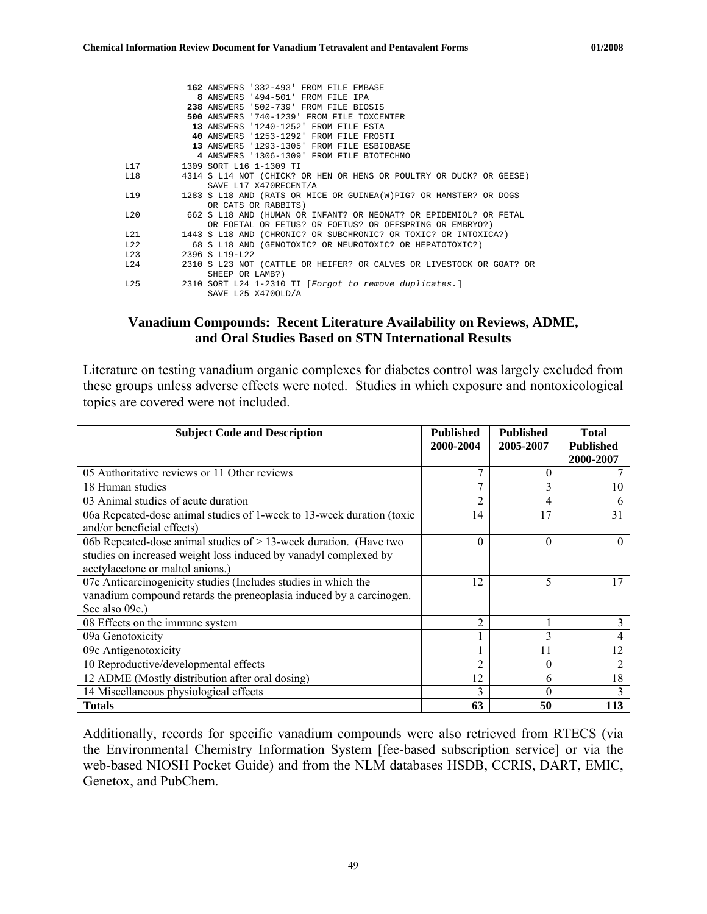```
          162 ANSWERS '332-493' FROM FILE EMBASE
            8 ANSWERS '494-501' FROM FILE IPA
          238 ANSWERS '502-739' FROM FILE BIOSIS
          500 ANSWERS '740-1239' FROM FILE TOXCENTER
           13 ANSWERS '1240-1252' FROM FILE FSTA
           40 ANSWERS '1253-1292' FROM FILE FROSTI
           13 ANSWERS '1293-1305' FROM FILE ESBIOBASE
            4 ANSWERS '1306-1309' FROM FILE BIOTECHNO
L17      1309 SORT L16 1-1309 TI
L18      4314 S L14 NOT (CHICK? OR HEN OR HENS OR POULTRY OR DUCK? OR GEESE)
              SAVE L17 X470RECENT/A
L19      1283 S L18 AND (RATS OR MICE OR GUINEA(W)PIG? OR HAMSTER? OR DOGS
              OR CATS OR RABBITS)
L20       662 S L18 AND (HUMAN OR INFANT? OR NEONAT? OR EPIDEMIOL? OR FETAL
              OR FOETAL OR FETUS? OR FOETUS? OR OFFSPRING OR EMBRYO?)
L21      1443 S L18 AND (CHRONIC? OR SUBCHRONIC? OR TOXIC? OR INTOXICA?)
L22        68 S L18 AND (GENOTOXIC? OR NEUROTOXIC? OR HEPATOTOXIC?)
L23      2396 S L19-L22
L24      2310 S L23 NOT (CATTLE OR HEIFER? OR CALVES OR LIVESTOCK OR GOAT? OR
              SHEEP OR LAMB?)
L25      2310 SORT L24 1-2310 TI [Forgot to remove duplicates.]
              SAVE L25 X470OLD/A
```

## Vanadium Compounds: Recent Literature Availability on Reviews, ADME, and Oral Studies Based on STN International Results

Literature on testing vanadium organic complexes for diabetes control was largely excluded from these groups unless adverse effects were noted. Studies in which exposure and nontoxicological topics are covered were not included.

| Subject Code and Description | Published 2000-2004 | Published 2005-2007 | Total Published 2000-2007 |
|---|---|---|---|
| 05 Authoritative reviews or 11 Other reviews | 7 | 0 | 7 |
| 18 Human studies | 7 | 3 | 10 |
| 03 Animal studies of acute duration | 2 | 4 | 6 |
| 06a Repeated-dose animal studies of 1-week to 13-week duration (toxic and/or beneficial effects) | 14 | 17 | 31 |
| 06b Repeated-dose animal studies of > 13-week duration. (Have two studies on increased weight loss induced by vanadyl complexed by acetylacetone or maltol anions.) | 0 | 0 | 0 |
| 07c Anticarcinogenicity studies (Includes studies in which the vanadium compound retards the preneoplasia induced by a carcinogen. See also 09c.) | 12 | 5 | 17 |
| 08 Effects on the immune system | 2 | 1 | 3 |
| 09a Genotoxicity | 1 | 3 | 4 |
| 09c Antigenotoxicity | 1 | 11 | 12 |
| 10 Reproductive/developmental effects | 2 | 0 | 2 |
| 12 ADME (Mostly distribution after oral dosing) | 12 | 6 | 18 |
| 14 Miscellaneous physiological effects | 3 | 0 | 3 |
| **Totals** | **63** | **50** | **113** |

Additionally, records for specific vanadium compounds were also retrieved from RTECS (via the Environmental Chemistry Information System [fee-based subscription service] or via the web-based NIOSH Pocket Guide) and from the NLM databases HSDB, CCRIS, DART, EMIC, Genetox, and PubChem.